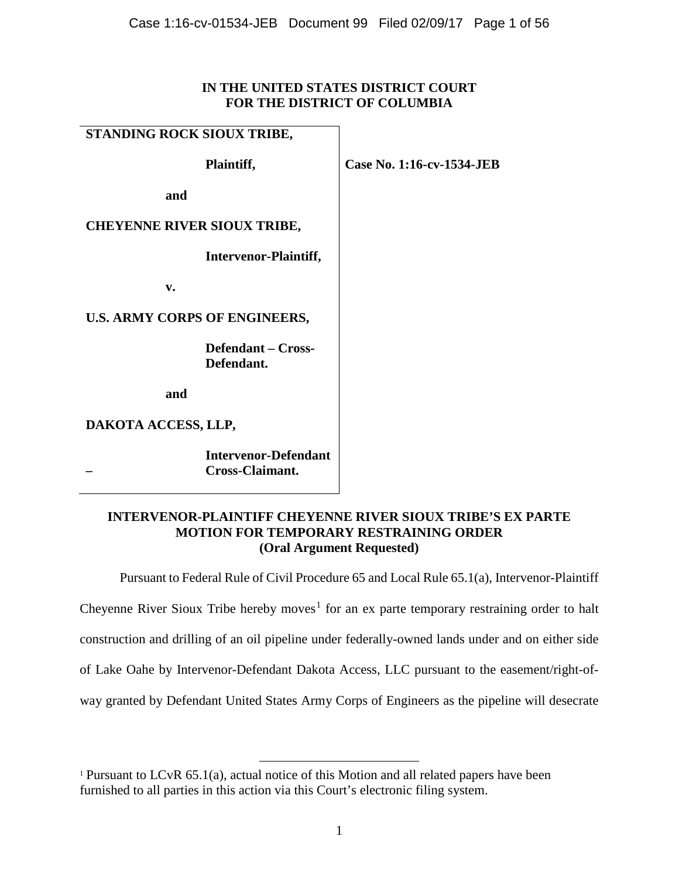# IN THE UNITED STATES DISTRICT COURT
# FOR THE DISTRICT OF COLUMBIA

**STANDING ROCK SIOUX TRIBE,**

**Plaintiff,**

**and**

**CHEYENNE RIVER SIOUX TRIBE,**

**Intervenor-Plaintiff,**

**v.**

**U.S. ARMY CORPS OF ENGINEERS,**

**Defendant – Cross-Defendant.**

**and**

**DAKOTA ACCESS, LLP,**

**Intervenor-Defendant – Cross-Claimant.**

**Case No. 1:16-cv-1534-JEB**

## INTERVENOR-PLAINTIFF CHEYENNE RIVER SIOUX TRIBE'S EX PARTE MOTION FOR TEMPORARY RESTRAINING ORDER
**(Oral Argument Requested)**

Pursuant to Federal Rule of Civil Procedure 65 and Local Rule 65.1(a), Intervenor-Plaintiff Cheyenne River Sioux Tribe hereby moves[1] for an ex parte temporary restraining order to halt construction and drilling of an oil pipeline under federally-owned lands under and on either side of Lake Oahe by Intervenor-Defendant Dakota Access, LLC pursuant to the easement/right-of-way granted by Defendant United States Army Corps of Engineers as the pipeline will desecrate

[1] Pursuant to LCvR 65.1(a), actual notice of this Motion and all related papers have been furnished to all parties in this action via this Court's electronic filing system.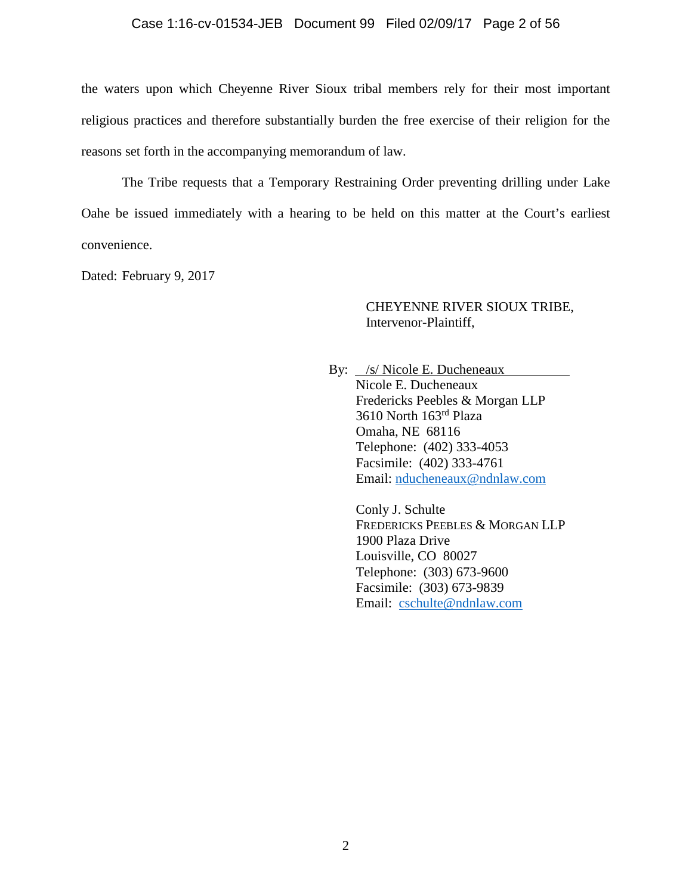the waters upon which Cheyenne River Sioux tribal members rely for their most important religious practices and therefore substantially burden the free exercise of their religion for the reasons set forth in the accompanying memorandum of law.

The Tribe requests that a Temporary Restraining Order preventing drilling under Lake Oahe be issued immediately with a hearing to be held on this matter at the Court's earliest convenience.

Dated: February 9, 2017

CHEYENNE RIVER SIOUX TRIBE,
Intervenor-Plaintiff,

By: /s/ Nicole E. Ducheneaux
Nicole E. Ducheneaux
Fredericks Peebles & Morgan LLP
3610 North 163rd Plaza
Omaha, NE 68116
Telephone: (402) 333-4053
Facsimile: (402) 333-4761
Email: nducheneaux@ndnlaw.com

Conly J. Schulte
FREDERICKS PEEBLES & MORGAN LLP
1900 Plaza Drive
Louisville, CO 80027
Telephone: (303) 673-9600
Facsimile: (303) 673-9839
Email: cschulte@ndnlaw.com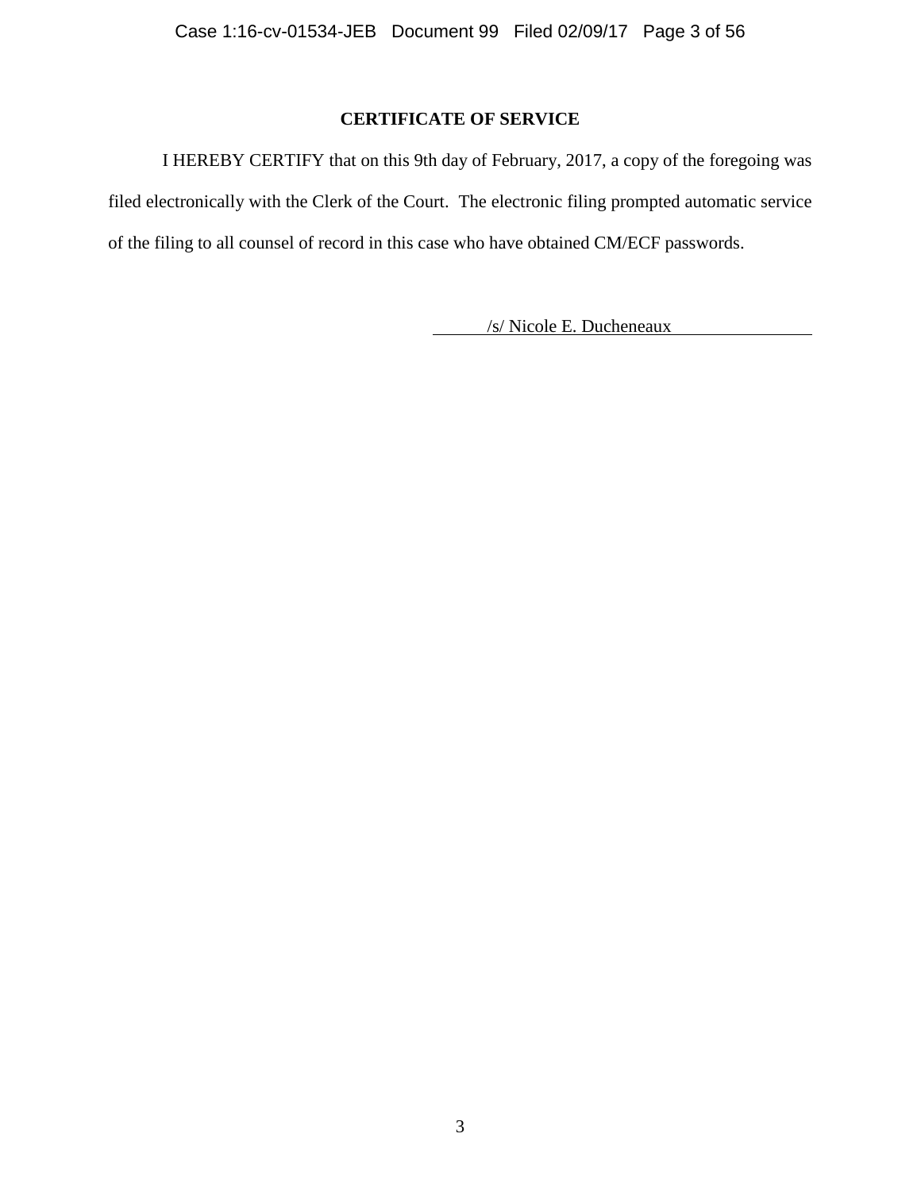## CERTIFICATE OF SERVICE

I HEREBY CERTIFY that on this 9th day of February, 2017, a copy of the foregoing was filed electronically with the Clerk of the Court. The electronic filing prompted automatic service of the filing to all counsel of record in this case who have obtained CM/ECF passwords.

/s/ Nicole E. Ducheneaux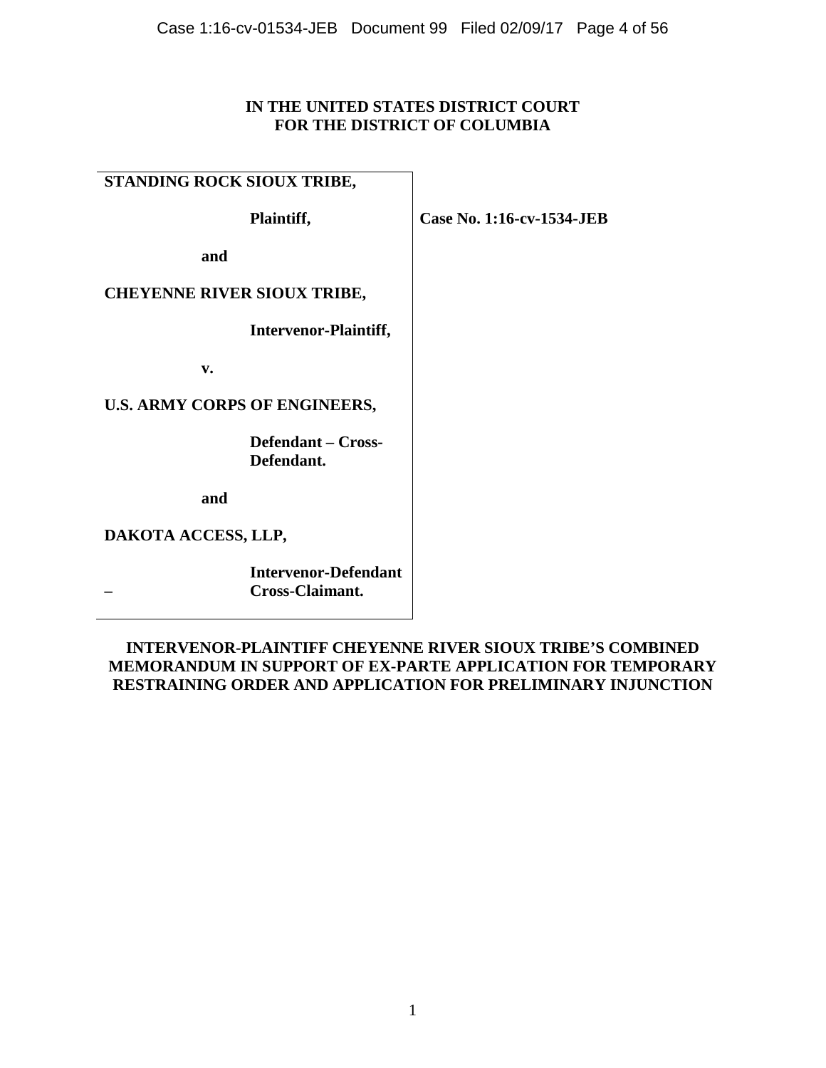**IN THE UNITED STATES DISTRICT COURT**
**FOR THE DISTRICT OF COLUMBIA**

| | |
|---|---|
| **STANDING ROCK SIOUX TRIBE,**<br><br>**Plaintiff,**<br><br>**and**<br><br>**CHEYENNE RIVER SIOUX TRIBE,**<br><br>**Intervenor-Plaintiff,**<br><br>**v.**<br><br>**U.S. ARMY CORPS OF ENGINEERS,**<br><br>**Defendant – Cross-Defendant.**<br><br>**and**<br><br>**DAKOTA ACCESS, LLP,**<br><br>**Intervenor-Defendant – Cross-Claimant.** | **Case No. 1:16-cv-1534-JEB** |

**INTERVENOR-PLAINTIFF CHEYENNE RIVER SIOUX TRIBE'S COMBINED MEMORANDUM IN SUPPORT OF EX-PARTE APPLICATION FOR TEMPORARY RESTRAINING ORDER AND APPLICATION FOR PRELIMINARY INJUNCTION**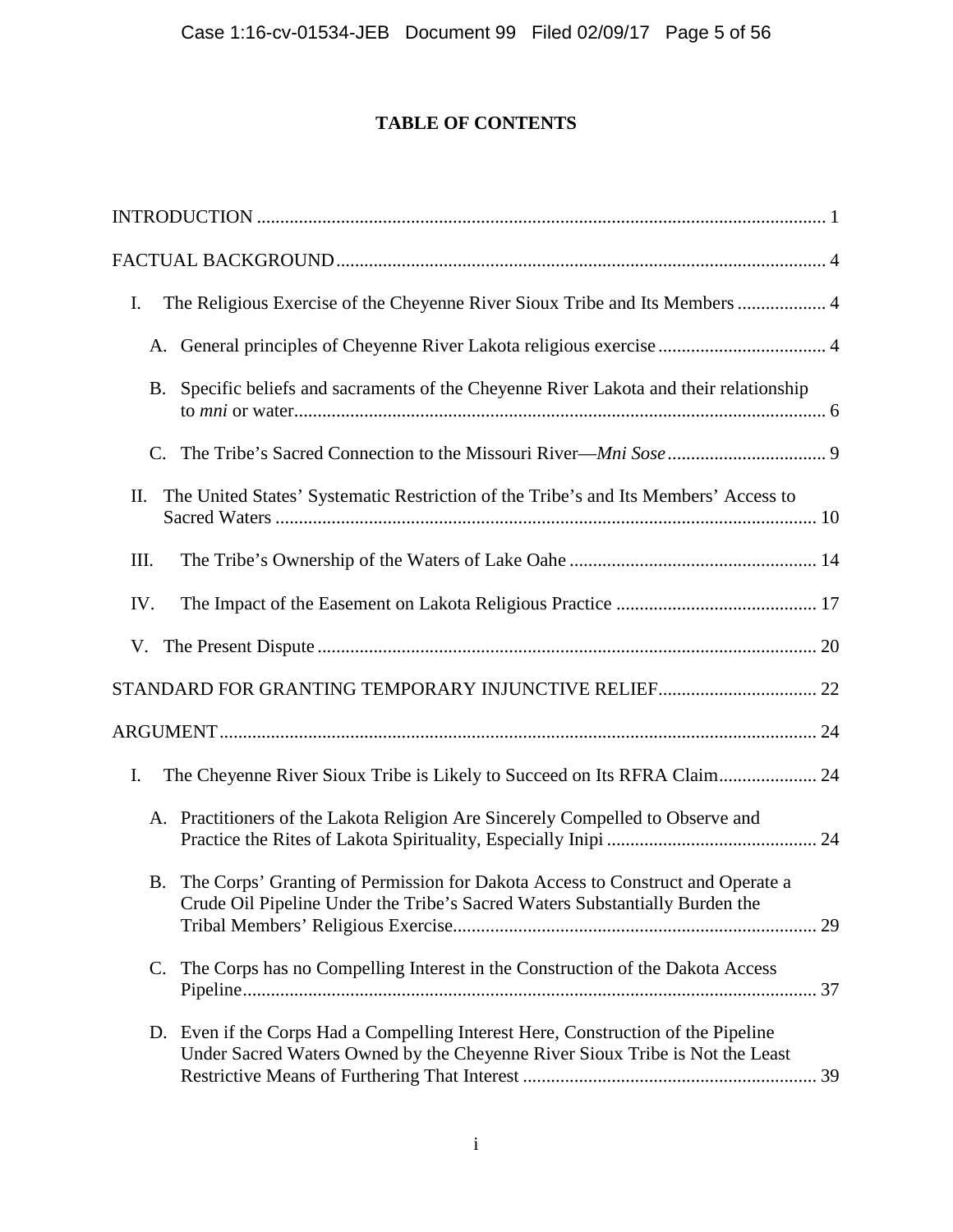# TABLE OF CONTENTS

INTRODUCTION ........................................................................................................................ 1

FACTUAL BACKGROUND........................................................................................................ 4

I. The Religious Exercise of the Cheyenne River Sioux Tribe and Its Members ................... 4

  A. General principles of Cheyenne River Lakota religious exercise .................................... 4

  B. Specific beliefs and sacraments of the Cheyenne River Lakota and their relationship to *mni* or water................................................................................................................. 6

  C. The Tribe's Sacred Connection to the Missouri River—*Mni Sose* .................................. 9

II. The United States' Systematic Restriction of the Tribe's and Its Members' Access to Sacred Waters .................................................................................................................... 10

III. The Tribe's Ownership of the Waters of Lake Oahe ..................................................... 14

IV. The Impact of the Easement on Lakota Religious Practice ........................................... 17

V. The Present Dispute ........................................................................................................... 20

STANDARD FOR GRANTING TEMPORARY INJUNCTIVE RELIEF.................................. 22

ARGUMENT................................................................................................................................ 24

I. The Cheyenne River Sioux Tribe is Likely to Succeed on Its RFRA Claim..................... 24

  A. Practitioners of the Lakota Religion Are Sincerely Compelled to Observe and Practice the Rites of Lakota Spirituality, Especially Inipi ............................................ 24

  B. The Corps' Granting of Permission for Dakota Access to Construct and Operate a Crude Oil Pipeline Under the Tribe's Sacred Waters Substantially Burden the Tribal Members' Religious Exercise............................................................................. 29

  C. The Corps has no Compelling Interest in the Construction of the Dakota Access Pipeline........................................................................................................................... 37

  D. Even if the Corps Had a Compelling Interest Here, Construction of the Pipeline Under Sacred Waters Owned by the Cheyenne River Sioux Tribe is Not the Least Restrictive Means of Furthering That Interest ............................................................... 39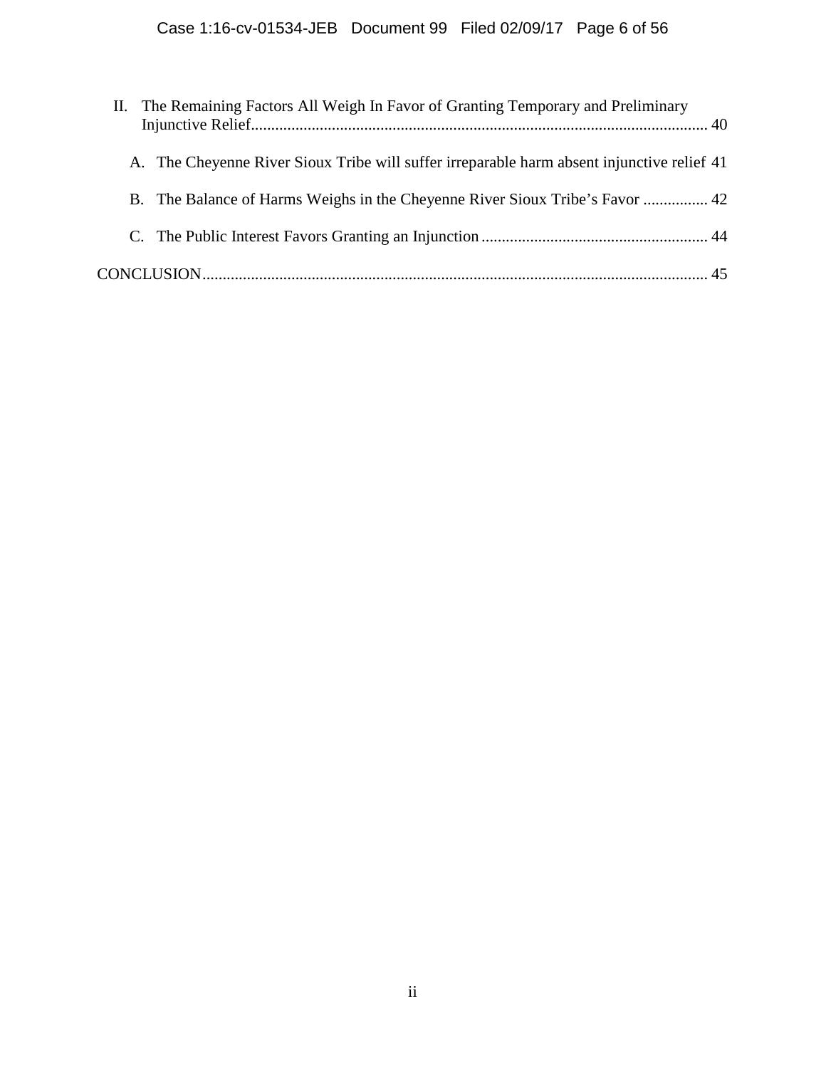II. The Remaining Factors All Weigh In Favor of Granting Temporary and Preliminary Injunctive Relief ........ 40

A. The Cheyenne River Sioux Tribe will suffer irreparable harm absent injunctive relief 41

B. The Balance of Harms Weighs in the Cheyenne River Sioux Tribe's Favor ........ 42

C. The Public Interest Favors Granting an Injunction ........ 44

CONCLUSION ........ 45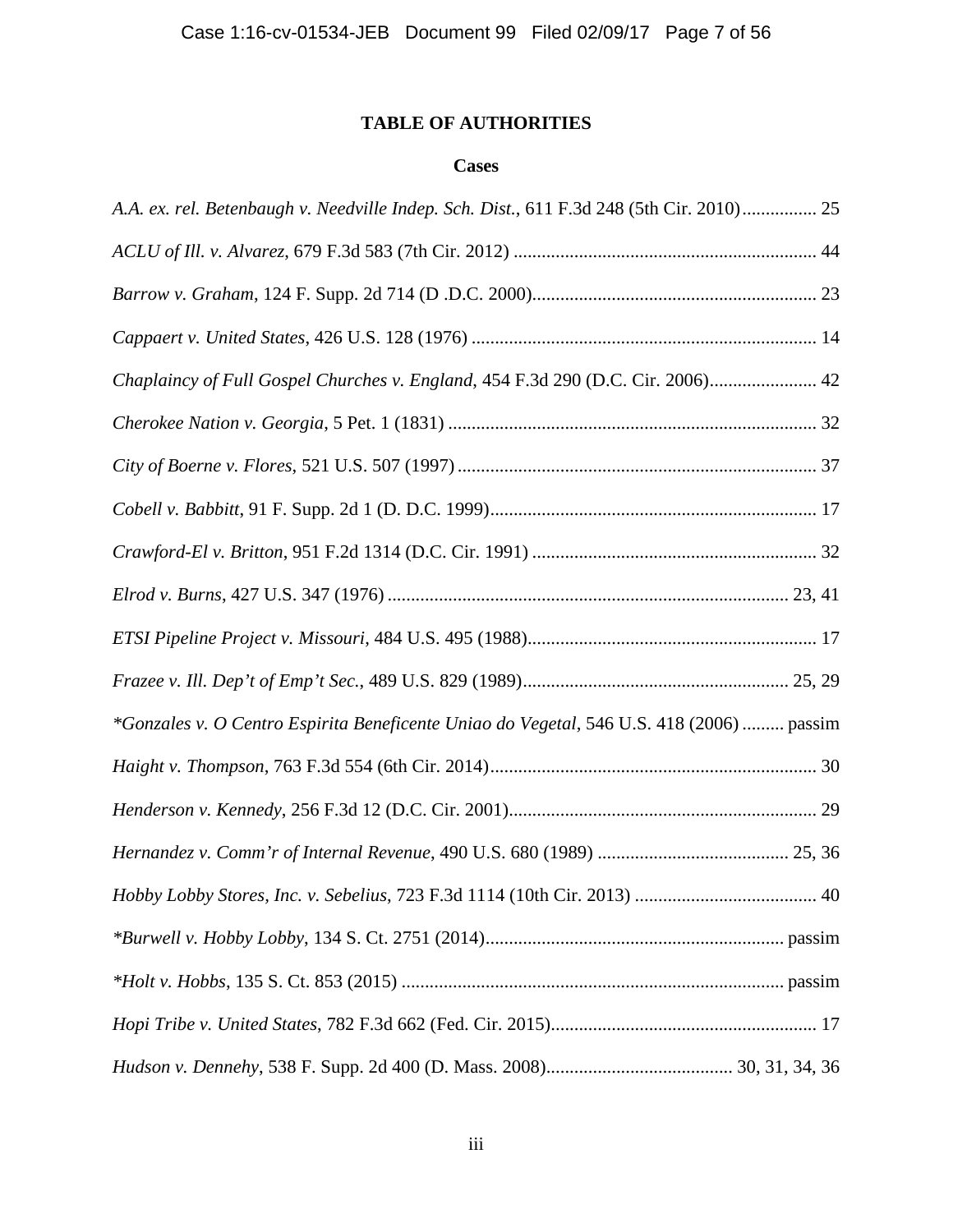## TABLE OF AUTHORITIES

### Cases

*A.A. ex. rel. Betenbaugh v. Needville Indep. Sch. Dist.*, 611 F.3d 248 (5th Cir. 2010) ................ 25

*ACLU of Ill. v. Alvarez*, 679 F.3d 583 (7th Cir. 2012) ................................................................ 44

*Barrow v. Graham*, 124 F. Supp. 2d 714 (D .D.C. 2000)............................................................ 23

*Cappaert v. United States*, 426 U.S. 128 (1976) ......................................................................... 14

*Chaplaincy of Full Gospel Churches v. England*, 454 F.3d 290 (D.C. Cir. 2006)....................... 42

*Cherokee Nation v. Georgia*, 5 Pet. 1 (1831) .............................................................................. 32

*City of Boerne v. Flores*, 521 U.S. 507 (1997) ............................................................................ 37

*Cobell v. Babbitt*, 91 F. Supp. 2d 1 (D. D.C. 1999)..................................................................... 17

*Crawford-El v. Britton*, 951 F.2d 1314 (D.C. Cir. 1991) ............................................................ 32

*Elrod v. Burns*, 427 U.S. 347 (1976) ..................................................................................... 23, 41

*ETSI Pipeline Project v. Missouri*, 484 U.S. 495 (1988)............................................................. 17

*Frazee v. Ill. Dep't of Emp't Sec.*, 489 U.S. 829 (1989)......................................................... 25, 29

*\*Gonzales v. O Centro Espirita Beneficente Uniao do Vegetal*, 546 U.S. 418 (2006) ......... passim

*Haight v. Thompson*, 763 F.3d 554 (6th Cir. 2014)..................................................................... 30

*Henderson v. Kennedy*, 256 F.3d 12 (D.C. Cir. 2001)................................................................. 29

*Hernandez v. Comm'r of Internal Revenue*, 490 U.S. 680 (1989) ......................................... 25, 36

*Hobby Lobby Stores, Inc. v. Sebelius*, 723 F.3d 1114 (10th Cir. 2013) ....................................... 40

*\*Burwell v. Hobby Lobby*, 134 S. Ct. 2751 (2014)............................................................... passim

*\*Holt v. Hobbs*, 135 S. Ct. 853 (2015) ................................................................................. passim

*Hopi Tribe v. United States*, 782 F.3d 662 (Fed. Cir. 2015)......................................................... 17

*Hudson v. Dennehy*, 538 F. Supp. 2d 400 (D. Mass. 2008)....................................... 30, 31, 34, 36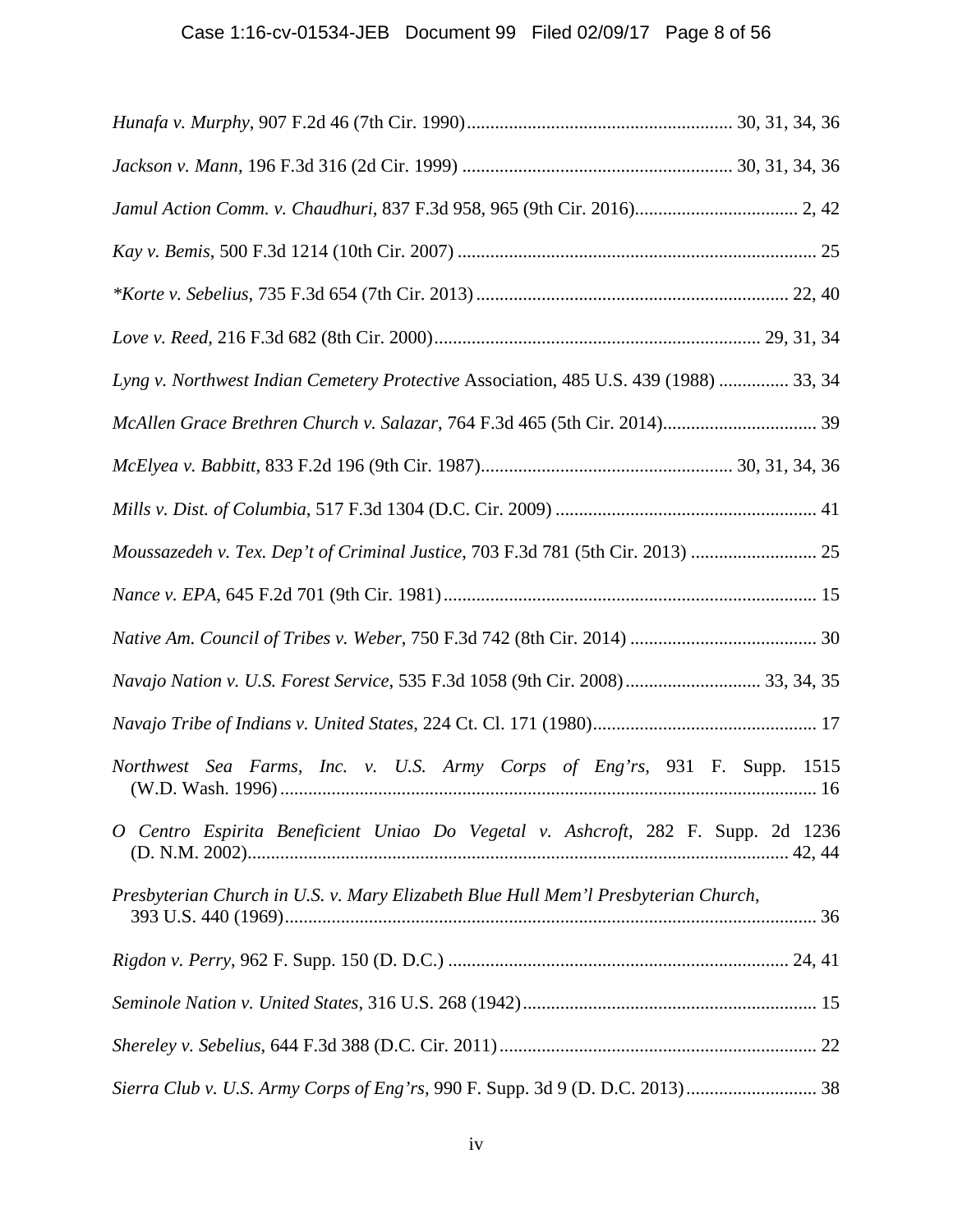*Hunafa v. Murphy*, 907 F.2d 46 (7th Cir. 1990)........................................................ 30, 31, 34, 36

*Jackson v. Mann*, 196 F.3d 316 (2d Cir. 1999) ......................................................... 30, 31, 34, 36

*Jamul Action Comm. v. Chaudhuri*, 837 F.3d 958, 965 (9th Cir. 2016)................................... 2, 42

*Kay v. Bemis*, 500 F.3d 1214 (10th Cir. 2007) ............................................................................ 25

*\*Korte v. Sebelius*, 735 F.3d 654 (7th Cir. 2013).................................................................. 22, 40

*Love v. Reed*, 216 F.3d 682 (8th Cir. 2000)..................................................................... 29, 31, 34

*Lyng v. Northwest Indian Cemetery Protective* Association, 485 U.S. 439 (1988) ............... 33, 34

*McAllen Grace Brethren Church v. Salazar*, 764 F.3d 465 (5th Cir. 2014)................................. 39

*McElyea v. Babbitt*, 833 F.2d 196 (9th Cir. 1987)..................................................... 30, 31, 34, 36

*Mills v. Dist. of Columbia*, 517 F.3d 1304 (D.C. Cir. 2009) ....................................................... 41

*Moussazedeh v. Tex. Dep't of Criminal Justice*, 703 F.3d 781 (5th Cir. 2013) ........................... 25

*Nance v. EPA*, 645 F.2d 701 (9th Cir. 1981)............................................................................... 15

*Native Am. Council of Tribes v. Weber*, 750 F.3d 742 (8th Cir. 2014) ........................................ 30

*Navajo Nation v. U.S. Forest Service*, 535 F.3d 1058 (9th Cir. 2008)............................ 33, 34, 35

*Navajo Tribe of Indians v. United States*, 224 Ct. Cl. 171 (1980)................................................ 17

*Northwest Sea Farms, Inc. v. U.S. Army Corps of Eng'rs*, 931 F. Supp. 1515 (W.D. Wash. 1996)................................................................................................................... 16

*O Centro Espirita Beneficient Uniao Do Vegetal v. Ashcroft*, 282 F. Supp. 2d 1236 (D. N.M. 2002)................................................................................................................. 42, 44

*Presbyterian Church in U.S. v. Mary Elizabeth Blue Hull Mem'l Presbyterian Church*, 393 U.S. 440 (1969)................................................................................................................ 36

*Rigdon v. Perry*, 962 F. Supp. 150 (D. D.C.) ........................................................................ 24, 41

*Seminole Nation v. United States*, 316 U.S. 268 (1942).............................................................. 15

*Shereley v. Sebelius*, 644 F.3d 388 (D.C. Cir. 2011).................................................................... 22

*Sierra Club v. U.S. Army Corps of Eng'rs*, 990 F. Supp. 3d 9 (D. D.C. 2013)............................ 38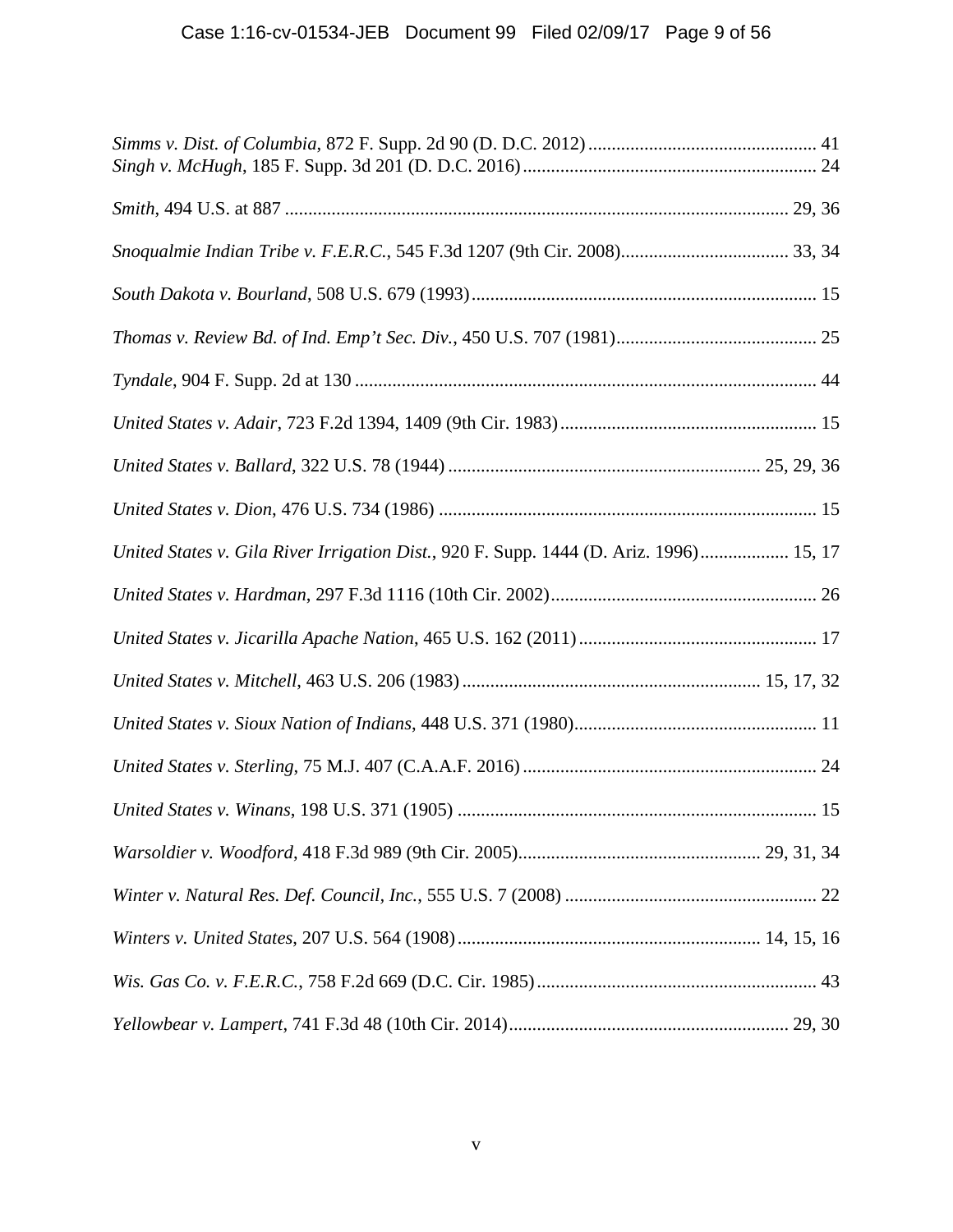*Simms v. Dist. of Columbia*, 872 F. Supp. 2d 90 (D. D.C. 2012) ................................................ 41
*Singh v. McHugh*, 185 F. Supp. 3d 201 (D. D.C. 2016) .............................................................. 24

*Smith*, 494 U.S. at 887 .......................................................................................................... 29, 36

*Snoqualmie Indian Tribe v. F.E.R.C.*, 545 F.3d 1207 (9th Cir. 2008).................................... 33, 34

*South Dakota v. Bourland*, 508 U.S. 679 (1993)......................................................................... 15

*Thomas v. Review Bd. of Ind. Emp't Sec. Div.*, 450 U.S. 707 (1981)........................................... 25

*Tyndale*, 904 F. Supp. 2d at 130 .................................................................................................. 44

*United States v. Adair*, 723 F.2d 1394, 1409 (9th Cir. 1983)...................................................... 15

*United States v. Ballard*, 322 U.S. 78 (1944) .................................................................. 25, 29, 36

*United States v. Dion*, 476 U.S. 734 (1986) ................................................................................ 15

*United States v. Gila River Irrigation Dist.*, 920 F. Supp. 1444 (D. Ariz. 1996)................... 15, 17

*United States v. Hardman*, 297 F.3d 1116 (10th Cir. 2002)........................................................ 26

*United States v. Jicarilla Apache Nation*, 465 U.S. 162 (2011) .................................................. 17

*United States v. Mitchell*, 463 U.S. 206 (1983) ............................................................... 15, 17, 32

*United States v. Sioux Nation of Indians*, 448 U.S. 371 (1980)................................................... 11

*United States v. Sterling*, 75 M.J. 407 (C.A.A.F. 2016) .............................................................. 24

*United States v. Winans*, 198 U.S. 371 (1905) ............................................................................ 15

*Warsoldier v. Woodford*, 418 F.3d 989 (9th Cir. 2005)................................................... 29, 31, 34

*Winter v. Natural Res. Def. Council, Inc.*, 555 U.S. 7 (2008) ...................................................... 22

*Winters v. United States*, 207 U.S. 564 (1908)................................................................ 14, 15, 16

*Wis. Gas Co. v. F.E.R.C.*, 758 F.2d 669 (D.C. Cir. 1985)........................................................... 43

*Yellowbear v. Lampert*, 741 F.3d 48 (10th Cir. 2014)........................................................... 29, 30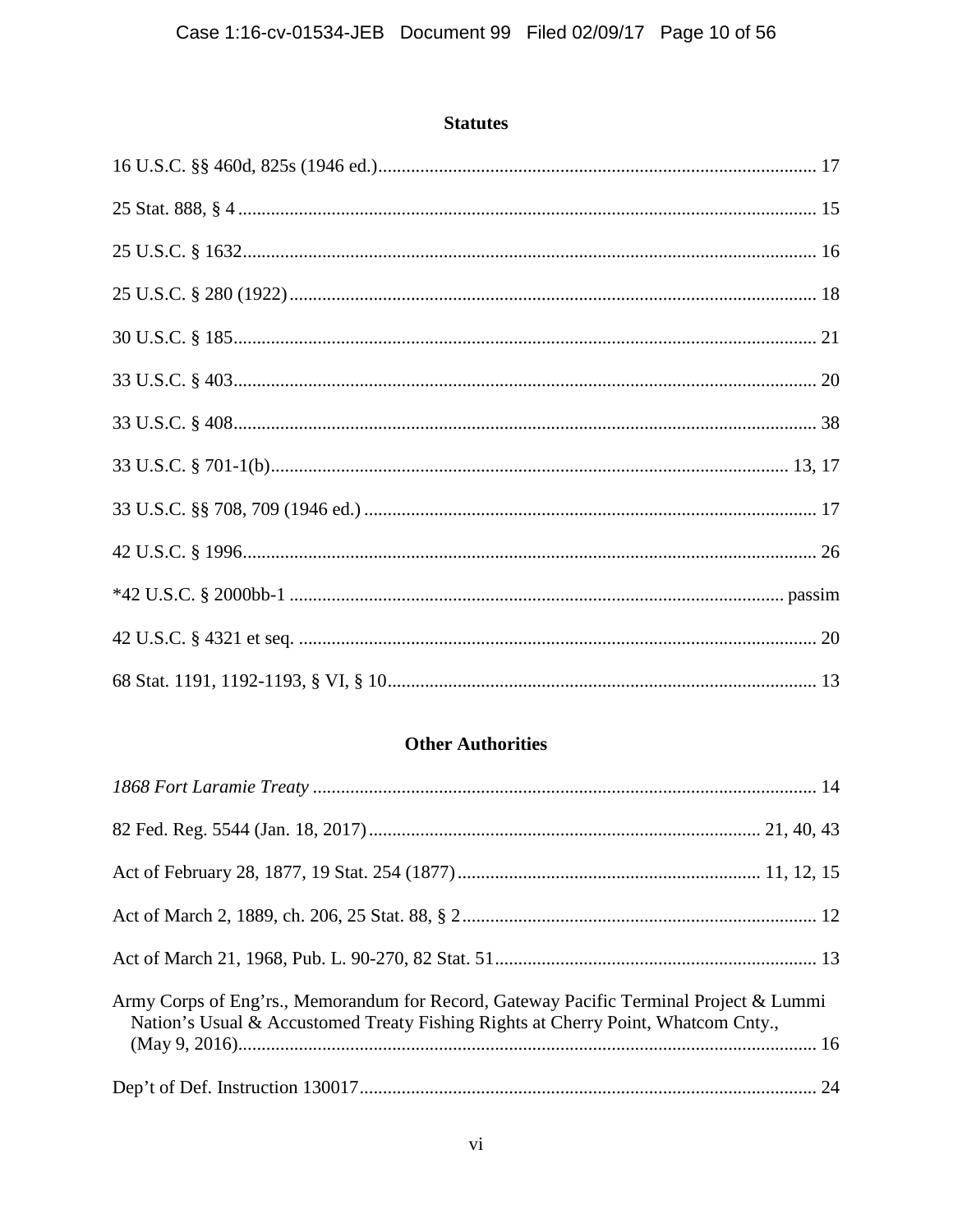## Statutes

16 U.S.C. §§ 460d, 825s (1946 ed.)............................................................................................. 17

25 Stat. 888, § 4 ........................................................................................................................... 15

25 U.S.C. § 1632........................................................................................................................... 16

25 U.S.C. § 280 (1922)................................................................................................................. 18

30 U.S.C. § 185............................................................................................................................. 21

33 U.S.C. § 403............................................................................................................................. 20

33 U.S.C. § 408............................................................................................................................. 38

33 U.S.C. § 701-1(b)............................................................................................................... 13, 17

33 U.S.C. §§ 708, 709 (1946 ed.) ................................................................................................. 17

42 U.S.C. § 1996........................................................................................................................... 26

*42 U.S.C. § 2000bb-1 .......................................................................................................... passim

42 U.S.C. § 4321 et seq. ............................................................................................................... 20

68 Stat. 1191, 1192-1193, § VI, § 10............................................................................................ 13

## Other Authorities

*1868 Fort Laramie Treaty* ............................................................................................................ 14

82 Fed. Reg. 5544 (Jan. 18, 2017).................................................................................. 21, 40, 43

Act of February 28, 1877, 19 Stat. 254 (1877)................................................................ 11, 12, 15

Act of March 2, 1889, ch. 206, 25 Stat. 88, § 2............................................................................ 12

Act of March 21, 1968, Pub. L. 90-270, 82 Stat. 51..................................................................... 13

Army Corps of Eng'rs., Memorandum for Record, Gateway Pacific Terminal Project & Lummi Nation's Usual & Accustomed Treaty Fishing Rights at Cherry Point, Whatcom Cnty., (May 9, 2016)........................................................................................................................... 16

Dep't of Def. Instruction 130017................................................................................................... 24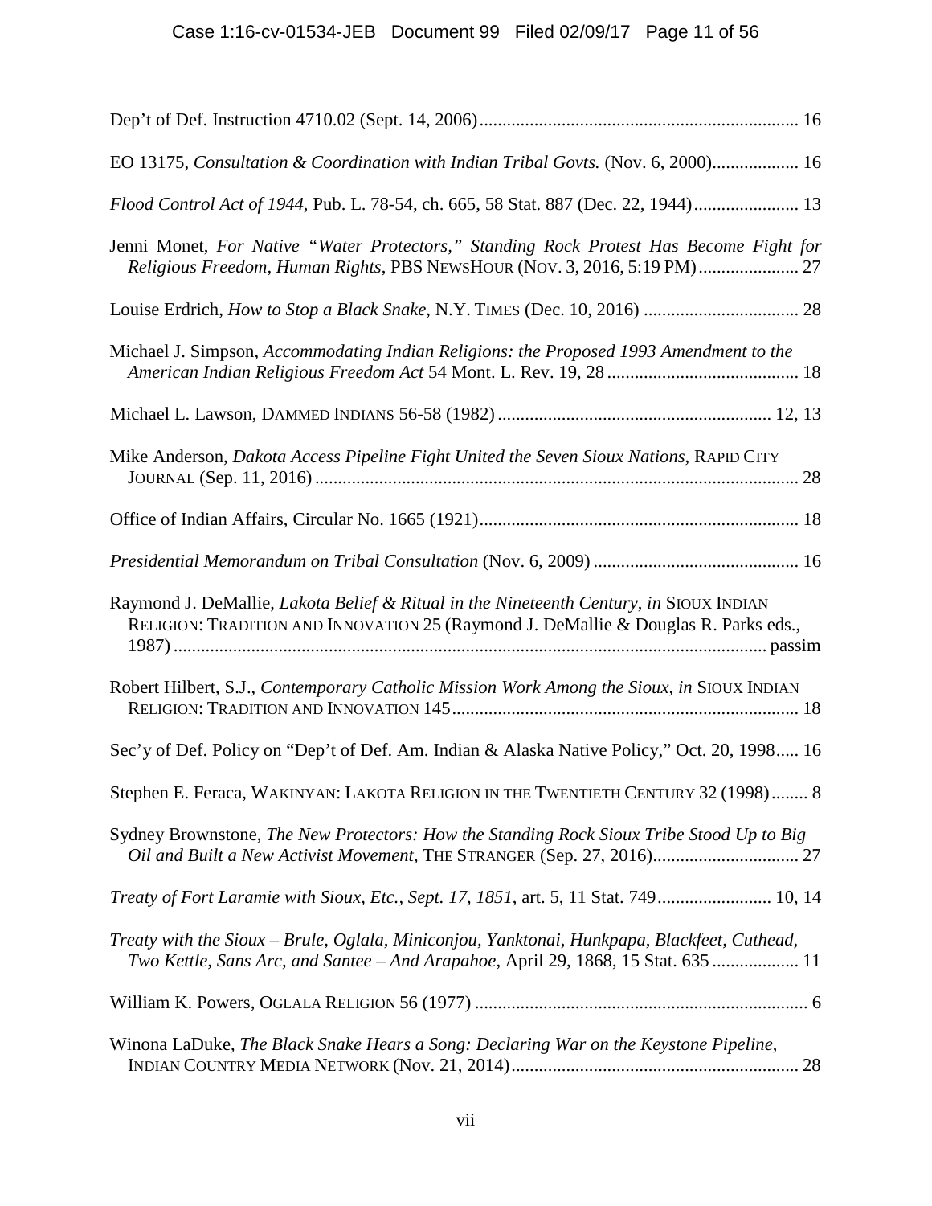Dep't of Def. Instruction 4710.02 (Sept. 14, 2006) ..................................................................... 16

EO 13175, *Consultation & Coordination with Indian Tribal Govts.* (Nov. 6, 2000) .................. 16

*Flood Control Act of 1944*, Pub. L. 78-54, ch. 665, 58 Stat. 887 (Dec. 22, 1944) ....................... 13

Jenni Monet, *For Native "Water Protectors," Standing Rock Protest Has Become Fight for Religious Freedom, Human Rights*, PBS NEWSHOUR (NOV. 3, 2016, 5:19 PM) ...................... 27

Louise Erdrich, *How to Stop a Black Snake*, N.Y. TIMES (Dec. 10, 2016) .................................. 28

Michael J. Simpson, *Accommodating Indian Religions: the Proposed 1993 Amendment to the American Indian Religious Freedom Act* 54 Mont. L. Rev. 19, 28 .......................................... 18

Michael L. Lawson, DAMMED INDIANS 56-58 (1982) ........................................................... 12, 13

Mike Anderson, *Dakota Access Pipeline Fight United the Seven Sioux Nations*, RAPID CITY JOURNAL (Sep. 11, 2016) ......................................................................................................... 28

Office of Indian Affairs, Circular No. 1665 (1921) ..................................................................... 18

*Presidential Memorandum on Tribal Consultation* (Nov. 6, 2009) ............................................. 16

Raymond J. DeMallie, *Lakota Belief & Ritual in the Nineteenth Century*, *in* SIOUX INDIAN RELIGION: TRADITION AND INNOVATION 25 (Raymond J. DeMallie & Douglas R. Parks eds., 1987) ................................................................................................................................. passim

Robert Hilbert, S.J., *Contemporary Catholic Mission Work Among the Sioux*, *in* SIOUX INDIAN RELIGION: TRADITION AND INNOVATION 145 ........................................................................... 18

Sec'y of Def. Policy on "Dep't of Def. Am. Indian & Alaska Native Policy," Oct. 20, 1998 ..... 16

Stephen E. Feraca, WAKINYAN: LAKOTA RELIGION IN THE TWENTIETH CENTURY 32 (1998) ........ 8

Sydney Brownstone, *The New Protectors: How the Standing Rock Sioux Tribe Stood Up to Big Oil and Built a New Activist Movement*, THE STRANGER (Sep. 27, 2016) ................................ 27

*Treaty of Fort Laramie with Sioux, Etc., Sept. 17, 1851*, art. 5, 11 Stat. 749 ......................... 10, 14

*Treaty with the Sioux – Brule, Oglala, Miniconjou, Yanktonai, Hunkpapa, Blackfeet, Cuthead, Two Kettle, Sans Arc, and Santee – And Arapahoe*, April 29, 1868, 15 Stat. 635 .................. 11

William K. Powers, OGLALA RELIGION 56 (1977) ........................................................................ 6

Winona LaDuke, *The Black Snake Hears a Song: Declaring War on the Keystone Pipeline*, INDIAN COUNTRY MEDIA NETWORK (Nov. 21, 2014) .............................................................. 28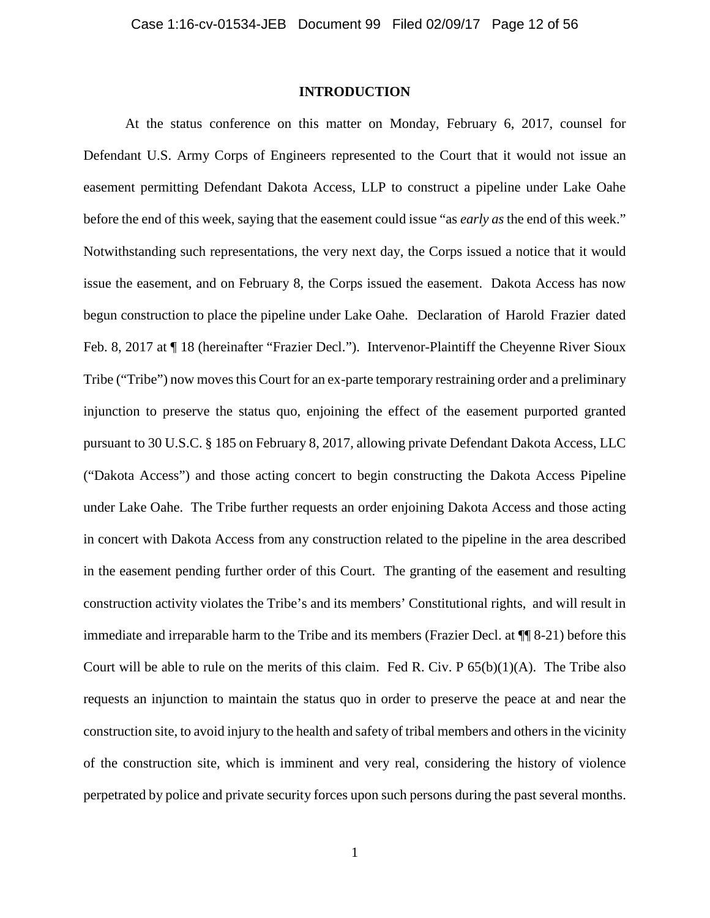## INTRODUCTION

At the status conference on this matter on Monday, February 6, 2017, counsel for Defendant U.S. Army Corps of Engineers represented to the Court that it would not issue an easement permitting Defendant Dakota Access, LLP to construct a pipeline under Lake Oahe before the end of this week, saying that the easement could issue "as *early as* the end of this week." Notwithstanding such representations, the very next day, the Corps issued a notice that it would issue the easement, and on February 8, the Corps issued the easement. Dakota Access has now begun construction to place the pipeline under Lake Oahe. Declaration of Harold Frazier dated Feb. 8, 2017 at ¶ 18 (hereinafter "Frazier Decl."). Intervenor-Plaintiff the Cheyenne River Sioux Tribe ("Tribe") now moves this Court for an ex-parte temporary restraining order and a preliminary injunction to preserve the status quo, enjoining the effect of the easement purported granted pursuant to 30 U.S.C. § 185 on February 8, 2017, allowing private Defendant Dakota Access, LLC ("Dakota Access") and those acting concert to begin constructing the Dakota Access Pipeline under Lake Oahe. The Tribe further requests an order enjoining Dakota Access and those acting in concert with Dakota Access from any construction related to the pipeline in the area described in the easement pending further order of this Court. The granting of the easement and resulting construction activity violates the Tribe's and its members' Constitutional rights, and will result in immediate and irreparable harm to the Tribe and its members (Frazier Decl. at ¶¶ 8-21) before this Court will be able to rule on the merits of this claim. Fed R. Civ. P 65(b)(1)(A). The Tribe also requests an injunction to maintain the status quo in order to preserve the peace at and near the construction site, to avoid injury to the health and safety of tribal members and others in the vicinity of the construction site, which is imminent and very real, considering the history of violence perpetrated by police and private security forces upon such persons during the past several months.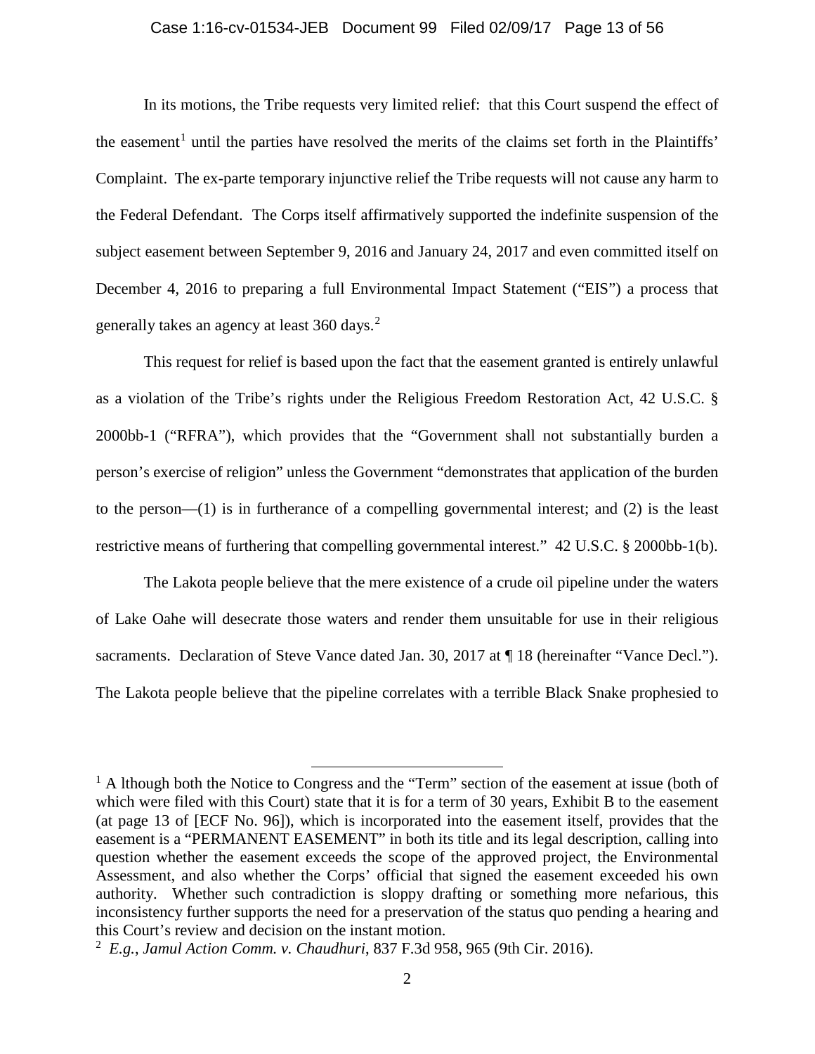In its motions, the Tribe requests very limited relief: that this Court suspend the effect of the easement[1] until the parties have resolved the merits of the claims set forth in the Plaintiffs' Complaint. The ex-parte temporary injunctive relief the Tribe requests will not cause any harm to the Federal Defendant. The Corps itself affirmatively supported the indefinite suspension of the subject easement between September 9, 2016 and January 24, 2017 and even committed itself on December 4, 2016 to preparing a full Environmental Impact Statement ("EIS") a process that generally takes an agency at least 360 days.[2]

This request for relief is based upon the fact that the easement granted is entirely unlawful as a violation of the Tribe's rights under the Religious Freedom Restoration Act, 42 U.S.C. § 2000bb-1 ("RFRA"), which provides that the "Government shall not substantially burden a person's exercise of religion" unless the Government "demonstrates that application of the burden to the person—(1) is in furtherance of a compelling governmental interest; and (2) is the least restrictive means of furthering that compelling governmental interest." 42 U.S.C. § 2000bb-1(b).

The Lakota people believe that the mere existence of a crude oil pipeline under the waters of Lake Oahe will desecrate those waters and render them unsuitable for use in their religious sacraments. Declaration of Steve Vance dated Jan. 30, 2017 at ¶ 18 (hereinafter "Vance Decl."). The Lakota people believe that the pipeline correlates with a terrible Black Snake prophesied to

---

[1] A lthough both the Notice to Congress and the "Term" section of the easement at issue (both of which were filed with this Court) state that it is for a term of 30 years, Exhibit B to the easement (at page 13 of [ECF No. 96]), which is incorporated into the easement itself, provides that the easement is a "PERMANENT EASEMENT" in both its title and its legal description, calling into question whether the easement exceeds the scope of the approved project, the Environmental Assessment, and also whether the Corps' official that signed the easement exceeded his own authority. Whether such contradiction is sloppy drafting or something more nefarious, this inconsistency further supports the need for a preservation of the status quo pending a hearing and this Court's review and decision on the instant motion.

[2] *E.g.*, *Jamul Action Comm. v. Chaudhuri*, 837 F.3d 958, 965 (9th Cir. 2016).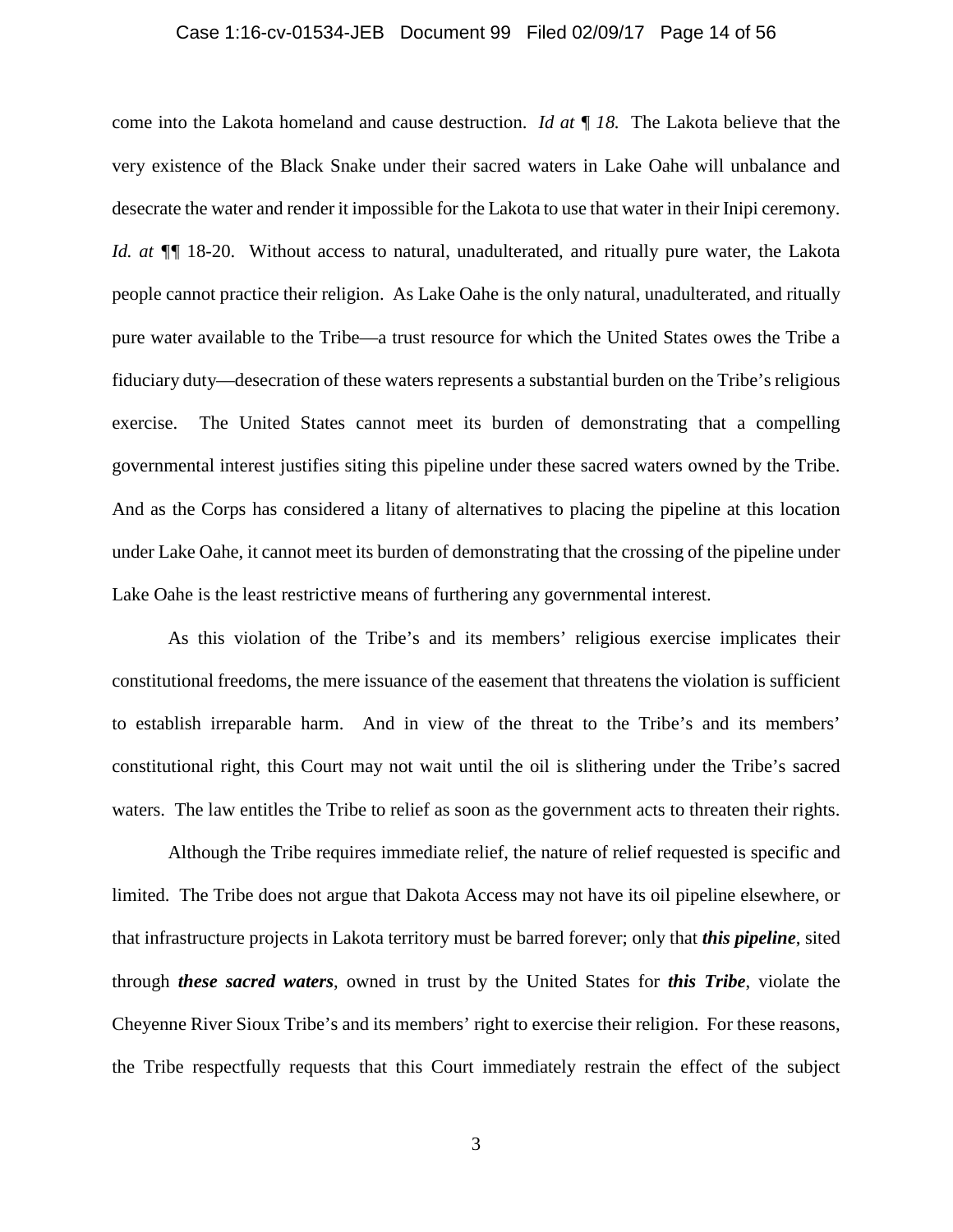come into the Lakota homeland and cause destruction. *Id at ¶ 18.* The Lakota believe that the very existence of the Black Snake under their sacred waters in Lake Oahe will unbalance and desecrate the water and render it impossible for the Lakota to use that water in their Inipi ceremony. *Id. at* ¶¶ 18-20. Without access to natural, unadulterated, and ritually pure water, the Lakota people cannot practice their religion. As Lake Oahe is the only natural, unadulterated, and ritually pure water available to the Tribe—a trust resource for which the United States owes the Tribe a fiduciary duty—desecration of these waters represents a substantial burden on the Tribe's religious exercise. The United States cannot meet its burden of demonstrating that a compelling governmental interest justifies siting this pipeline under these sacred waters owned by the Tribe. And as the Corps has considered a litany of alternatives to placing the pipeline at this location under Lake Oahe, it cannot meet its burden of demonstrating that the crossing of the pipeline under Lake Oahe is the least restrictive means of furthering any governmental interest.

As this violation of the Tribe's and its members' religious exercise implicates their constitutional freedoms, the mere issuance of the easement that threatens the violation is sufficient to establish irreparable harm. And in view of the threat to the Tribe's and its members' constitutional right, this Court may not wait until the oil is slithering under the Tribe's sacred waters. The law entitles the Tribe to relief as soon as the government acts to threaten their rights.

Although the Tribe requires immediate relief, the nature of relief requested is specific and limited. The Tribe does not argue that Dakota Access may not have its oil pipeline elsewhere, or that infrastructure projects in Lakota territory must be barred forever; only that ***this pipeline***, sited through ***these sacred waters***, owned in trust by the United States for ***this Tribe***, violate the Cheyenne River Sioux Tribe's and its members' right to exercise their religion. For these reasons, the Tribe respectfully requests that this Court immediately restrain the effect of the subject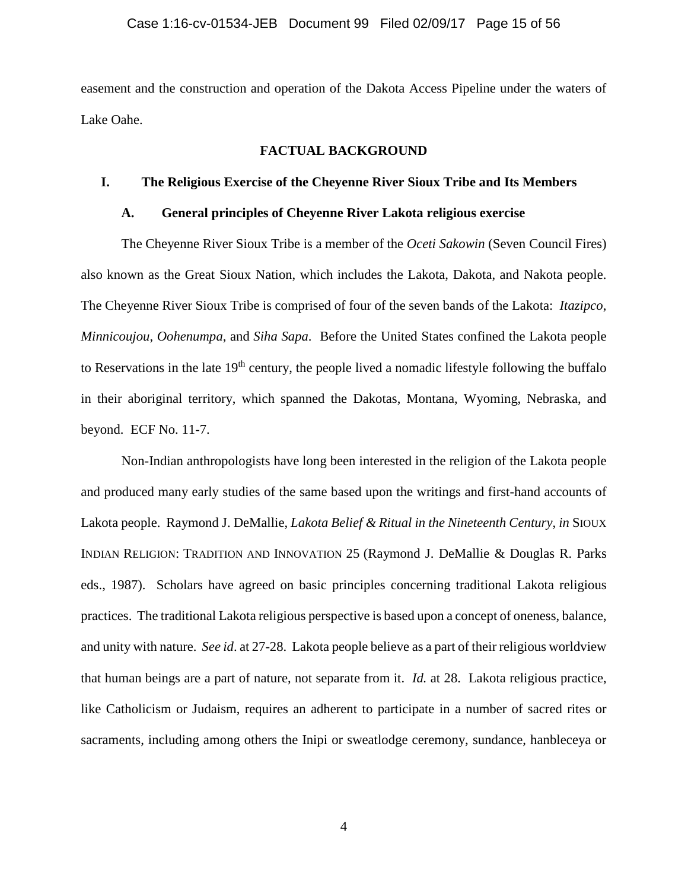easement and the construction and operation of the Dakota Access Pipeline under the waters of Lake Oahe.

## FACTUAL BACKGROUND

### I. The Religious Exercise of the Cheyenne River Sioux Tribe and Its Members

#### A. General principles of Cheyenne River Lakota religious exercise

The Cheyenne River Sioux Tribe is a member of the *Oceti Sakowin* (Seven Council Fires) also known as the Great Sioux Nation, which includes the Lakota, Dakota, and Nakota people. The Cheyenne River Sioux Tribe is comprised of four of the seven bands of the Lakota: *Itazipco*, *Minnicoujou*, *Oohenumpa*, and *Siha Sapa*. Before the United States confined the Lakota people to Reservations in the late 19th century, the people lived a nomadic lifestyle following the buffalo in their aboriginal territory, which spanned the Dakotas, Montana, Wyoming, Nebraska, and beyond. ECF No. 11-7.

Non-Indian anthropologists have long been interested in the religion of the Lakota people and produced many early studies of the same based upon the writings and first-hand accounts of Lakota people. Raymond J. DeMallie, *Lakota Belief & Ritual in the Nineteenth Century*, *in* SIOUX INDIAN RELIGION: TRADITION AND INNOVATION 25 (Raymond J. DeMallie & Douglas R. Parks eds., 1987). Scholars have agreed on basic principles concerning traditional Lakota religious practices. The traditional Lakota religious perspective is based upon a concept of oneness, balance, and unity with nature. *See id*. at 27-28. Lakota people believe as a part of their religious worldview that human beings are a part of nature, not separate from it. *Id.* at 28. Lakota religious practice, like Catholicism or Judaism, requires an adherent to participate in a number of sacred rites or sacraments, including among others the Inipi or sweatlodge ceremony, sundance, hanbleceya or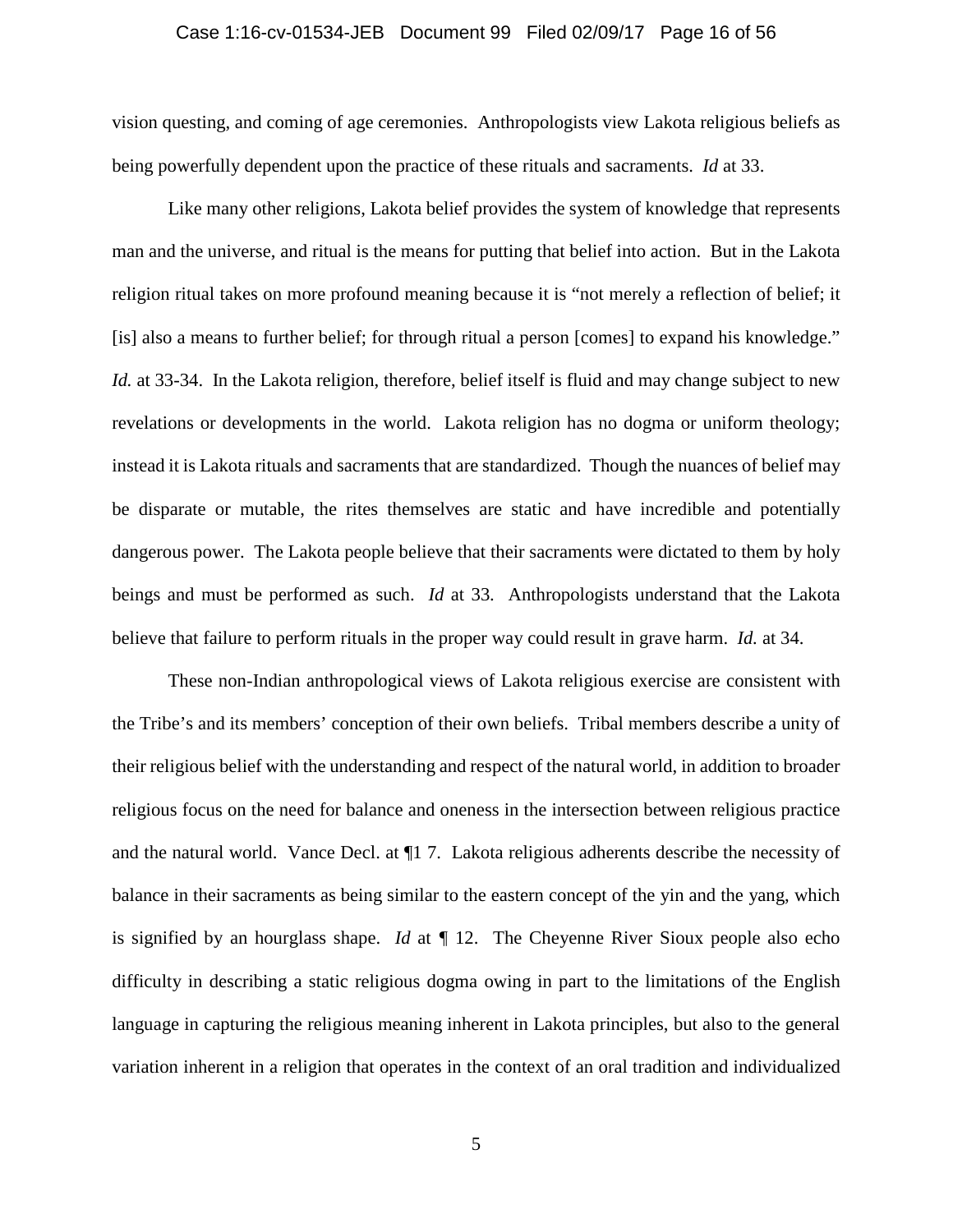vision questing, and coming of age ceremonies. Anthropologists view Lakota religious beliefs as being powerfully dependent upon the practice of these rituals and sacraments. *Id* at 33.

Like many other religions, Lakota belief provides the system of knowledge that represents man and the universe, and ritual is the means for putting that belief into action. But in the Lakota religion ritual takes on more profound meaning because it is "not merely a reflection of belief; it [is] also a means to further belief; for through ritual a person [comes] to expand his knowledge." *Id.* at 33-34. In the Lakota religion, therefore, belief itself is fluid and may change subject to new revelations or developments in the world. Lakota religion has no dogma or uniform theology; instead it is Lakota rituals and sacraments that are standardized. Though the nuances of belief may be disparate or mutable, the rites themselves are static and have incredible and potentially dangerous power. The Lakota people believe that their sacraments were dictated to them by holy beings and must be performed as such. *Id* at 33. Anthropologists understand that the Lakota believe that failure to perform rituals in the proper way could result in grave harm. *Id.* at 34.

These non-Indian anthropological views of Lakota religious exercise are consistent with the Tribe's and its members' conception of their own beliefs. Tribal members describe a unity of their religious belief with the understanding and respect of the natural world, in addition to broader religious focus on the need for balance and oneness in the intersection between religious practice and the natural world. Vance Decl. at ¶1 7. Lakota religious adherents describe the necessity of balance in their sacraments as being similar to the eastern concept of the yin and the yang, which is signified by an hourglass shape. *Id* at ¶ 12. The Cheyenne River Sioux people also echo difficulty in describing a static religious dogma owing in part to the limitations of the English language in capturing the religious meaning inherent in Lakota principles, but also to the general variation inherent in a religion that operates in the context of an oral tradition and individualized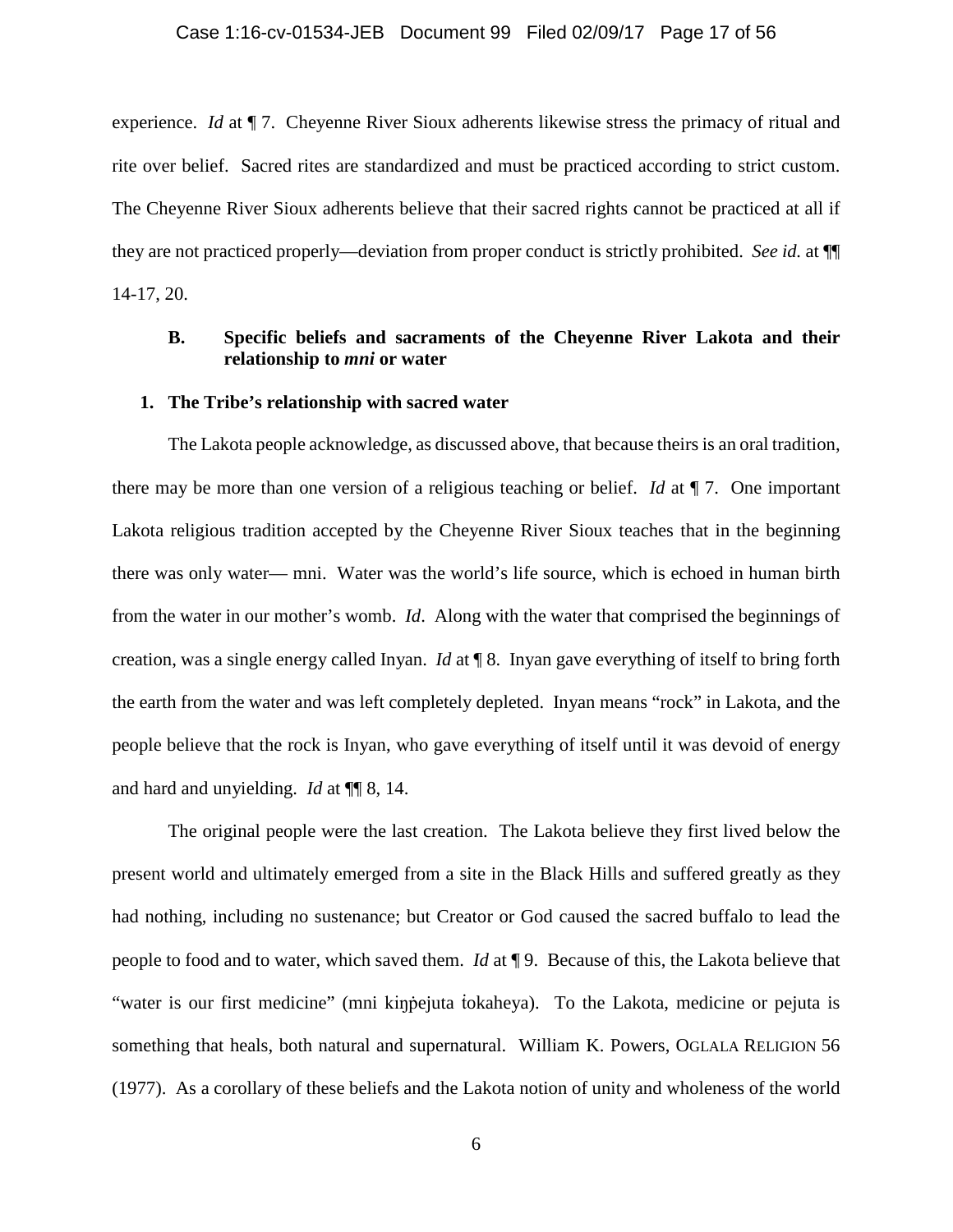experience. *Id* at ¶ 7. Cheyenne River Sioux adherents likewise stress the primacy of ritual and rite over belief. Sacred rites are standardized and must be practiced according to strict custom. The Cheyenne River Sioux adherents believe that their sacred rights cannot be practiced at all if they are not practiced properly—deviation from proper conduct is strictly prohibited. *See id.* at ¶¶ 14-17, 20.

### B. Specific beliefs and sacraments of the Cheyenne River Lakota and their relationship to *mni* or water

#### 1. The Tribe's relationship with sacred water

The Lakota people acknowledge, as discussed above, that because theirs is an oral tradition, there may be more than one version of a religious teaching or belief. *Id* at ¶ 7. One important Lakota religious tradition accepted by the Cheyenne River Sioux teaches that in the beginning there was only water— mni. Water was the world's life source, which is echoed in human birth from the water in our mother's womb. *Id*. Along with the water that comprised the beginnings of creation, was a single energy called Inyan. *Id* at ¶ 8. Inyan gave everything of itself to bring forth the earth from the water and was left completely depleted. Inyan means "rock" in Lakota, and the people believe that the rock is Inyan, who gave everything of itself until it was devoid of energy and hard and unyielding. *Id* at ¶¶ 8, 14.

The original people were the last creation. The Lakota believe they first lived below the present world and ultimately emerged from a site in the Black Hills and suffered greatly as they had nothing, including no sustenance; but Creator or God caused the sacred buffalo to lead the people to food and to water, which saved them. *Id* at ¶ 9. Because of this, the Lakota believe that "water is our first medicine" (mni kiŋṗejuta ṫokaheya). To the Lakota, medicine or pejuta is something that heals, both natural and supernatural. William K. Powers, OGLALA RELIGION 56 (1977). As a corollary of these beliefs and the Lakota notion of unity and wholeness of the world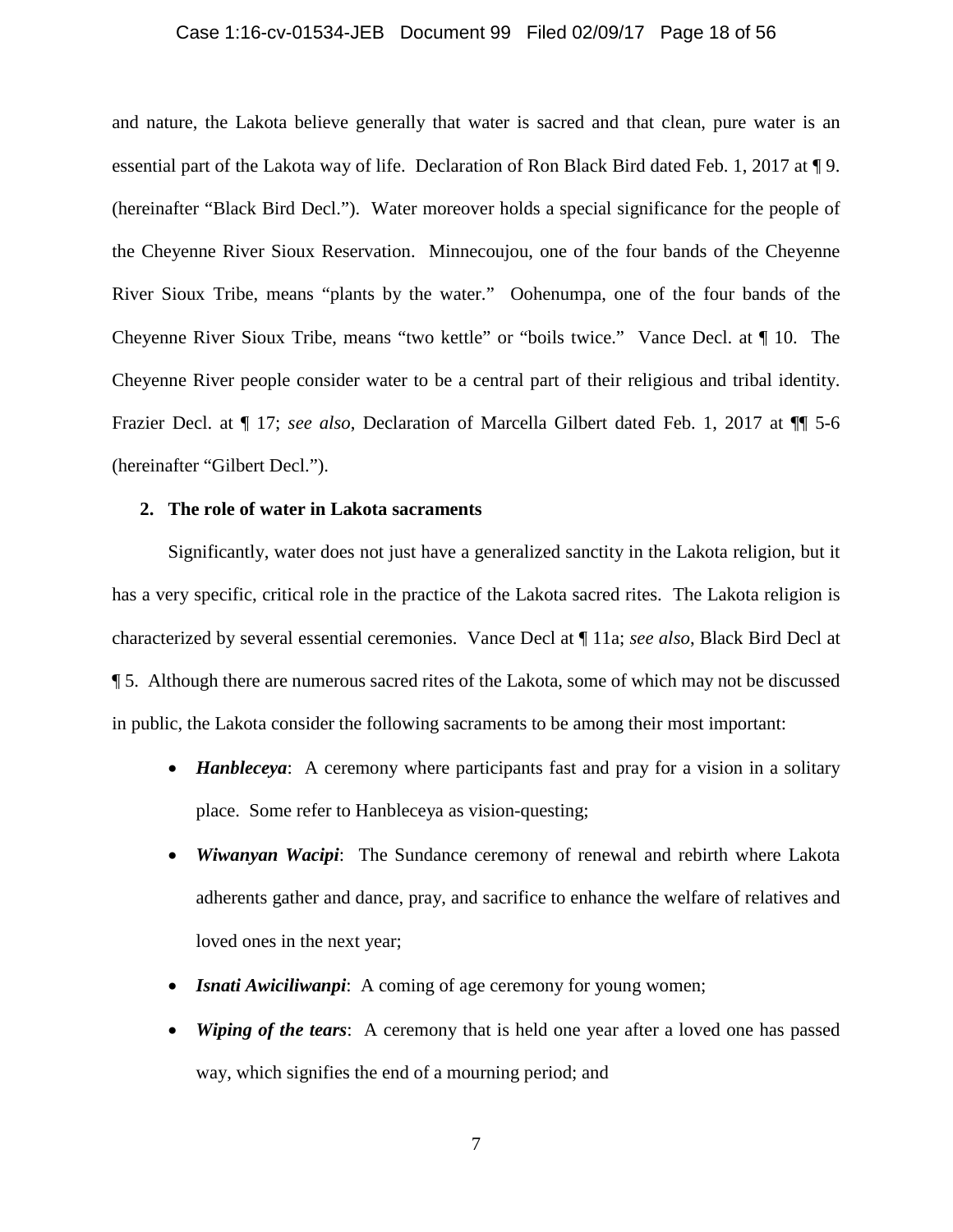and nature, the Lakota believe generally that water is sacred and that clean, pure water is an essential part of the Lakota way of life. Declaration of Ron Black Bird dated Feb. 1, 2017 at ¶ 9. (hereinafter "Black Bird Decl."). Water moreover holds a special significance for the people of the Cheyenne River Sioux Reservation. Minnecoujou, one of the four bands of the Cheyenne River Sioux Tribe, means "plants by the water." Oohenumpa, one of the four bands of the Cheyenne River Sioux Tribe, means "two kettle" or "boils twice." Vance Decl. at ¶ 10. The Cheyenne River people consider water to be a central part of their religious and tribal identity. Frazier Decl. at ¶ 17; *see also*, Declaration of Marcella Gilbert dated Feb. 1, 2017 at ¶¶ 5-6 (hereinafter "Gilbert Decl.").

### 2. The role of water in Lakota sacraments

Significantly, water does not just have a generalized sanctity in the Lakota religion, but it has a very specific, critical role in the practice of the Lakota sacred rites. The Lakota religion is characterized by several essential ceremonies. Vance Decl at ¶ 11a; *see also*, Black Bird Decl at ¶ 5. Although there are numerous sacred rites of the Lakota, some of which may not be discussed in public, the Lakota consider the following sacraments to be among their most important:

- ***Hanbleceya***: A ceremony where participants fast and pray for a vision in a solitary place. Some refer to Hanbleceya as vision-questing;
- ***Wiwanyan Wacipi***: The Sundance ceremony of renewal and rebirth where Lakota adherents gather and dance, pray, and sacrifice to enhance the welfare of relatives and loved ones in the next year;
- ***Isnati Awiciliwanpi***: A coming of age ceremony for young women;
- ***Wiping of the tears***: A ceremony that is held one year after a loved one has passed way, which signifies the end of a mourning period; and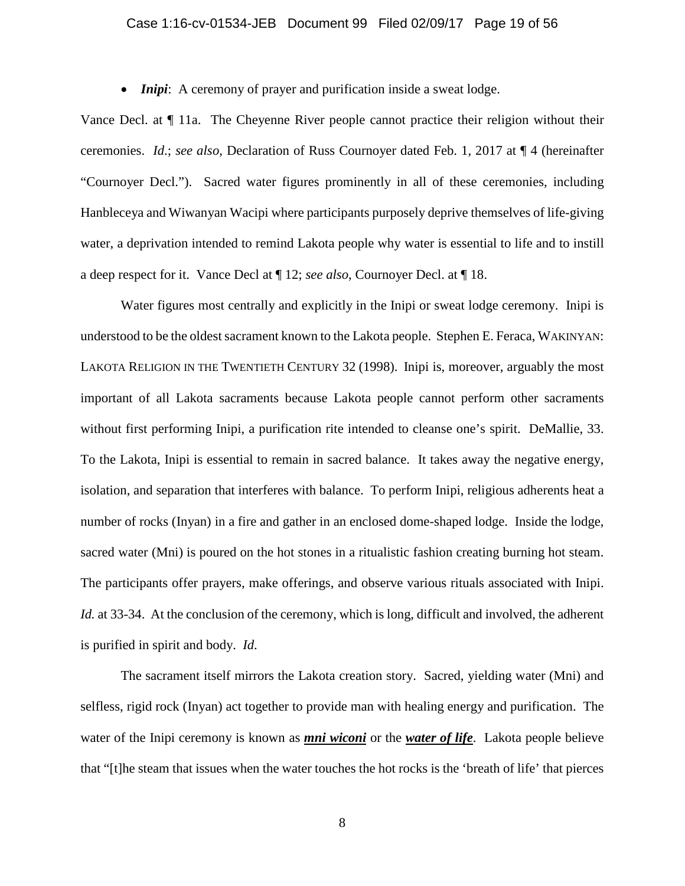- ***Inipi***: A ceremony of prayer and purification inside a sweat lodge.

Vance Decl. at ¶ 11a. The Cheyenne River people cannot practice their religion without their ceremonies. *Id*.; *see also,* Declaration of Russ Cournoyer dated Feb. 1, 2017 at ¶ 4 (hereinafter "Cournoyer Decl."). Sacred water figures prominently in all of these ceremonies, including Hanbleceya and Wiwanyan Wacipi where participants purposely deprive themselves of life-giving water, a deprivation intended to remind Lakota people why water is essential to life and to instill a deep respect for it. Vance Decl at ¶ 12; *see also*, Cournoyer Decl. at ¶ 18.

Water figures most centrally and explicitly in the Inipi or sweat lodge ceremony. Inipi is understood to be the oldest sacrament known to the Lakota people. Stephen E. Feraca, WAKINYAN: LAKOTA RELIGION IN THE TWENTIETH CENTURY 32 (1998). Inipi is, moreover, arguably the most important of all Lakota sacraments because Lakota people cannot perform other sacraments without first performing Inipi, a purification rite intended to cleanse one's spirit. DeMallie, 33. To the Lakota, Inipi is essential to remain in sacred balance. It takes away the negative energy, isolation, and separation that interferes with balance. To perform Inipi, religious adherents heat a number of rocks (Inyan) in a fire and gather in an enclosed dome-shaped lodge. Inside the lodge, sacred water (Mni) is poured on the hot stones in a ritualistic fashion creating burning hot steam. The participants offer prayers, make offerings, and observe various rituals associated with Inipi. *Id.* at 33-34. At the conclusion of the ceremony, which is long, difficult and involved, the adherent is purified in spirit and body. *Id.*

The sacrament itself mirrors the Lakota creation story. Sacred, yielding water (Mni) and selfless, rigid rock (Inyan) act together to provide man with healing energy and purification. The water of the Inipi ceremony is known as ***mni wiconi*** or the ***water of life***. Lakota people believe that "[t]he steam that issues when the water touches the hot rocks is the 'breath of life' that pierces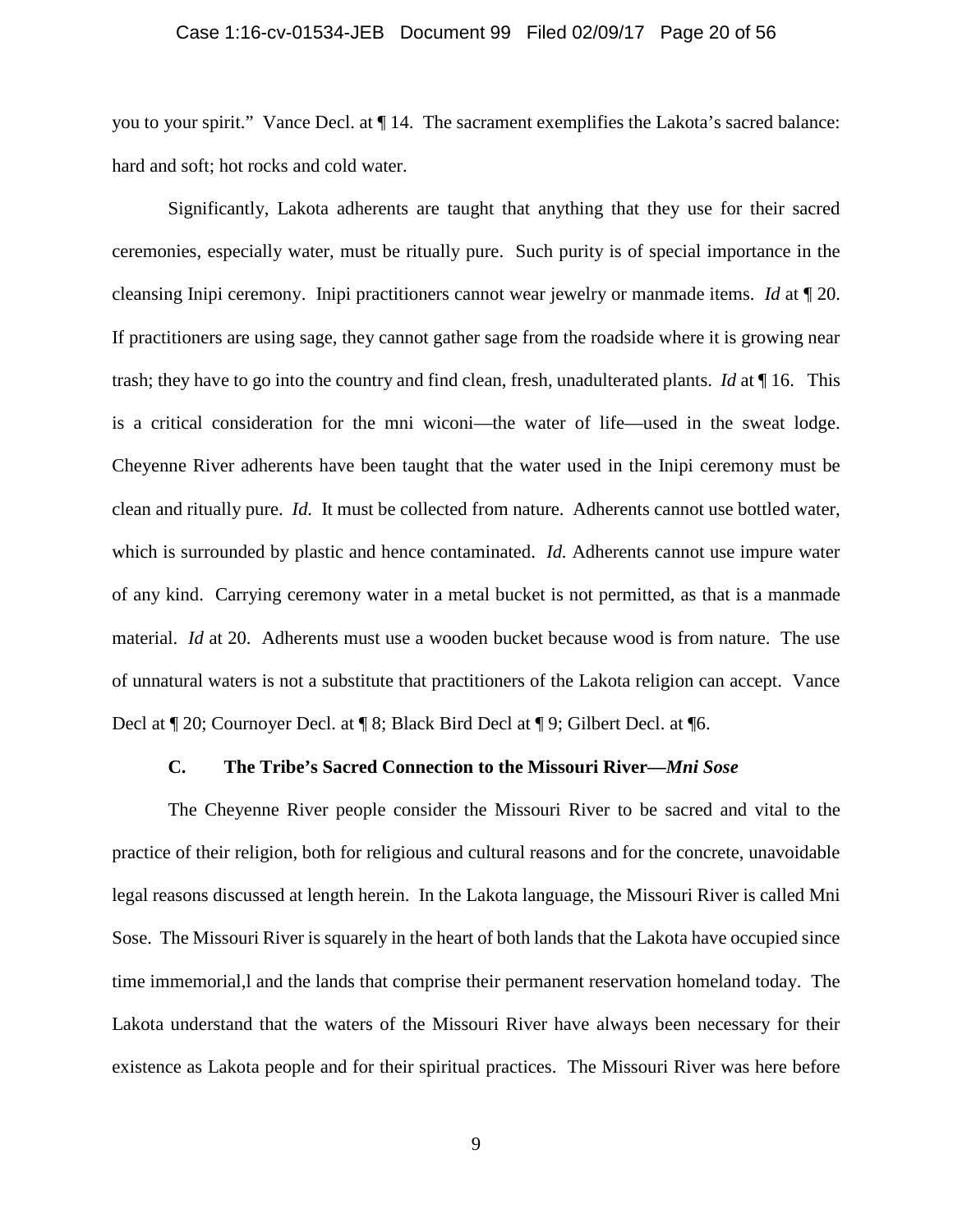you to your spirit." Vance Decl. at ¶ 14. The sacrament exemplifies the Lakota's sacred balance: hard and soft; hot rocks and cold water.

Significantly, Lakota adherents are taught that anything that they use for their sacred ceremonies, especially water, must be ritually pure. Such purity is of special importance in the cleansing Inipi ceremony. Inipi practitioners cannot wear jewelry or manmade items. *Id* at ¶ 20. If practitioners are using sage, they cannot gather sage from the roadside where it is growing near trash; they have to go into the country and find clean, fresh, unadulterated plants. *Id* at ¶ 16. This is a critical consideration for the mni wiconi—the water of life—used in the sweat lodge. Cheyenne River adherents have been taught that the water used in the Inipi ceremony must be clean and ritually pure. *Id.* It must be collected from nature. Adherents cannot use bottled water, which is surrounded by plastic and hence contaminated. *Id.* Adherents cannot use impure water of any kind. Carrying ceremony water in a metal bucket is not permitted, as that is a manmade material. *Id* at 20. Adherents must use a wooden bucket because wood is from nature. The use of unnatural waters is not a substitute that practitioners of the Lakota religion can accept. Vance Decl at ¶ 20; Cournoyer Decl. at ¶ 8; Black Bird Decl at ¶ 9; Gilbert Decl. at ¶6.

### C. The Tribe's Sacred Connection to the Missouri River—*Mni Sose*

The Cheyenne River people consider the Missouri River to be sacred and vital to the practice of their religion, both for religious and cultural reasons and for the concrete, unavoidable legal reasons discussed at length herein. In the Lakota language, the Missouri River is called Mni Sose. The Missouri River is squarely in the heart of both lands that the Lakota have occupied since time immemorial,l and the lands that comprise their permanent reservation homeland today. The Lakota understand that the waters of the Missouri River have always been necessary for their existence as Lakota people and for their spiritual practices. The Missouri River was here before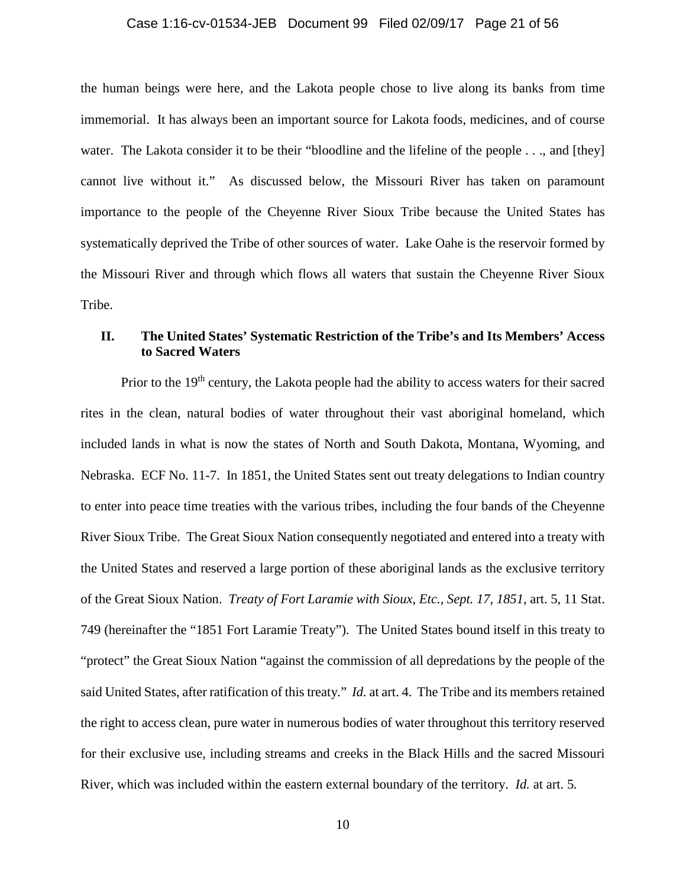the human beings were here, and the Lakota people chose to live along its banks from time immemorial. It has always been an important source for Lakota foods, medicines, and of course water. The Lakota consider it to be their "bloodline and the lifeline of the people . . ., and [they] cannot live without it." As discussed below, the Missouri River has taken on paramount importance to the people of the Cheyenne River Sioux Tribe because the United States has systematically deprived the Tribe of other sources of water. Lake Oahe is the reservoir formed by the Missouri River and through which flows all waters that sustain the Cheyenne River Sioux Tribe.

## II. The United States' Systematic Restriction of the Tribe's and Its Members' Access to Sacred Waters

Prior to the 19th century, the Lakota people had the ability to access waters for their sacred rites in the clean, natural bodies of water throughout their vast aboriginal homeland, which included lands in what is now the states of North and South Dakota, Montana, Wyoming, and Nebraska. ECF No. 11-7. In 1851, the United States sent out treaty delegations to Indian country to enter into peace time treaties with the various tribes, including the four bands of the Cheyenne River Sioux Tribe. The Great Sioux Nation consequently negotiated and entered into a treaty with the United States and reserved a large portion of these aboriginal lands as the exclusive territory of the Great Sioux Nation. *Treaty of Fort Laramie with Sioux, Etc., Sept. 17, 1851*, art. 5, 11 Stat. 749 (hereinafter the "1851 Fort Laramie Treaty"). The United States bound itself in this treaty to "protect" the Great Sioux Nation "against the commission of all depredations by the people of the said United States, after ratification of this treaty." *Id.* at art. 4. The Tribe and its members retained the right to access clean, pure water in numerous bodies of water throughout this territory reserved for their exclusive use, including streams and creeks in the Black Hills and the sacred Missouri River, which was included within the eastern external boundary of the territory. *Id.* at art. 5.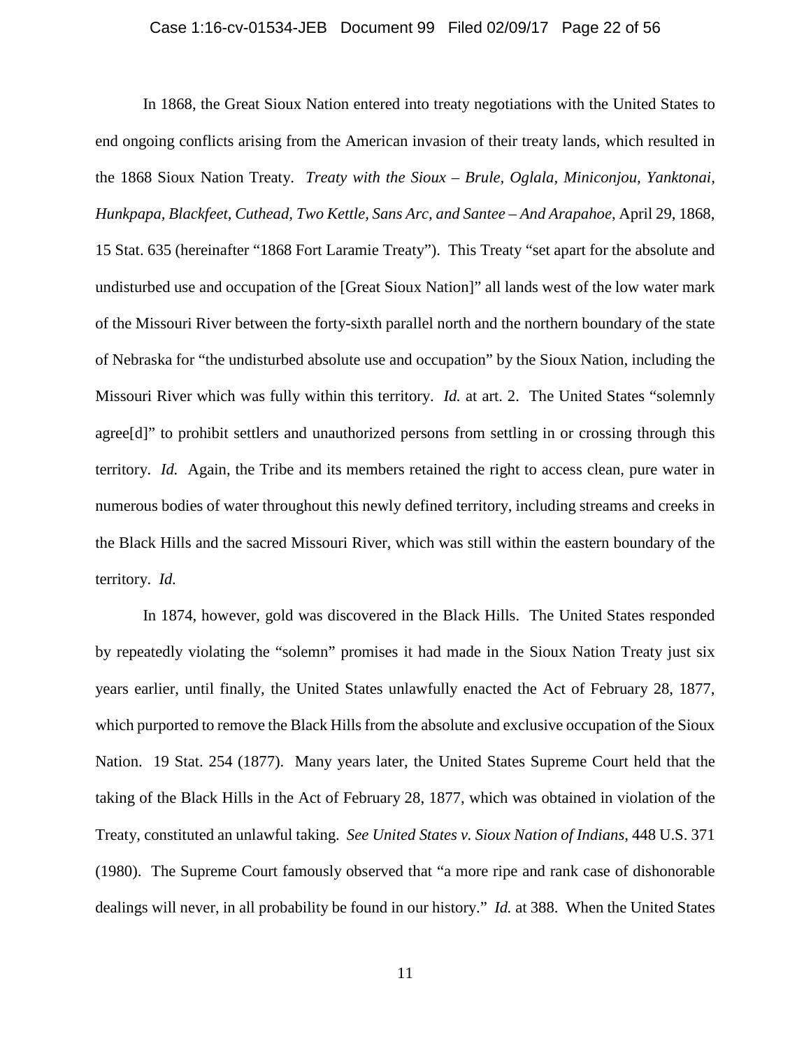In 1868, the Great Sioux Nation entered into treaty negotiations with the United States to end ongoing conflicts arising from the American invasion of their treaty lands, which resulted in the 1868 Sioux Nation Treaty. *Treaty with the Sioux – Brule, Oglala, Miniconjou, Yanktonai, Hunkpapa, Blackfeet, Cuthead, Two Kettle, Sans Arc, and Santee – And Arapahoe*, April 29, 1868, 15 Stat. 635 (hereinafter "1868 Fort Laramie Treaty"). This Treaty "set apart for the absolute and undisturbed use and occupation of the [Great Sioux Nation]" all lands west of the low water mark of the Missouri River between the forty-sixth parallel north and the northern boundary of the state of Nebraska for "the undisturbed absolute use and occupation" by the Sioux Nation, including the Missouri River which was fully within this territory. *Id.* at art. 2. The United States "solemnly agree[d]" to prohibit settlers and unauthorized persons from settling in or crossing through this territory. *Id.* Again, the Tribe and its members retained the right to access clean, pure water in numerous bodies of water throughout this newly defined territory, including streams and creeks in the Black Hills and the sacred Missouri River, which was still within the eastern boundary of the territory. *Id.*

In 1874, however, gold was discovered in the Black Hills. The United States responded by repeatedly violating the "solemn" promises it had made in the Sioux Nation Treaty just six years earlier, until finally, the United States unlawfully enacted the Act of February 28, 1877, which purported to remove the Black Hills from the absolute and exclusive occupation of the Sioux Nation. 19 Stat. 254 (1877). Many years later, the United States Supreme Court held that the taking of the Black Hills in the Act of February 28, 1877, which was obtained in violation of the Treaty, constituted an unlawful taking. *See United States v. Sioux Nation of Indians*, 448 U.S. 371 (1980). The Supreme Court famously observed that "a more ripe and rank case of dishonorable dealings will never, in all probability be found in our history." *Id.* at 388. When the United States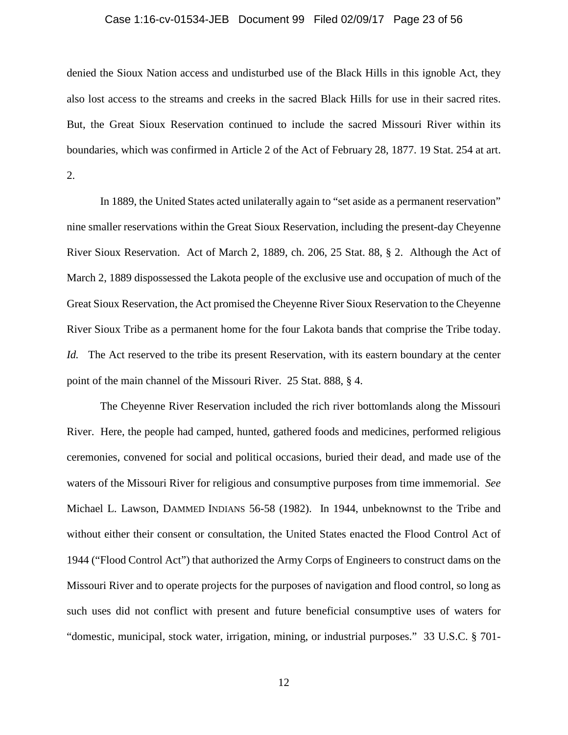denied the Sioux Nation access and undisturbed use of the Black Hills in this ignoble Act, they also lost access to the streams and creeks in the sacred Black Hills for use in their sacred rites. But, the Great Sioux Reservation continued to include the sacred Missouri River within its boundaries, which was confirmed in Article 2 of the Act of February 28, 1877. 19 Stat. 254 at art. 2.

In 1889, the United States acted unilaterally again to "set aside as a permanent reservation" nine smaller reservations within the Great Sioux Reservation, including the present-day Cheyenne River Sioux Reservation. Act of March 2, 1889, ch. 206, 25 Stat. 88, § 2. Although the Act of March 2, 1889 dispossessed the Lakota people of the exclusive use and occupation of much of the Great Sioux Reservation, the Act promised the Cheyenne River Sioux Reservation to the Cheyenne River Sioux Tribe as a permanent home for the four Lakota bands that comprise the Tribe today. *Id.* The Act reserved to the tribe its present Reservation, with its eastern boundary at the center point of the main channel of the Missouri River. 25 Stat. 888, § 4.

The Cheyenne River Reservation included the rich river bottomlands along the Missouri River. Here, the people had camped, hunted, gathered foods and medicines, performed religious ceremonies, convened for social and political occasions, buried their dead, and made use of the waters of the Missouri River for religious and consumptive purposes from time immemorial. *See* Michael L. Lawson, DAMMED INDIANS 56-58 (1982). In 1944, unbeknownst to the Tribe and without either their consent or consultation, the United States enacted the Flood Control Act of 1944 ("Flood Control Act") that authorized the Army Corps of Engineers to construct dams on the Missouri River and to operate projects for the purposes of navigation and flood control, so long as such uses did not conflict with present and future beneficial consumptive uses of waters for "domestic, municipal, stock water, irrigation, mining, or industrial purposes." 33 U.S.C. § 701-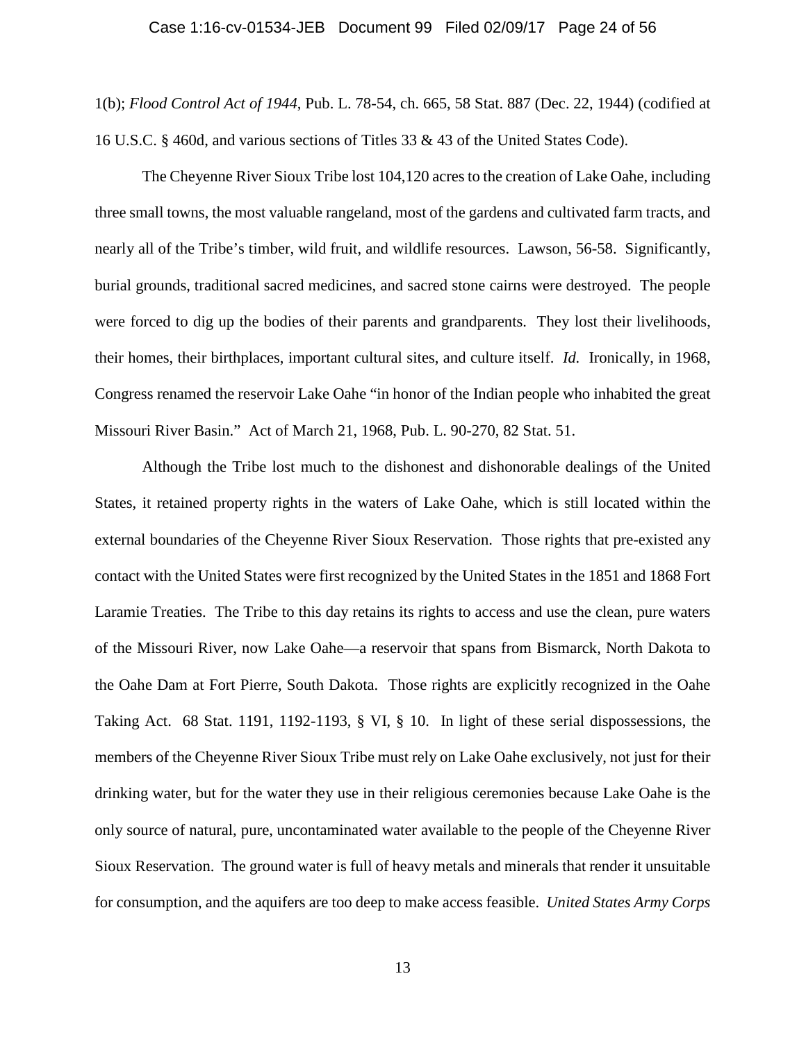1(b); *Flood Control Act of 1944*, Pub. L. 78-54, ch. 665, 58 Stat. 887 (Dec. 22, 1944) (codified at 16 U.S.C. § 460d, and various sections of Titles 33 & 43 of the United States Code).

The Cheyenne River Sioux Tribe lost 104,120 acres to the creation of Lake Oahe, including three small towns, the most valuable rangeland, most of the gardens and cultivated farm tracts, and nearly all of the Tribe's timber, wild fruit, and wildlife resources. Lawson, 56-58. Significantly, burial grounds, traditional sacred medicines, and sacred stone cairns were destroyed. The people were forced to dig up the bodies of their parents and grandparents. They lost their livelihoods, their homes, their birthplaces, important cultural sites, and culture itself. *Id.* Ironically, in 1968, Congress renamed the reservoir Lake Oahe "in honor of the Indian people who inhabited the great Missouri River Basin." Act of March 21, 1968, Pub. L. 90-270, 82 Stat. 51.

Although the Tribe lost much to the dishonest and dishonorable dealings of the United States, it retained property rights in the waters of Lake Oahe, which is still located within the external boundaries of the Cheyenne River Sioux Reservation. Those rights that pre-existed any contact with the United States were first recognized by the United States in the 1851 and 1868 Fort Laramie Treaties. The Tribe to this day retains its rights to access and use the clean, pure waters of the Missouri River, now Lake Oahe—a reservoir that spans from Bismarck, North Dakota to the Oahe Dam at Fort Pierre, South Dakota. Those rights are explicitly recognized in the Oahe Taking Act. 68 Stat. 1191, 1192-1193, § VI, § 10. In light of these serial dispossessions, the members of the Cheyenne River Sioux Tribe must rely on Lake Oahe exclusively, not just for their drinking water, but for the water they use in their religious ceremonies because Lake Oahe is the only source of natural, pure, uncontaminated water available to the people of the Cheyenne River Sioux Reservation. The ground water is full of heavy metals and minerals that render it unsuitable for consumption, and the aquifers are too deep to make access feasible. *United States Army Corps*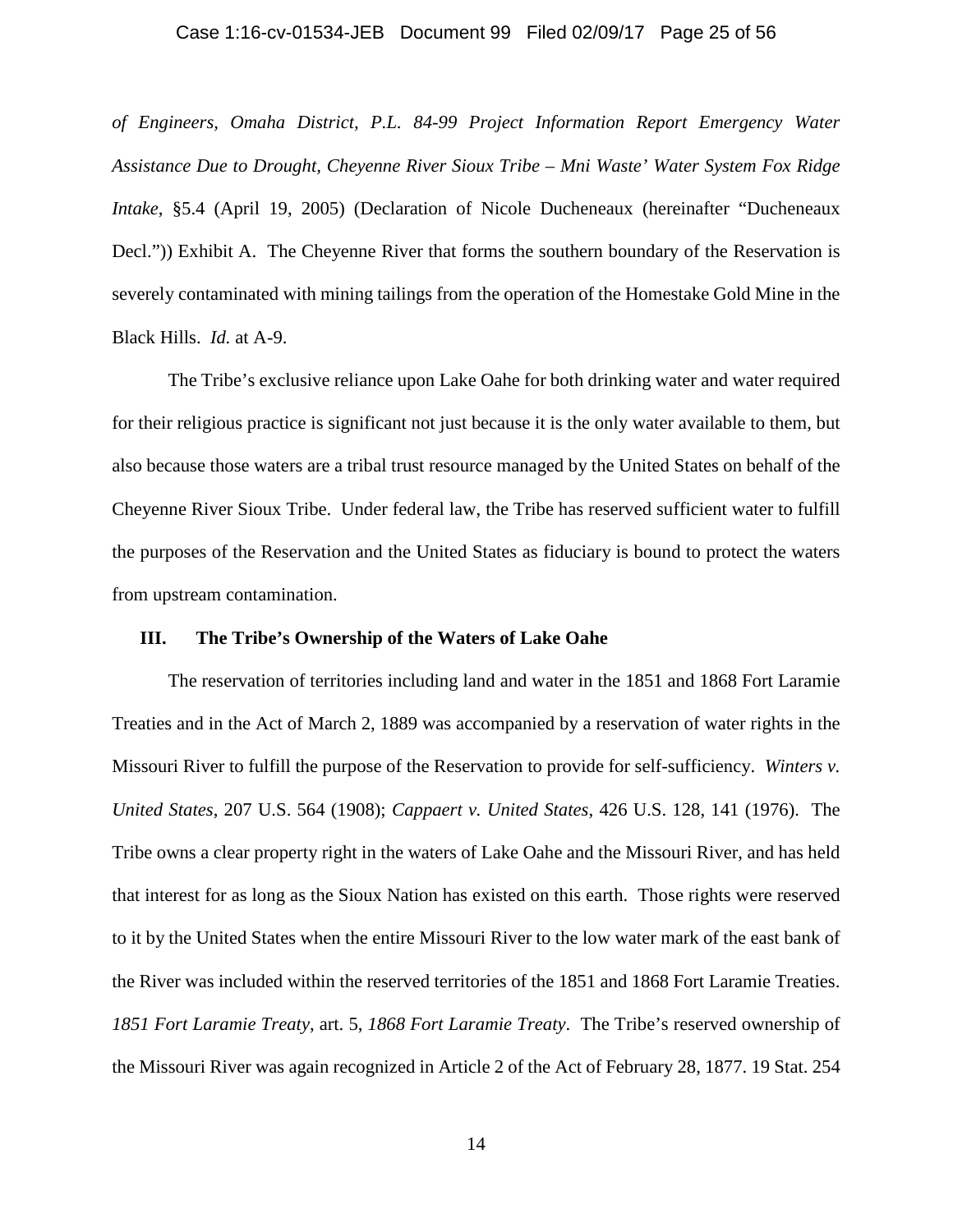*of Engineers, Omaha District, P.L. 84-99 Project Information Report Emergency Water Assistance Due to Drought, Cheyenne River Sioux Tribe – Mni Waste' Water System Fox Ridge Intake*, §5.4 (April 19, 2005) (Declaration of Nicole Ducheneaux (hereinafter "Ducheneaux Decl.")) Exhibit A. The Cheyenne River that forms the southern boundary of the Reservation is severely contaminated with mining tailings from the operation of the Homestake Gold Mine in the Black Hills. *Id.* at A-9.

The Tribe's exclusive reliance upon Lake Oahe for both drinking water and water required for their religious practice is significant not just because it is the only water available to them, but also because those waters are a tribal trust resource managed by the United States on behalf of the Cheyenne River Sioux Tribe. Under federal law, the Tribe has reserved sufficient water to fulfill the purposes of the Reservation and the United States as fiduciary is bound to protect the waters from upstream contamination.

## III. The Tribe's Ownership of the Waters of Lake Oahe

The reservation of territories including land and water in the 1851 and 1868 Fort Laramie Treaties and in the Act of March 2, 1889 was accompanied by a reservation of water rights in the Missouri River to fulfill the purpose of the Reservation to provide for self-sufficiency. *Winters v. United States*, 207 U.S. 564 (1908); *Cappaert v. United States*, 426 U.S. 128, 141 (1976). The Tribe owns a clear property right in the waters of Lake Oahe and the Missouri River, and has held that interest for as long as the Sioux Nation has existed on this earth. Those rights were reserved to it by the United States when the entire Missouri River to the low water mark of the east bank of the River was included within the reserved territories of the 1851 and 1868 Fort Laramie Treaties. *1851 Fort Laramie Treaty*, art. 5, *1868 Fort Laramie Treaty*. The Tribe's reserved ownership of the Missouri River was again recognized in Article 2 of the Act of February 28, 1877. 19 Stat. 254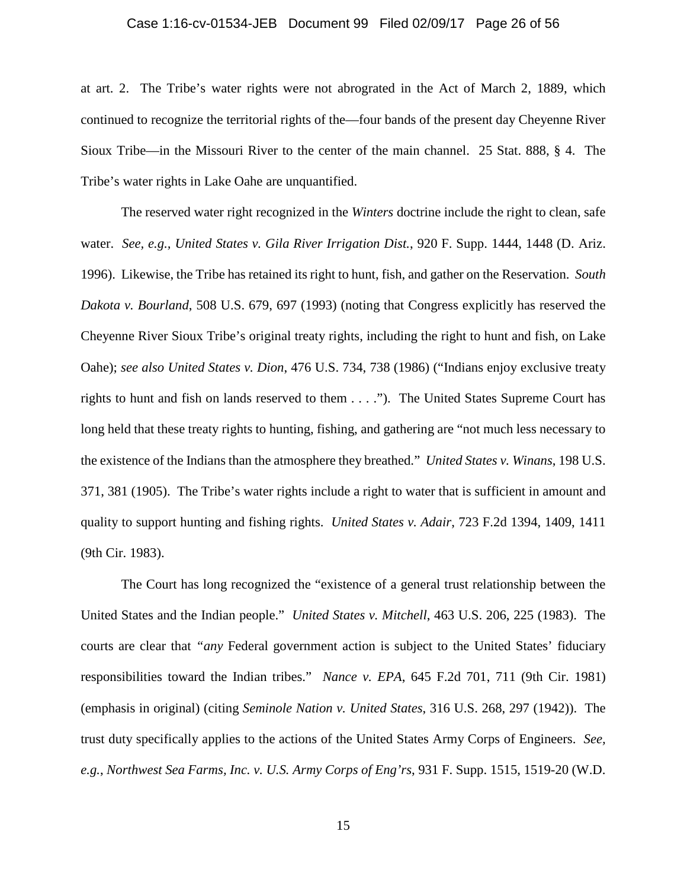at art. 2. The Tribe's water rights were not abrogated in the Act of March 2, 1889, which continued to recognize the territorial rights of the—four bands of the present day Cheyenne River Sioux Tribe—in the Missouri River to the center of the main channel. 25 Stat. 888, § 4. The Tribe's water rights in Lake Oahe are unquantified.

The reserved water right recognized in the *Winters* doctrine include the right to clean, safe water. *See, e.g., United States v. Gila River Irrigation Dist.*, 920 F. Supp. 1444, 1448 (D. Ariz. 1996). Likewise, the Tribe has retained its right to hunt, fish, and gather on the Reservation. *South Dakota v. Bourland*, 508 U.S. 679, 697 (1993) (noting that Congress explicitly has reserved the Cheyenne River Sioux Tribe's original treaty rights, including the right to hunt and fish, on Lake Oahe); *see also United States v. Dion*, 476 U.S. 734, 738 (1986) ("Indians enjoy exclusive treaty rights to hunt and fish on lands reserved to them . . . ."). The United States Supreme Court has long held that these treaty rights to hunting, fishing, and gathering are "not much less necessary to the existence of the Indians than the atmosphere they breathed." *United States v. Winans*, 198 U.S. 371, 381 (1905). The Tribe's water rights include a right to water that is sufficient in amount and quality to support hunting and fishing rights. *United States v. Adair*, 723 F.2d 1394, 1409, 1411 (9th Cir. 1983).

The Court has long recognized the "existence of a general trust relationship between the United States and the Indian people." *United States v. Mitchell*, 463 U.S. 206, 225 (1983). The courts are clear that "*any* Federal government action is subject to the United States' fiduciary responsibilities toward the Indian tribes." *Nance v. EPA*, 645 F.2d 701, 711 (9th Cir. 1981) (emphasis in original) (citing *Seminole Nation v. United States*, 316 U.S. 268, 297 (1942)). The trust duty specifically applies to the actions of the United States Army Corps of Engineers. *See, e.g.*, *Northwest Sea Farms, Inc. v. U.S. Army Corps of Eng'rs*, 931 F. Supp. 1515, 1519-20 (W.D.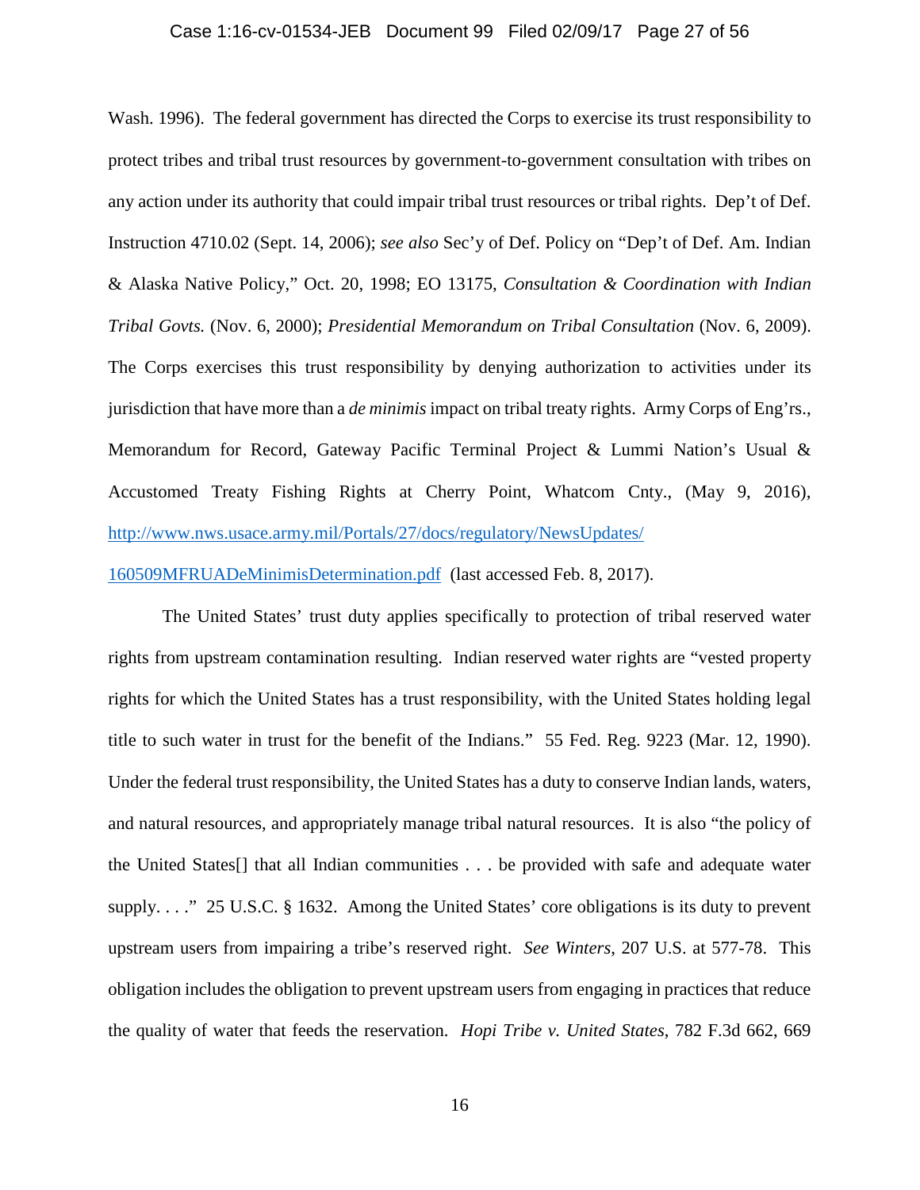Wash. 1996). The federal government has directed the Corps to exercise its trust responsibility to protect tribes and tribal trust resources by government-to-government consultation with tribes on any action under its authority that could impair tribal trust resources or tribal rights. Dep't of Def. Instruction 4710.02 (Sept. 14, 2006); *see also* Sec'y of Def. Policy on "Dep't of Def. Am. Indian & Alaska Native Policy," Oct. 20, 1998; EO 13175, *Consultation & Coordination with Indian Tribal Govts.* (Nov. 6, 2000); *Presidential Memorandum on Tribal Consultation* (Nov. 6, 2009). The Corps exercises this trust responsibility by denying authorization to activities under its jurisdiction that have more than a *de minimis* impact on tribal treaty rights. Army Corps of Eng'rs., Memorandum for Record, Gateway Pacific Terminal Project & Lummi Nation's Usual & Accustomed Treaty Fishing Rights at Cherry Point, Whatcom Cnty., (May 9, 2016), [http://www.nws.usace.army.mil/Portals/27/docs/regulatory/NewsUpdates/160509MFRUADeMinimisDetermination.pdf](http://www.nws.usace.army.mil/Portals/27/docs/regulatory/NewsUpdates/160509MFRUADeMinimisDetermination.pdf) (last accessed Feb. 8, 2017).

The United States' trust duty applies specifically to protection of tribal reserved water rights from upstream contamination resulting. Indian reserved water rights are "vested property rights for which the United States has a trust responsibility, with the United States holding legal title to such water in trust for the benefit of the Indians." 55 Fed. Reg. 9223 (Mar. 12, 1990). Under the federal trust responsibility, the United States has a duty to conserve Indian lands, waters, and natural resources, and appropriately manage tribal natural resources. It is also "the policy of the United States[] that all Indian communities . . . be provided with safe and adequate water supply. . . ." 25 U.S.C. § 1632. Among the United States' core obligations is its duty to prevent upstream users from impairing a tribe's reserved right. *See Winters*, 207 U.S. at 577-78. This obligation includes the obligation to prevent upstream users from engaging in practices that reduce the quality of water that feeds the reservation. *Hopi Tribe v. United States*, 782 F.3d 662, 669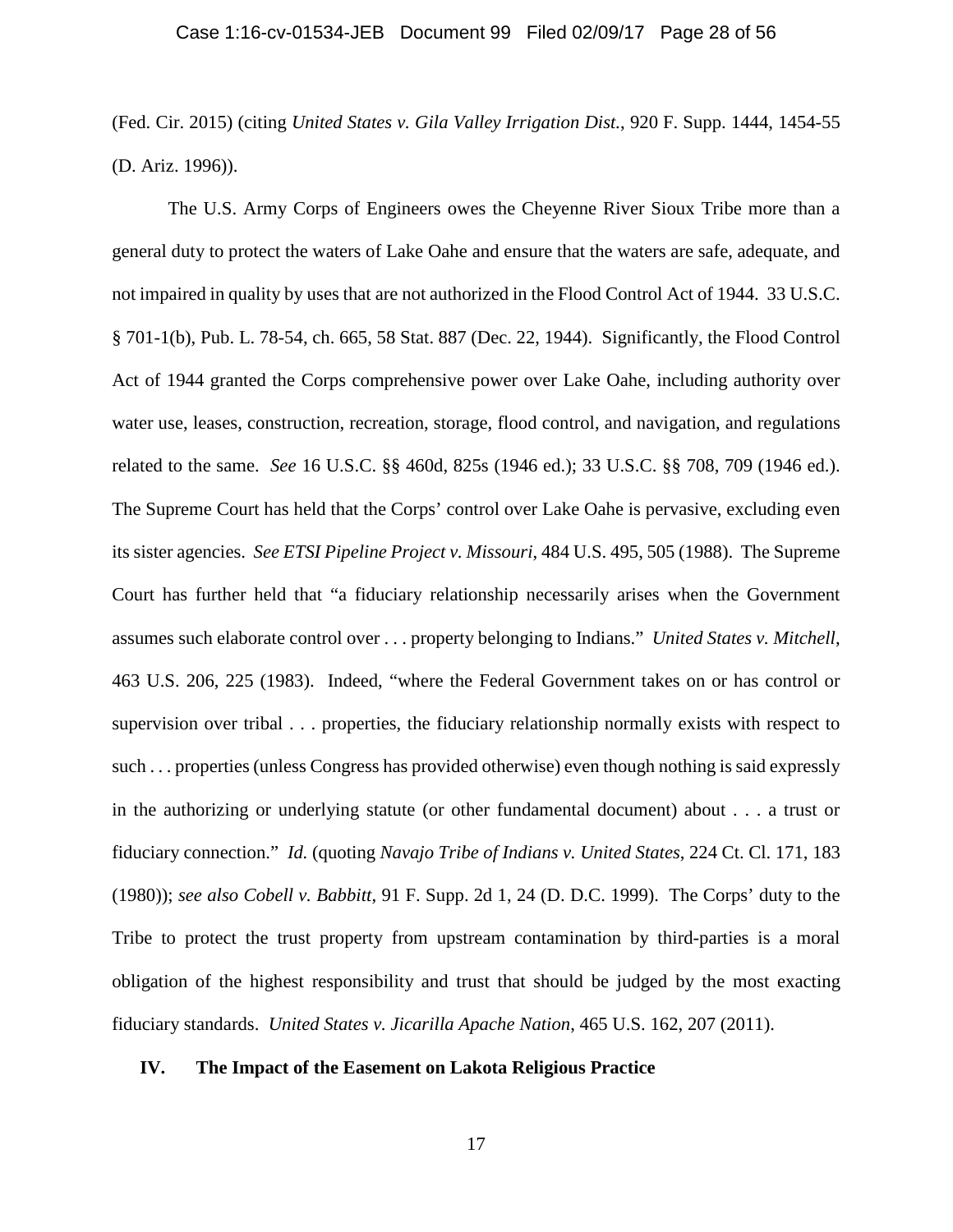(Fed. Cir. 2015) (citing *United States v. Gila Valley Irrigation Dist.*, 920 F. Supp. 1444, 1454-55 (D. Ariz. 1996)).

The U.S. Army Corps of Engineers owes the Cheyenne River Sioux Tribe more than a general duty to protect the waters of Lake Oahe and ensure that the waters are safe, adequate, and not impaired in quality by uses that are not authorized in the Flood Control Act of 1944. 33 U.S.C. § 701-1(b), Pub. L. 78-54, ch. 665, 58 Stat. 887 (Dec. 22, 1944). Significantly, the Flood Control Act of 1944 granted the Corps comprehensive power over Lake Oahe, including authority over water use, leases, construction, recreation, storage, flood control, and navigation, and regulations related to the same. *See* 16 U.S.C. §§ 460d, 825s (1946 ed.); 33 U.S.C. §§ 708, 709 (1946 ed.). The Supreme Court has held that the Corps' control over Lake Oahe is pervasive, excluding even its sister agencies. *See ETSI Pipeline Project v. Missouri*, 484 U.S. 495, 505 (1988). The Supreme Court has further held that "a fiduciary relationship necessarily arises when the Government assumes such elaborate control over . . . property belonging to Indians." *United States v. Mitchell*, 463 U.S. 206, 225 (1983). Indeed, "where the Federal Government takes on or has control or supervision over tribal . . . properties, the fiduciary relationship normally exists with respect to such . . . properties (unless Congress has provided otherwise) even though nothing is said expressly in the authorizing or underlying statute (or other fundamental document) about . . . a trust or fiduciary connection." *Id.* (quoting *Navajo Tribe of Indians v. United States*, 224 Ct. Cl. 171, 183 (1980)); *see also Cobell v. Babbitt*, 91 F. Supp. 2d 1, 24 (D. D.C. 1999). The Corps' duty to the Tribe to protect the trust property from upstream contamination by third-parties is a moral obligation of the highest responsibility and trust that should be judged by the most exacting fiduciary standards. *United States v. Jicarilla Apache Nation*, 465 U.S. 162, 207 (2011).

## IV. The Impact of the Easement on Lakota Religious Practice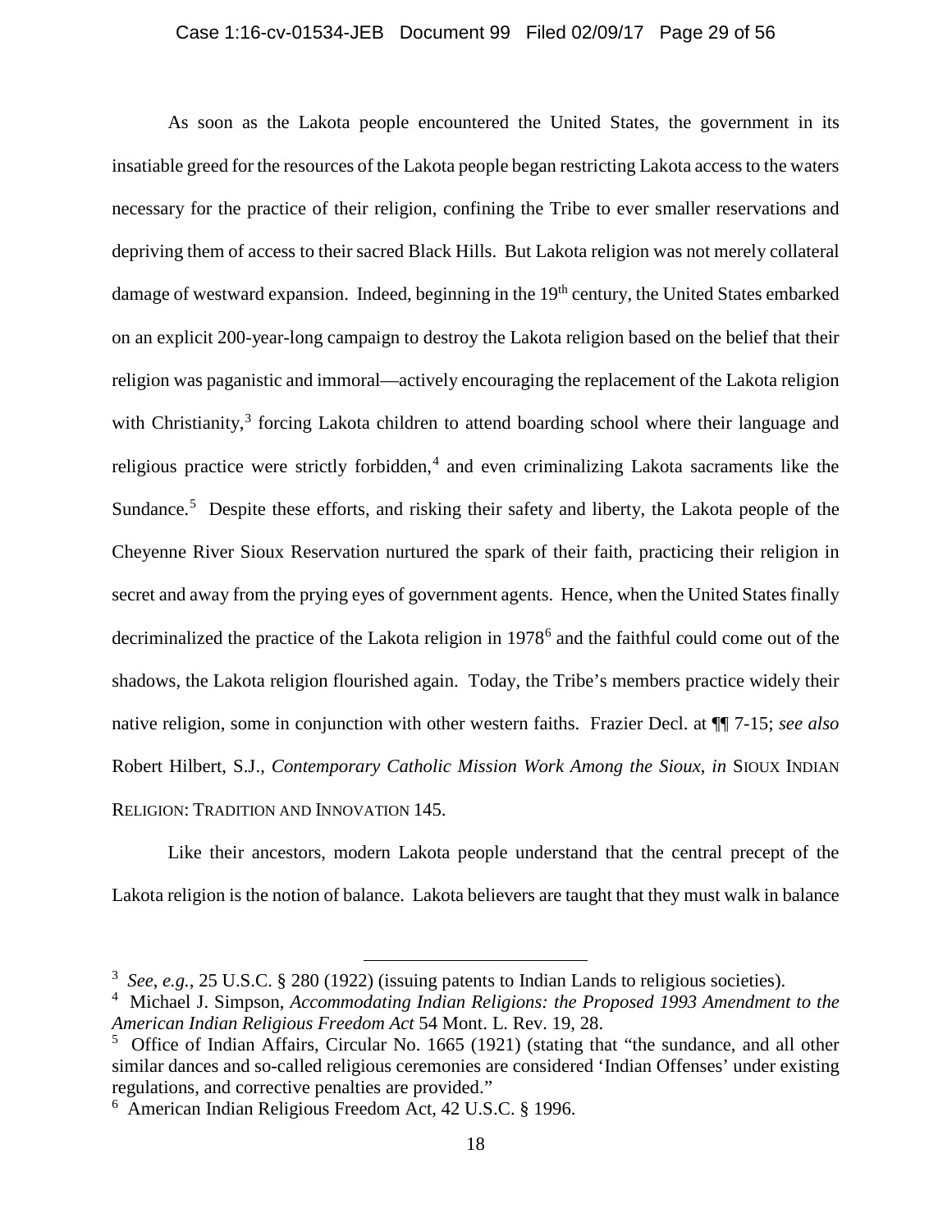As soon as the Lakota people encountered the United States, the government in its insatiable greed for the resources of the Lakota people began restricting Lakota access to the waters necessary for the practice of their religion, confining the Tribe to ever smaller reservations and depriving them of access to their sacred Black Hills. But Lakota religion was not merely collateral damage of westward expansion. Indeed, beginning in the 19th century, the United States embarked on an explicit 200-year-long campaign to destroy the Lakota religion based on the belief that their religion was paganistic and immoral—actively encouraging the replacement of the Lakota religion with Christianity,[3] forcing Lakota children to attend boarding school where their language and religious practice were strictly forbidden,[4] and even criminalizing Lakota sacraments like the Sundance.[5] Despite these efforts, and risking their safety and liberty, the Lakota people of the Cheyenne River Sioux Reservation nurtured the spark of their faith, practicing their religion in secret and away from the prying eyes of government agents. Hence, when the United States finally decriminalized the practice of the Lakota religion in 1978[6] and the faithful could come out of the shadows, the Lakota religion flourished again. Today, the Tribe's members practice widely their native religion, some in conjunction with other western faiths. Frazier Decl. at ¶¶ 7-15; *see also* Robert Hilbert, S.J., *Contemporary Catholic Mission Work Among the Sioux*, *in* SIOUX INDIAN RELIGION: TRADITION AND INNOVATION 145.

Like their ancestors, modern Lakota people understand that the central precept of the Lakota religion is the notion of balance. Lakota believers are taught that they must walk in balance

---

[3] *See*, *e.g.*, 25 U.S.C. § 280 (1922) (issuing patents to Indian Lands to religious societies).

[4] Michael J. Simpson, *Accommodating Indian Religions: the Proposed 1993 Amendment to the American Indian Religious Freedom Act* 54 Mont. L. Rev. 19, 28.

[5] Office of Indian Affairs, Circular No. 1665 (1921) (stating that "the sundance, and all other similar dances and so-called religious ceremonies are considered 'Indian Offenses' under existing regulations, and corrective penalties are provided."

[6] American Indian Religious Freedom Act, 42 U.S.C. § 1996.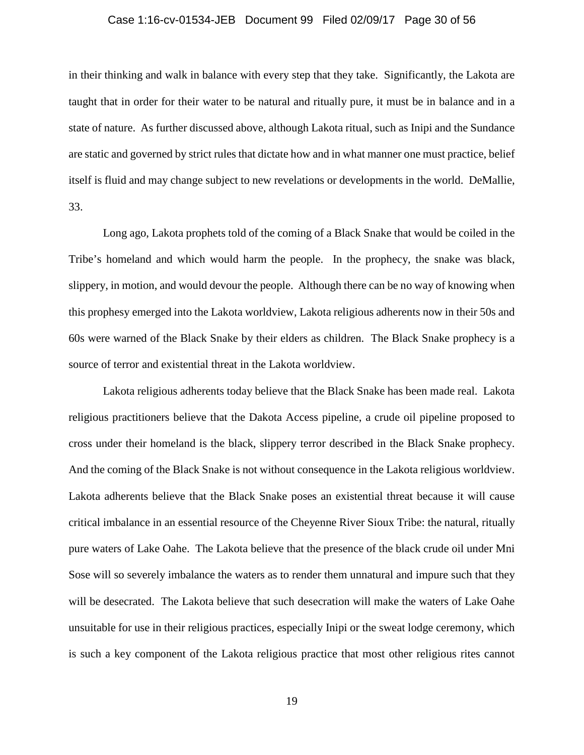in their thinking and walk in balance with every step that they take. Significantly, the Lakota are taught that in order for their water to be natural and ritually pure, it must be in balance and in a state of nature. As further discussed above, although Lakota ritual, such as Inipi and the Sundance are static and governed by strict rules that dictate how and in what manner one must practice, belief itself is fluid and may change subject to new revelations or developments in the world. DeMallie, 33.

Long ago, Lakota prophets told of the coming of a Black Snake that would be coiled in the Tribe's homeland and which would harm the people. In the prophecy, the snake was black, slippery, in motion, and would devour the people. Although there can be no way of knowing when this prophesy emerged into the Lakota worldview, Lakota religious adherents now in their 50s and 60s were warned of the Black Snake by their elders as children. The Black Snake prophecy is a source of terror and existential threat in the Lakota worldview.

Lakota religious adherents today believe that the Black Snake has been made real. Lakota religious practitioners believe that the Dakota Access pipeline, a crude oil pipeline proposed to cross under their homeland is the black, slippery terror described in the Black Snake prophecy. And the coming of the Black Snake is not without consequence in the Lakota religious worldview. Lakota adherents believe that the Black Snake poses an existential threat because it will cause critical imbalance in an essential resource of the Cheyenne River Sioux Tribe: the natural, ritually pure waters of Lake Oahe. The Lakota believe that the presence of the black crude oil under Mni Sose will so severely imbalance the waters as to render them unnatural and impure such that they will be desecrated. The Lakota believe that such desecration will make the waters of Lake Oahe unsuitable for use in their religious practices, especially Inipi or the sweat lodge ceremony, which is such a key component of the Lakota religious practice that most other religious rites cannot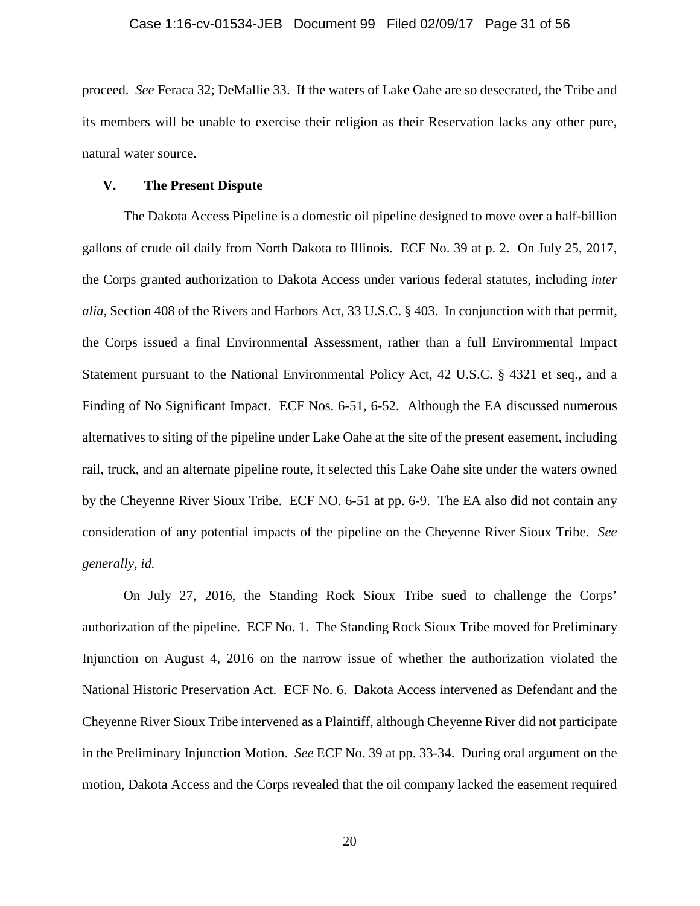proceed. *See* Feraca 32; DeMallie 33. If the waters of Lake Oahe are so desecrated, the Tribe and its members will be unable to exercise their religion as their Reservation lacks any other pure, natural water source.

## V. The Present Dispute

The Dakota Access Pipeline is a domestic oil pipeline designed to move over a half-billion gallons of crude oil daily from North Dakota to Illinois. ECF No. 39 at p. 2. On July 25, 2017, the Corps granted authorization to Dakota Access under various federal statutes, including *inter alia*, Section 408 of the Rivers and Harbors Act, 33 U.S.C. § 403. In conjunction with that permit, the Corps issued a final Environmental Assessment, rather than a full Environmental Impact Statement pursuant to the National Environmental Policy Act, 42 U.S.C. § 4321 et seq., and a Finding of No Significant Impact. ECF Nos. 6-51, 6-52. Although the EA discussed numerous alternatives to siting of the pipeline under Lake Oahe at the site of the present easement, including rail, truck, and an alternate pipeline route, it selected this Lake Oahe site under the waters owned by the Cheyenne River Sioux Tribe. ECF NO. 6-51 at pp. 6-9. The EA also did not contain any consideration of any potential impacts of the pipeline on the Cheyenne River Sioux Tribe. *See generally*, *id.*

On July 27, 2016, the Standing Rock Sioux Tribe sued to challenge the Corps' authorization of the pipeline. ECF No. 1. The Standing Rock Sioux Tribe moved for Preliminary Injunction on August 4, 2016 on the narrow issue of whether the authorization violated the National Historic Preservation Act. ECF No. 6. Dakota Access intervened as Defendant and the Cheyenne River Sioux Tribe intervened as a Plaintiff, although Cheyenne River did not participate in the Preliminary Injunction Motion. *See* ECF No. 39 at pp. 33-34. During oral argument on the motion, Dakota Access and the Corps revealed that the oil company lacked the easement required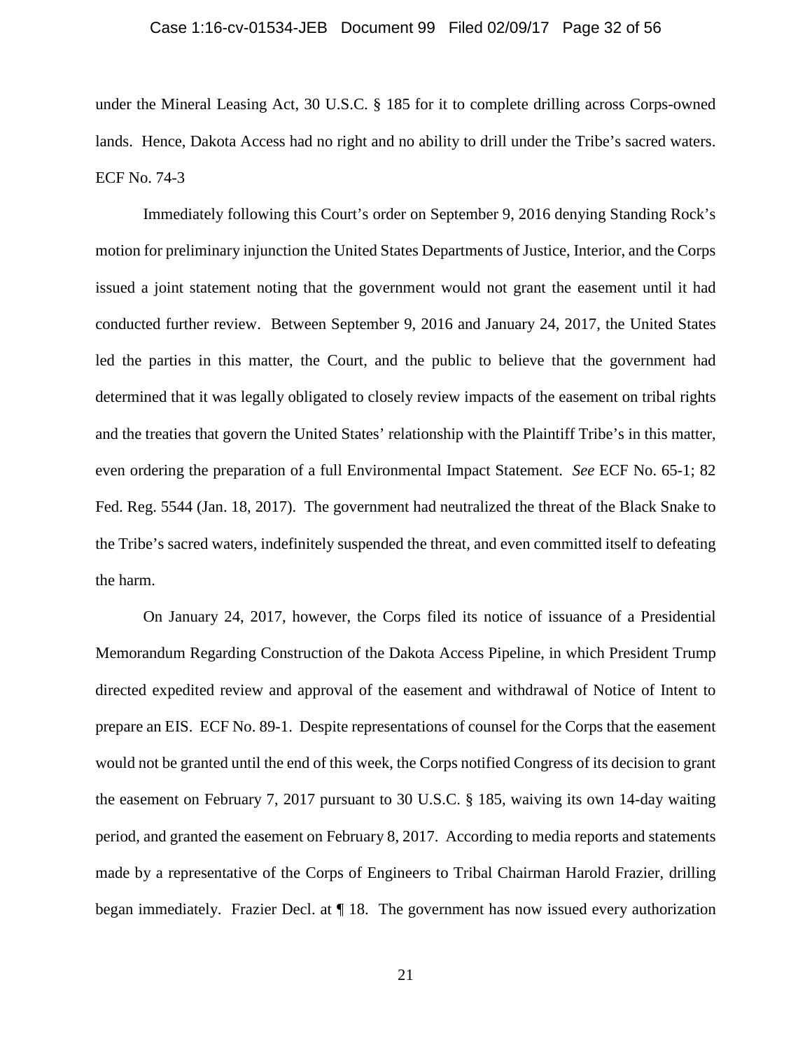under the Mineral Leasing Act, 30 U.S.C. § 185 for it to complete drilling across Corps-owned lands. Hence, Dakota Access had no right and no ability to drill under the Tribe's sacred waters. ECF No. 74-3

Immediately following this Court's order on September 9, 2016 denying Standing Rock's motion for preliminary injunction the United States Departments of Justice, Interior, and the Corps issued a joint statement noting that the government would not grant the easement until it had conducted further review. Between September 9, 2016 and January 24, 2017, the United States led the parties in this matter, the Court, and the public to believe that the government had determined that it was legally obligated to closely review impacts of the easement on tribal rights and the treaties that govern the United States' relationship with the Plaintiff Tribe's in this matter, even ordering the preparation of a full Environmental Impact Statement. *See* ECF No. 65-1; 82 Fed. Reg. 5544 (Jan. 18, 2017). The government had neutralized the threat of the Black Snake to the Tribe's sacred waters, indefinitely suspended the threat, and even committed itself to defeating the harm.

On January 24, 2017, however, the Corps filed its notice of issuance of a Presidential Memorandum Regarding Construction of the Dakota Access Pipeline, in which President Trump directed expedited review and approval of the easement and withdrawal of Notice of Intent to prepare an EIS. ECF No. 89-1. Despite representations of counsel for the Corps that the easement would not be granted until the end of this week, the Corps notified Congress of its decision to grant the easement on February 7, 2017 pursuant to 30 U.S.C. § 185, waiving its own 14-day waiting period, and granted the easement on February 8, 2017. According to media reports and statements made by a representative of the Corps of Engineers to Tribal Chairman Harold Frazier, drilling began immediately. Frazier Decl. at ¶ 18. The government has now issued every authorization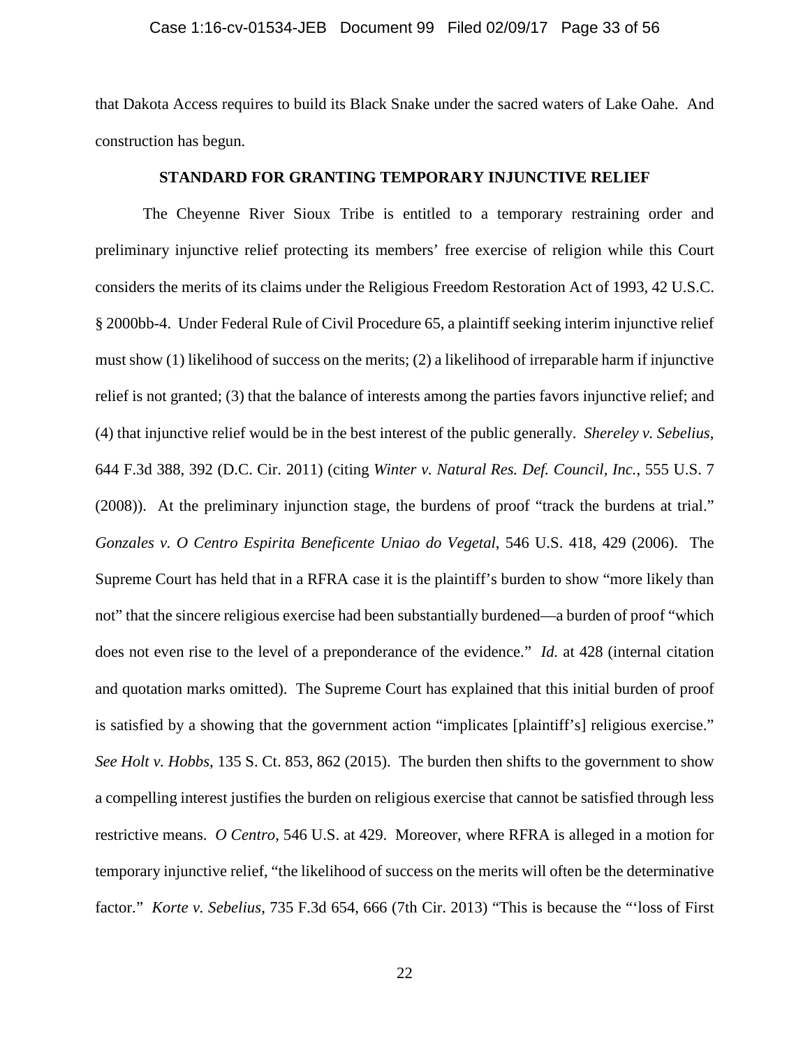that Dakota Access requires to build its Black Snake under the sacred waters of Lake Oahe. And construction has begun.

## STANDARD FOR GRANTING TEMPORARY INJUNCTIVE RELIEF

The Cheyenne River Sioux Tribe is entitled to a temporary restraining order and preliminary injunctive relief protecting its members' free exercise of religion while this Court considers the merits of its claims under the Religious Freedom Restoration Act of 1993, 42 U.S.C. § 2000bb-4. Under Federal Rule of Civil Procedure 65, a plaintiff seeking interim injunctive relief must show (1) likelihood of success on the merits; (2) a likelihood of irreparable harm if injunctive relief is not granted; (3) that the balance of interests among the parties favors injunctive relief; and (4) that injunctive relief would be in the best interest of the public generally. *Shereley v. Sebelius*, 644 F.3d 388, 392 (D.C. Cir. 2011) (citing *Winter v. Natural Res. Def. Council, Inc.*, 555 U.S. 7 (2008)). At the preliminary injunction stage, the burdens of proof "track the burdens at trial." *Gonzales v. O Centro Espirita Beneficente Uniao do Vegetal*, 546 U.S. 418, 429 (2006). The Supreme Court has held that in a RFRA case it is the plaintiff's burden to show "more likely than not" that the sincere religious exercise had been substantially burdened—a burden of proof "which does not even rise to the level of a preponderance of the evidence." *Id.* at 428 (internal citation and quotation marks omitted). The Supreme Court has explained that this initial burden of proof is satisfied by a showing that the government action "implicates [plaintiff's] religious exercise." *See Holt v. Hobbs*, 135 S. Ct. 853, 862 (2015). The burden then shifts to the government to show a compelling interest justifies the burden on religious exercise that cannot be satisfied through less restrictive means. *O Centro*, 546 U.S. at 429. Moreover, where RFRA is alleged in a motion for temporary injunctive relief, "the likelihood of success on the merits will often be the determinative factor." *Korte v. Sebelius*, 735 F.3d 654, 666 (7th Cir. 2013) "This is because the "'loss of First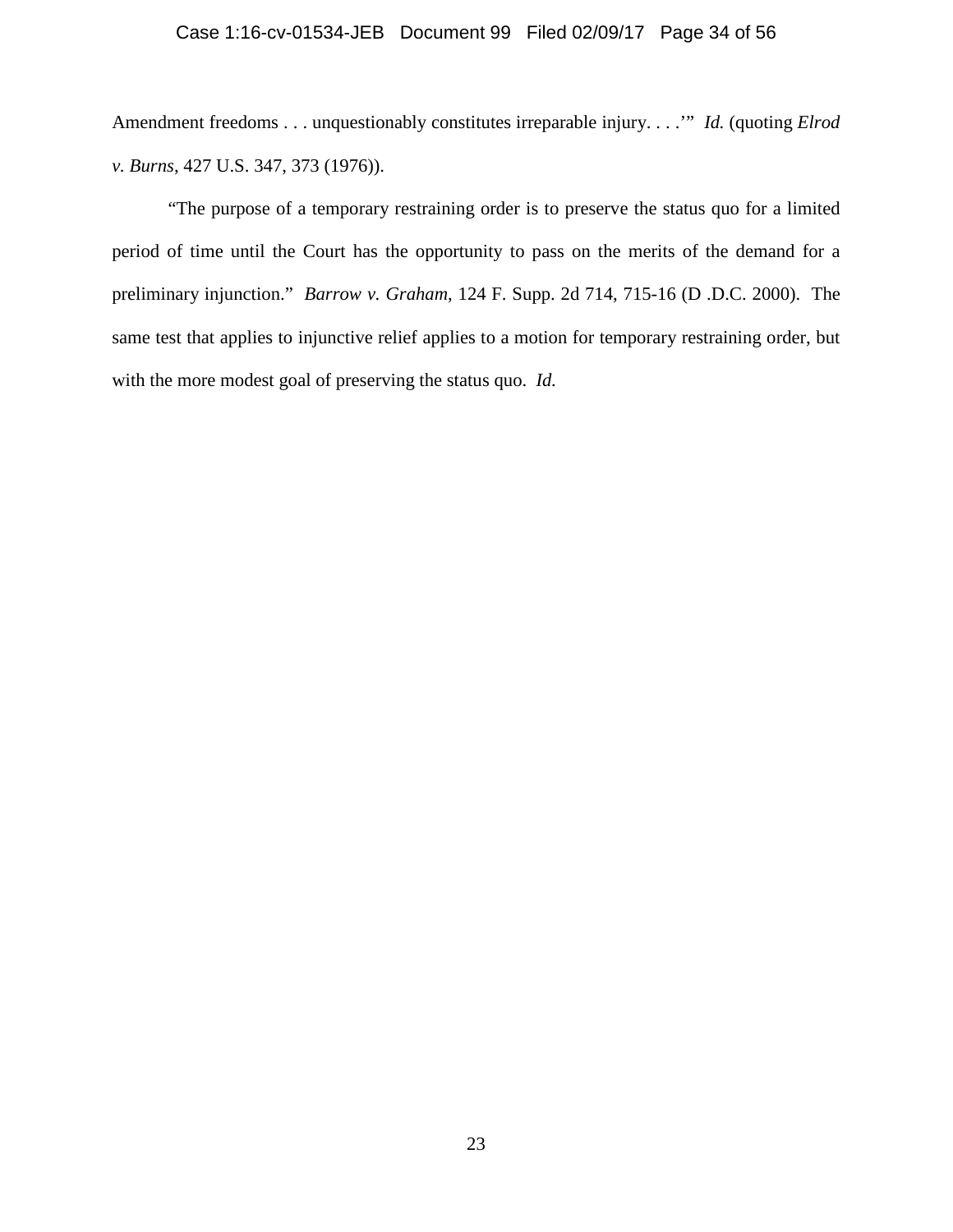Amendment freedoms . . . unquestionably constitutes irreparable injury. . . .'" *Id.* (quoting *Elrod v. Burns*, 427 U.S. 347, 373 (1976)).

"The purpose of a temporary restraining order is to preserve the status quo for a limited period of time until the Court has the opportunity to pass on the merits of the demand for a preliminary injunction." *Barrow v. Graham*, 124 F. Supp. 2d 714, 715-16 (D .D.C. 2000). The same test that applies to injunctive relief applies to a motion for temporary restraining order, but with the more modest goal of preserving the status quo. *Id.*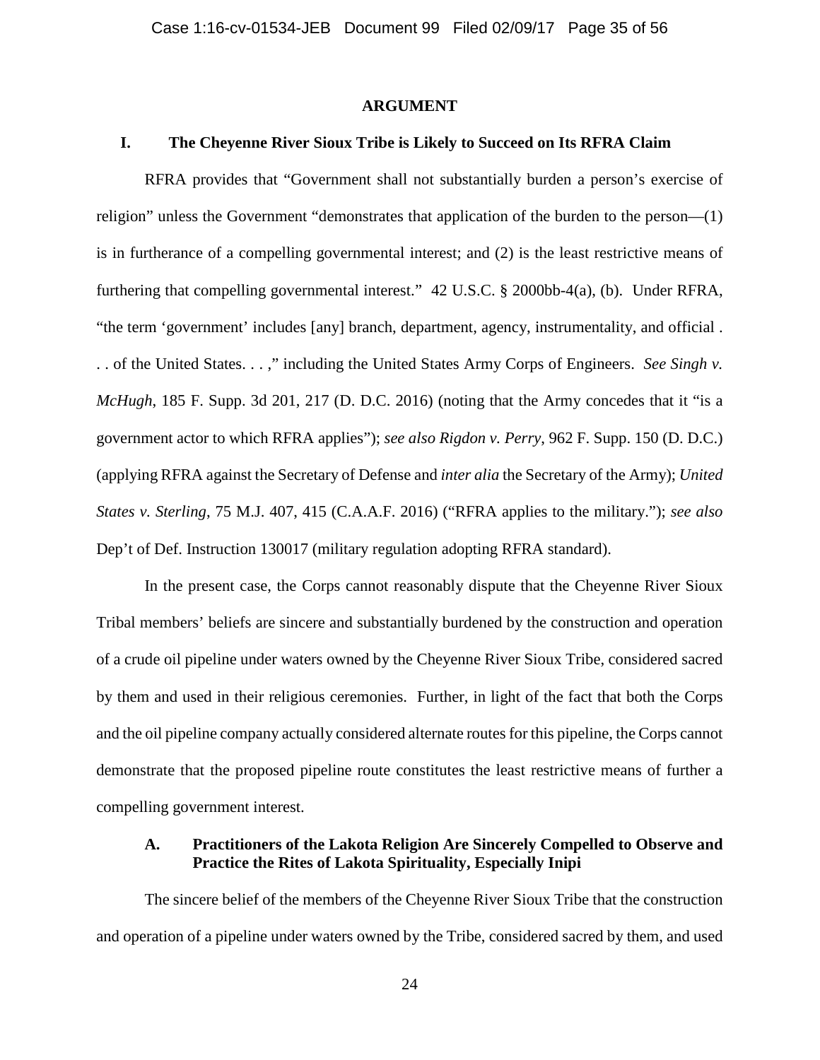## ARGUMENT

### I. The Cheyenne River Sioux Tribe is Likely to Succeed on Its RFRA Claim

RFRA provides that "Government shall not substantially burden a person's exercise of religion" unless the Government "demonstrates that application of the burden to the person—(1) is in furtherance of a compelling governmental interest; and (2) is the least restrictive means of furthering that compelling governmental interest." 42 U.S.C. § 2000bb-4(a), (b). Under RFRA, "the term 'government' includes [any] branch, department, agency, instrumentality, and official . . . of the United States. . . ," including the United States Army Corps of Engineers. *See Singh v. McHugh*, 185 F. Supp. 3d 201, 217 (D. D.C. 2016) (noting that the Army concedes that it "is a government actor to which RFRA applies"); *see also Rigdon v. Perry*, 962 F. Supp. 150 (D. D.C.) (applying RFRA against the Secretary of Defense and *inter alia* the Secretary of the Army); *United States v. Sterling*, 75 M.J. 407, 415 (C.A.A.F. 2016) ("RFRA applies to the military."); *see also* Dep't of Def. Instruction 130017 (military regulation adopting RFRA standard).

In the present case, the Corps cannot reasonably dispute that the Cheyenne River Sioux Tribal members' beliefs are sincere and substantially burdened by the construction and operation of a crude oil pipeline under waters owned by the Cheyenne River Sioux Tribe, considered sacred by them and used in their religious ceremonies. Further, in light of the fact that both the Corps and the oil pipeline company actually considered alternate routes for this pipeline, the Corps cannot demonstrate that the proposed pipeline route constitutes the least restrictive means of further a compelling government interest.

#### A. Practitioners of the Lakota Religion Are Sincerely Compelled to Observe and Practice the Rites of Lakota Spirituality, Especially Inipi

The sincere belief of the members of the Cheyenne River Sioux Tribe that the construction and operation of a pipeline under waters owned by the Tribe, considered sacred by them, and used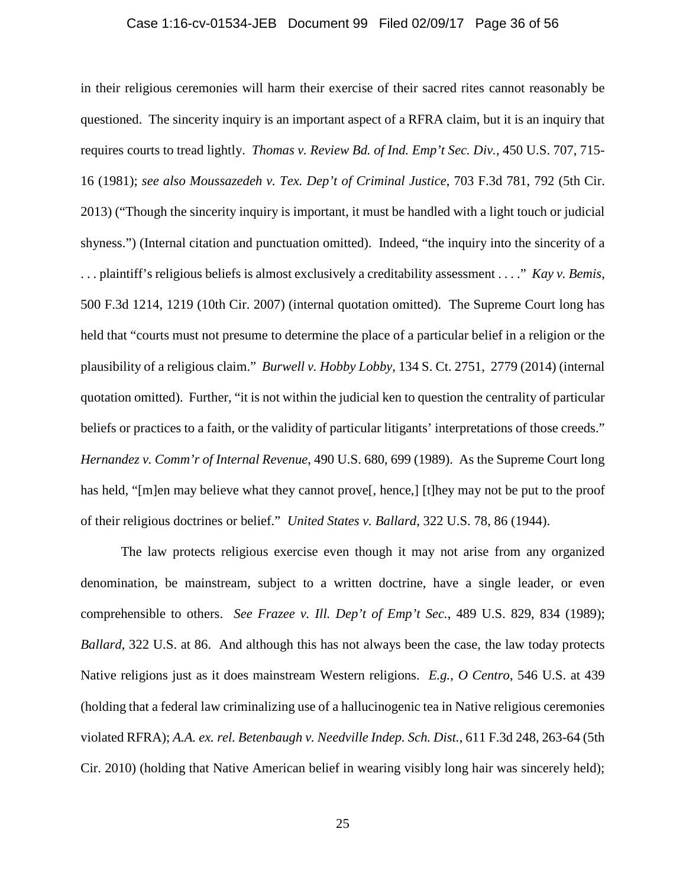in their religious ceremonies will harm their exercise of their sacred rites cannot reasonably be questioned. The sincerity inquiry is an important aspect of a RFRA claim, but it is an inquiry that requires courts to tread lightly. *Thomas v. Review Bd. of Ind. Emp't Sec. Div.*, 450 U.S. 707, 715-16 (1981); *see also Moussazedeh v. Tex. Dep't of Criminal Justice*, 703 F.3d 781, 792 (5th Cir. 2013) ("Though the sincerity inquiry is important, it must be handled with a light touch or judicial shyness.") (Internal citation and punctuation omitted). Indeed, "the inquiry into the sincerity of a . . . plaintiff's religious beliefs is almost exclusively a creditability assessment . . . ." *Kay v. Bemis*, 500 F.3d 1214, 1219 (10th Cir. 2007) (internal quotation omitted). The Supreme Court long has held that "courts must not presume to determine the place of a particular belief in a religion or the plausibility of a religious claim." *Burwell v. Hobby Lobby*, 134 S. Ct. 2751, 2779 (2014) (internal quotation omitted). Further, "it is not within the judicial ken to question the centrality of particular beliefs or practices to a faith, or the validity of particular litigants' interpretations of those creeds." *Hernandez v. Comm'r of Internal Revenue*, 490 U.S. 680, 699 (1989). As the Supreme Court long has held, "[m]en may believe what they cannot prove[, hence,] [t]hey may not be put to the proof of their religious doctrines or belief." *United States v. Ballard*, 322 U.S. 78, 86 (1944).

The law protects religious exercise even though it may not arise from any organized denomination, be mainstream, subject to a written doctrine, have a single leader, or even comprehensible to others. *See Frazee v. Ill. Dep't of Emp't Sec.*, 489 U.S. 829, 834 (1989); *Ballard*, 322 U.S. at 86. And although this has not always been the case, the law today protects Native religions just as it does mainstream Western religions. *E.g.*, *O Centro*, 546 U.S. at 439 (holding that a federal law criminalizing use of a hallucinogenic tea in Native religious ceremonies violated RFRA); *A.A. ex. rel. Betenbaugh v. Needville Indep. Sch. Dist.*, 611 F.3d 248, 263-64 (5th Cir. 2010) (holding that Native American belief in wearing visibly long hair was sincerely held);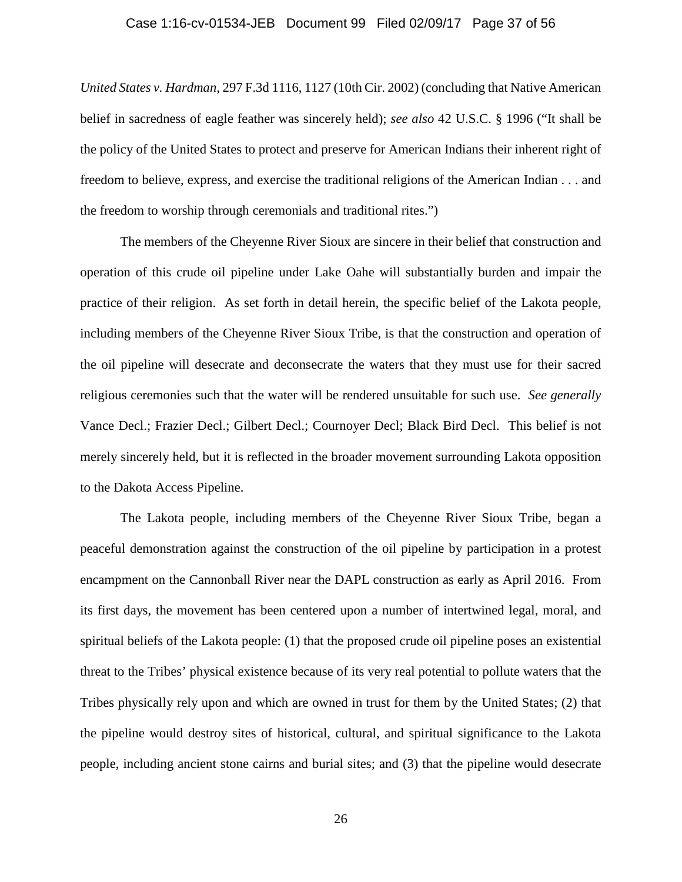*United States v. Hardman*, 297 F.3d 1116, 1127 (10th Cir. 2002) (concluding that Native American belief in sacredness of eagle feather was sincerely held); *see also* 42 U.S.C. § 1996 ("It shall be the policy of the United States to protect and preserve for American Indians their inherent right of freedom to believe, express, and exercise the traditional religions of the American Indian . . . and the freedom to worship through ceremonials and traditional rites.")

The members of the Cheyenne River Sioux are sincere in their belief that construction and operation of this crude oil pipeline under Lake Oahe will substantially burden and impair the practice of their religion. As set forth in detail herein, the specific belief of the Lakota people, including members of the Cheyenne River Sioux Tribe, is that the construction and operation of the oil pipeline will desecrate and deconsecrate the waters that they must use for their sacred religious ceremonies such that the water will be rendered unsuitable for such use. *See generally* Vance Decl.; Frazier Decl.; Gilbert Decl.; Cournoyer Decl; Black Bird Decl. This belief is not merely sincerely held, but it is reflected in the broader movement surrounding Lakota opposition to the Dakota Access Pipeline.

The Lakota people, including members of the Cheyenne River Sioux Tribe, began a peaceful demonstration against the construction of the oil pipeline by participation in a protest encampment on the Cannonball River near the DAPL construction as early as April 2016. From its first days, the movement has been centered upon a number of intertwined legal, moral, and spiritual beliefs of the Lakota people: (1) that the proposed crude oil pipeline poses an existential threat to the Tribes' physical existence because of its very real potential to pollute waters that the Tribes physically rely upon and which are owned in trust for them by the United States; (2) that the pipeline would destroy sites of historical, cultural, and spiritual significance to the Lakota people, including ancient stone cairns and burial sites; and (3) that the pipeline would desecrate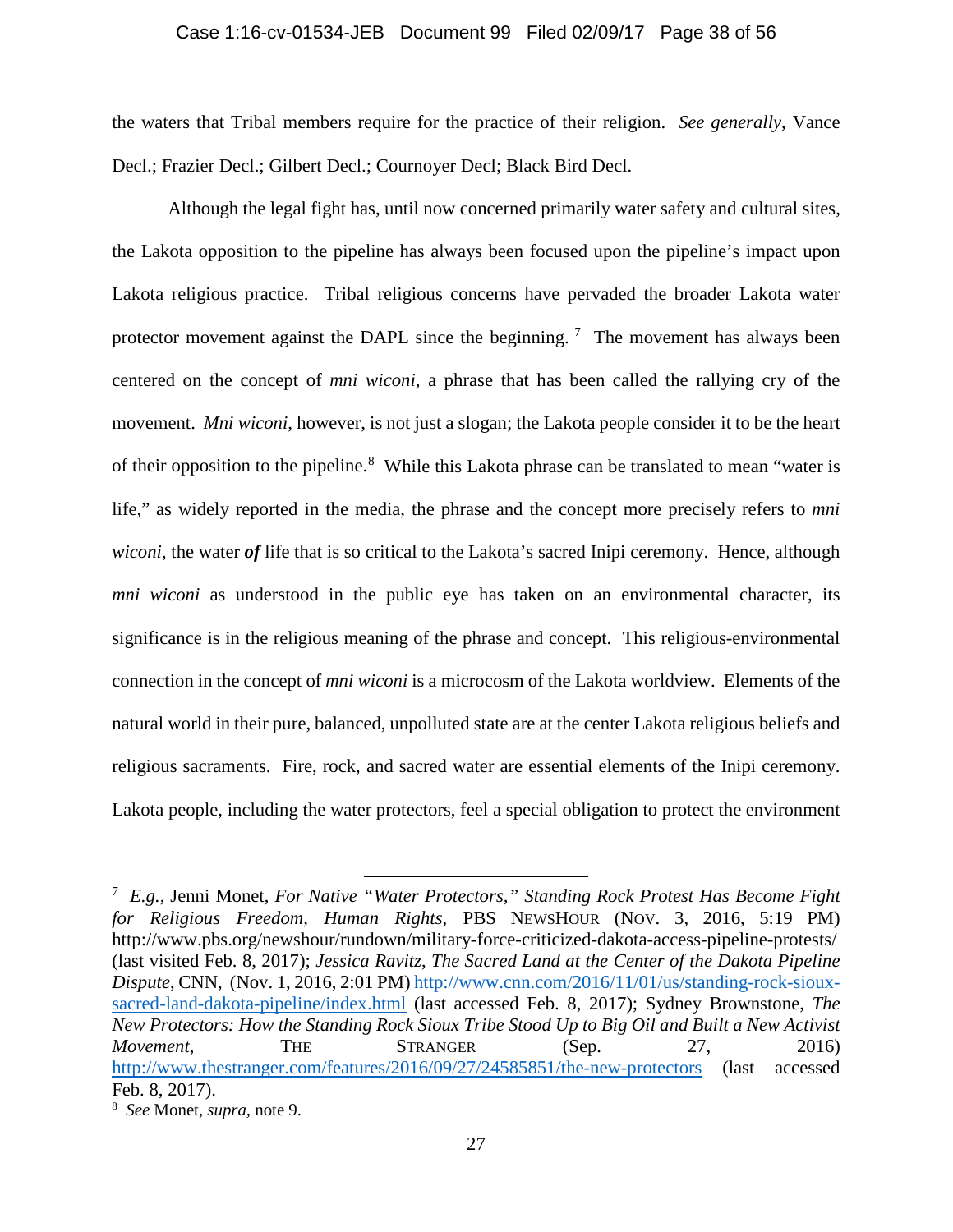the waters that Tribal members require for the practice of their religion. *See generally*, Vance Decl.; Frazier Decl.; Gilbert Decl.; Cournoyer Decl; Black Bird Decl.

Although the legal fight has, until now concerned primarily water safety and cultural sites, the Lakota opposition to the pipeline has always been focused upon the pipeline's impact upon Lakota religious practice. Tribal religious concerns have pervaded the broader Lakota water protector movement against the DAPL since the beginning.[7] The movement has always been centered on the concept of *mni wiconi*, a phrase that has been called the rallying cry of the movement. *Mni wiconi*, however, is not just a slogan; the Lakota people consider it to be the heart of their opposition to the pipeline.[8] While this Lakota phrase can be translated to mean "water is life," as widely reported in the media, the phrase and the concept more precisely refers to *mni wiconi*, the water ***of*** life that is so critical to the Lakota's sacred Inipi ceremony. Hence, although *mni wiconi* as understood in the public eye has taken on an environmental character, its significance is in the religious meaning of the phrase and concept. This religious-environmental connection in the concept of *mni wiconi* is a microcosm of the Lakota worldview. Elements of the natural world in their pure, balanced, unpolluted state are at the center Lakota religious beliefs and religious sacraments. Fire, rock, and sacred water are essential elements of the Inipi ceremony. Lakota people, including the water protectors, feel a special obligation to protect the environment

---

[7] *E.g.*, Jenni Monet, *For Native "Water Protectors," Standing Rock Protest Has Become Fight for Religious Freedom, Human Rights*, PBS NEWSHOUR (NOV. 3, 2016, 5:19 PM) http://www.pbs.org/newshour/rundown/military-force-criticized-dakota-access-pipeline-protests/ (last visited Feb. 8, 2017); *Jessica Ravitz*, *The Sacred Land at the Center of the Dakota Pipeline Dispute*, CNN, (Nov. 1, 2016, 2:01 PM) http://www.cnn.com/2016/11/01/us/standing-rock-sioux-sacred-land-dakota-pipeline/index.html (last accessed Feb. 8, 2017); Sydney Brownstone, *The New Protectors: How the Standing Rock Sioux Tribe Stood Up to Big Oil and Built a New Activist Movement*, THE STRANGER (Sep. 27, 2016) http://www.thestranger.com/features/2016/09/27/24585851/the-new-protectors (last accessed Feb. 8, 2017).

[8] *See* Monet, *supra*, note 9.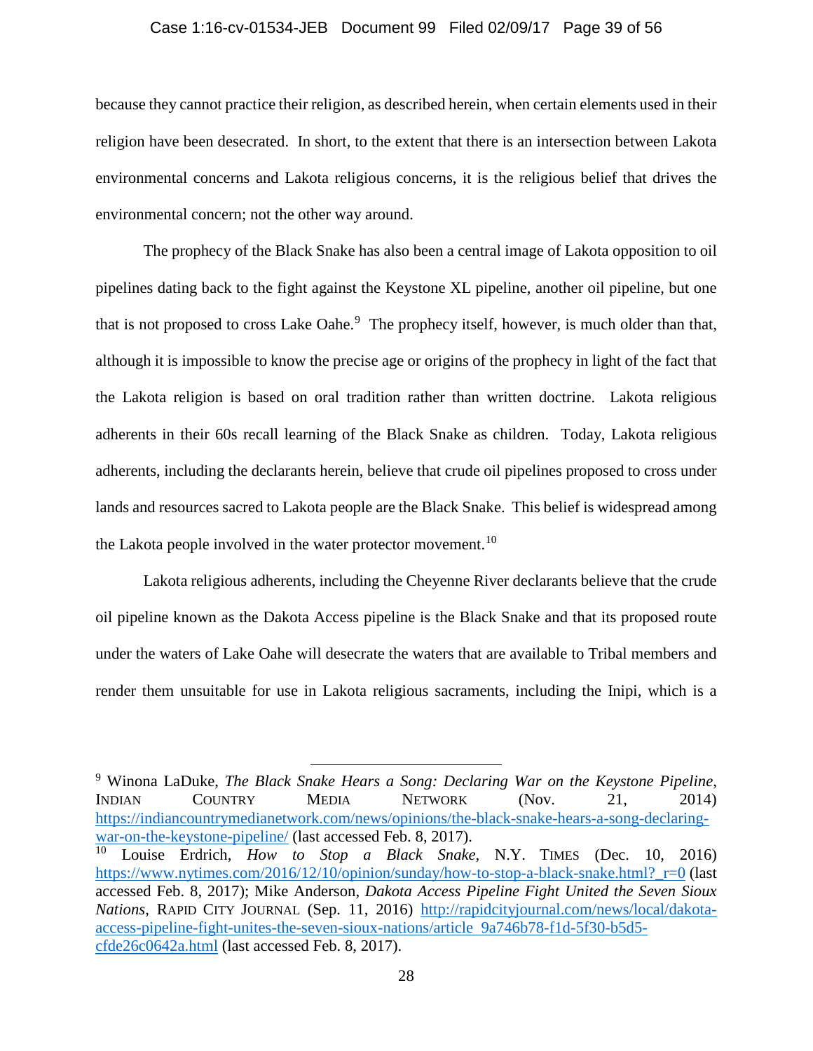because they cannot practice their religion, as described herein, when certain elements used in their religion have been desecrated. In short, to the extent that there is an intersection between Lakota environmental concerns and Lakota religious concerns, it is the religious belief that drives the environmental concern; not the other way around.

The prophecy of the Black Snake has also been a central image of Lakota opposition to oil pipelines dating back to the fight against the Keystone XL pipeline, another oil pipeline, but one that is not proposed to cross Lake Oahe.[9] The prophecy itself, however, is much older than that, although it is impossible to know the precise age or origins of the prophecy in light of the fact that the Lakota religion is based on oral tradition rather than written doctrine. Lakota religious adherents in their 60s recall learning of the Black Snake as children. Today, Lakota religious adherents, including the declarants herein, believe that crude oil pipelines proposed to cross under lands and resources sacred to Lakota people are the Black Snake. This belief is widespread among the Lakota people involved in the water protector movement.[10]

Lakota religious adherents, including the Cheyenne River declarants believe that the crude oil pipeline known as the Dakota Access pipeline is the Black Snake and that its proposed route under the waters of Lake Oahe will desecrate the waters that are available to Tribal members and render them unsuitable for use in Lakota religious sacraments, including the Inipi, which is a

---

[9] Winona LaDuke, *The Black Snake Hears a Song: Declaring War on the Keystone Pipeline*, INDIAN COUNTRY MEDIA NETWORK (Nov. 21, 2014) https://indiancountrymedianetwork.com/news/opinions/the-black-snake-hears-a-song-declaring-war-on-the-keystone-pipeline/ (last accessed Feb. 8, 2017).

[10] Louise Erdrich, *How to Stop a Black Snake*, N.Y. TIMES (Dec. 10, 2016) https://www.nytimes.com/2016/12/10/opinion/sunday/how-to-stop-a-black-snake.html?_r=0 (last accessed Feb. 8, 2017); Mike Anderson, *Dakota Access Pipeline Fight United the Seven Sioux Nations*, RAPID CITY JOURNAL (Sep. 11, 2016) http://rapidcityjournal.com/news/local/dakota-access-pipeline-fight-unites-the-seven-sioux-nations/article_9a746b78-f1d-5f30-b5d5-cfde26c0642a.html (last accessed Feb. 8, 2017).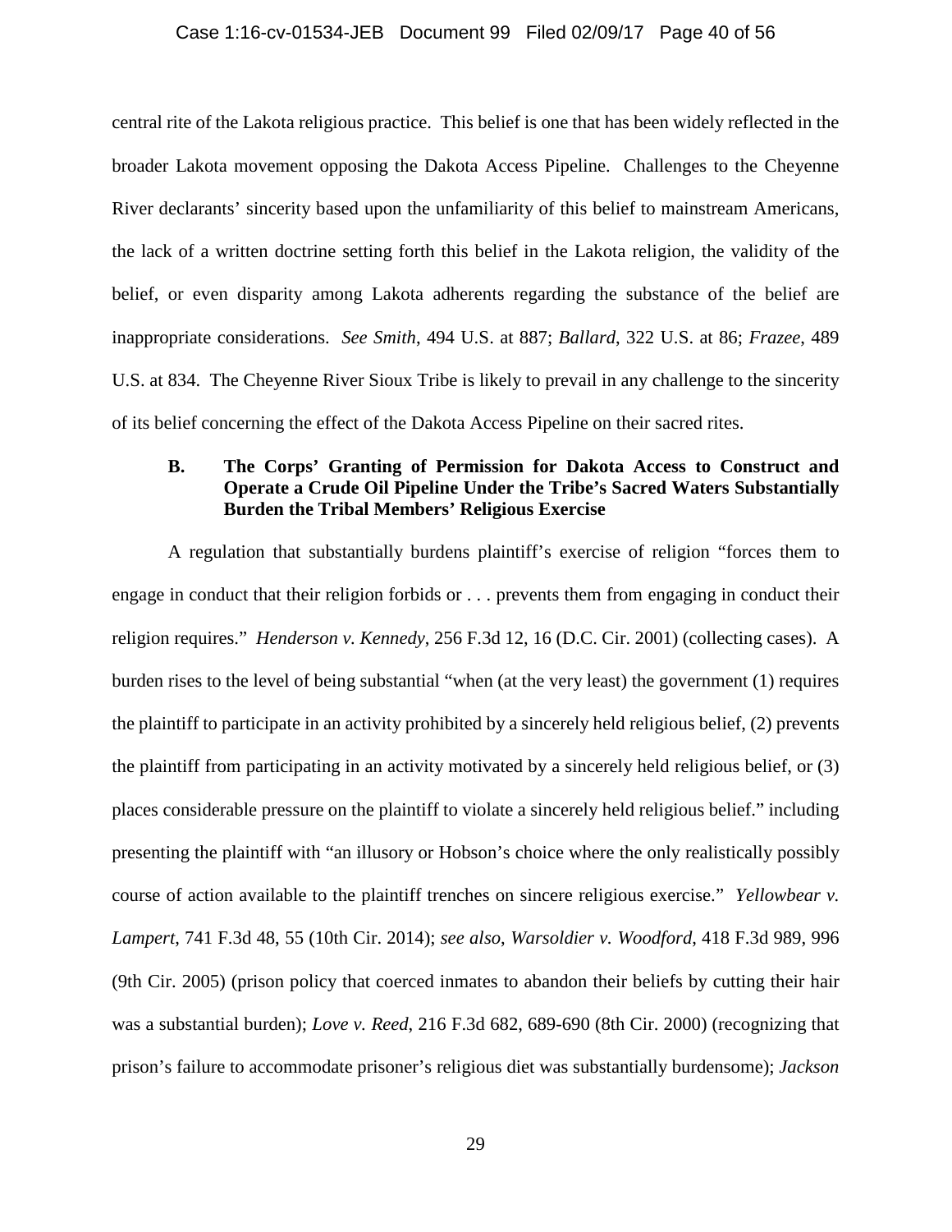central rite of the Lakota religious practice. This belief is one that has been widely reflected in the broader Lakota movement opposing the Dakota Access Pipeline. Challenges to the Cheyenne River declarants' sincerity based upon the unfamiliarity of this belief to mainstream Americans, the lack of a written doctrine setting forth this belief in the Lakota religion, the validity of the belief, or even disparity among Lakota adherents regarding the substance of the belief are inappropriate considerations. *See Smith*, 494 U.S. at 887; *Ballard*, 322 U.S. at 86; *Frazee*, 489 U.S. at 834. The Cheyenne River Sioux Tribe is likely to prevail in any challenge to the sincerity of its belief concerning the effect of the Dakota Access Pipeline on their sacred rites.

### B. The Corps' Granting of Permission for Dakota Access to Construct and Operate a Crude Oil Pipeline Under the Tribe's Sacred Waters Substantially Burden the Tribal Members' Religious Exercise

A regulation that substantially burdens plaintiff's exercise of religion "forces them to engage in conduct that their religion forbids or . . . prevents them from engaging in conduct their religion requires." *Henderson v. Kennedy*, 256 F.3d 12, 16 (D.C. Cir. 2001) (collecting cases). A burden rises to the level of being substantial "when (at the very least) the government (1) requires the plaintiff to participate in an activity prohibited by a sincerely held religious belief, (2) prevents the plaintiff from participating in an activity motivated by a sincerely held religious belief, or (3) places considerable pressure on the plaintiff to violate a sincerely held religious belief." including presenting the plaintiff with "an illusory or Hobson's choice where the only realistically possibly course of action available to the plaintiff trenches on sincere religious exercise." *Yellowbear v. Lampert*, 741 F.3d 48, 55 (10th Cir. 2014); *see also*, *Warsoldier v. Woodford*, 418 F.3d 989, 996 (9th Cir. 2005) (prison policy that coerced inmates to abandon their beliefs by cutting their hair was a substantial burden); *Love v. Reed*, 216 F.3d 682, 689-690 (8th Cir. 2000) (recognizing that prison's failure to accommodate prisoner's religious diet was substantially burdensome); *Jackson*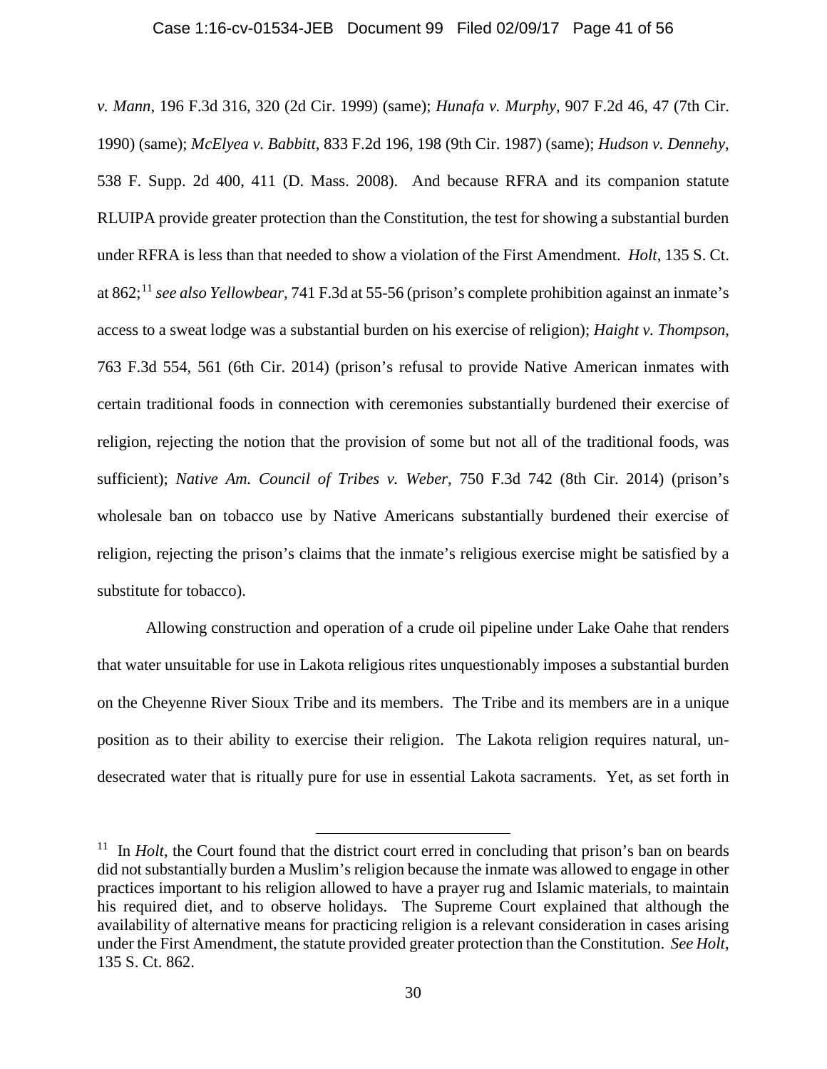*v. Mann*, 196 F.3d 316, 320 (2d Cir. 1999) (same); *Hunafa v. Murphy*, 907 F.2d 46, 47 (7th Cir. 1990) (same); *McElyea v. Babbitt*, 833 F.2d 196, 198 (9th Cir. 1987) (same); *Hudson v. Dennehy*, 538 F. Supp. 2d 400, 411 (D. Mass. 2008). And because RFRA and its companion statute RLUIPA provide greater protection than the Constitution, the test for showing a substantial burden under RFRA is less than that needed to show a violation of the First Amendment. *Holt*, 135 S. Ct. at 862;[11] *see also Yellowbear*, 741 F.3d at 55-56 (prison's complete prohibition against an inmate's access to a sweat lodge was a substantial burden on his exercise of religion); *Haight v. Thompson*, 763 F.3d 554, 561 (6th Cir. 2014) (prison's refusal to provide Native American inmates with certain traditional foods in connection with ceremonies substantially burdened their exercise of religion, rejecting the notion that the provision of some but not all of the traditional foods, was sufficient); *Native Am. Council of Tribes v. Weber*, 750 F.3d 742 (8th Cir. 2014) (prison's wholesale ban on tobacco use by Native Americans substantially burdened their exercise of religion, rejecting the prison's claims that the inmate's religious exercise might be satisfied by a substitute for tobacco).

Allowing construction and operation of a crude oil pipeline under Lake Oahe that renders that water unsuitable for use in Lakota religious rites unquestionably imposes a substantial burden on the Cheyenne River Sioux Tribe and its members. The Tribe and its members are in a unique position as to their ability to exercise their religion. The Lakota religion requires natural, un-desecrated water that is ritually pure for use in essential Lakota sacraments. Yet, as set forth in

---

[11] In *Holt*, the Court found that the district court erred in concluding that prison's ban on beards did not substantially burden a Muslim's religion because the inmate was allowed to engage in other practices important to his religion allowed to have a prayer rug and Islamic materials, to maintain his required diet, and to observe holidays. The Supreme Court explained that although the availability of alternative means for practicing religion is a relevant consideration in cases arising under the First Amendment, the statute provided greater protection than the Constitution. *See Holt*, 135 S. Ct. 862.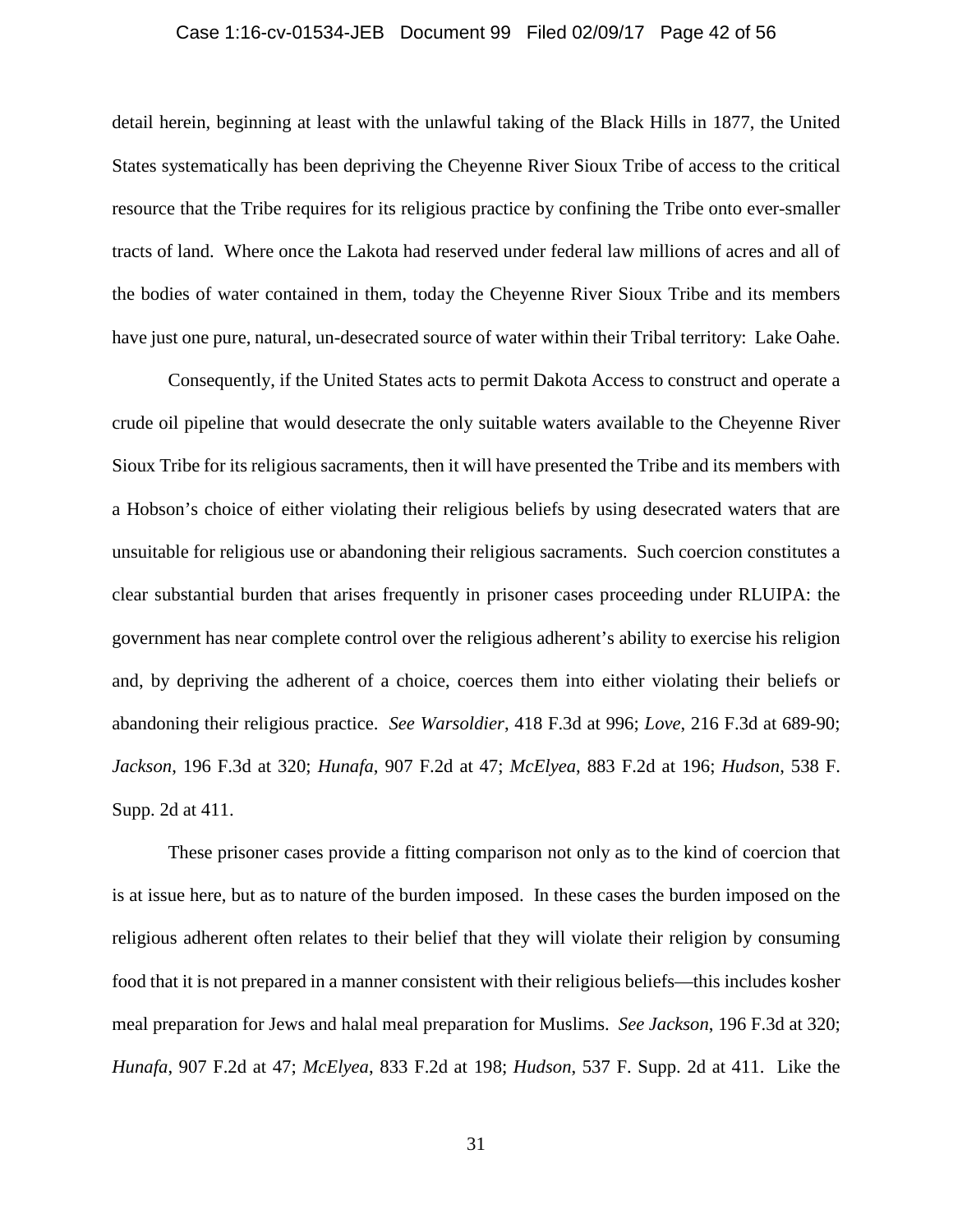detail herein, beginning at least with the unlawful taking of the Black Hills in 1877, the United States systematically has been depriving the Cheyenne River Sioux Tribe of access to the critical resource that the Tribe requires for its religious practice by confining the Tribe onto ever-smaller tracts of land. Where once the Lakota had reserved under federal law millions of acres and all of the bodies of water contained in them, today the Cheyenne River Sioux Tribe and its members have just one pure, natural, un-desecrated source of water within their Tribal territory: Lake Oahe.

Consequently, if the United States acts to permit Dakota Access to construct and operate a crude oil pipeline that would desecrate the only suitable waters available to the Cheyenne River Sioux Tribe for its religious sacraments, then it will have presented the Tribe and its members with a Hobson's choice of either violating their religious beliefs by using desecrated waters that are unsuitable for religious use or abandoning their religious sacraments. Such coercion constitutes a clear substantial burden that arises frequently in prisoner cases proceeding under RLUIPA: the government has near complete control over the religious adherent's ability to exercise his religion and, by depriving the adherent of a choice, coerces them into either violating their beliefs or abandoning their religious practice. *See Warsoldier*, 418 F.3d at 996; *Love*, 216 F.3d at 689-90; *Jackson*, 196 F.3d at 320; *Hunafa*, 907 F.2d at 47; *McElyea*, 883 F.2d at 196; *Hudson*, 538 F. Supp. 2d at 411.

These prisoner cases provide a fitting comparison not only as to the kind of coercion that is at issue here, but as to nature of the burden imposed. In these cases the burden imposed on the religious adherent often relates to their belief that they will violate their religion by consuming food that it is not prepared in a manner consistent with their religious beliefs—this includes kosher meal preparation for Jews and halal meal preparation for Muslims. *See Jackson*, 196 F.3d at 320; *Hunafa*, 907 F.2d at 47; *McElyea*, 833 F.2d at 198; *Hudson*, 537 F. Supp. 2d at 411. Like the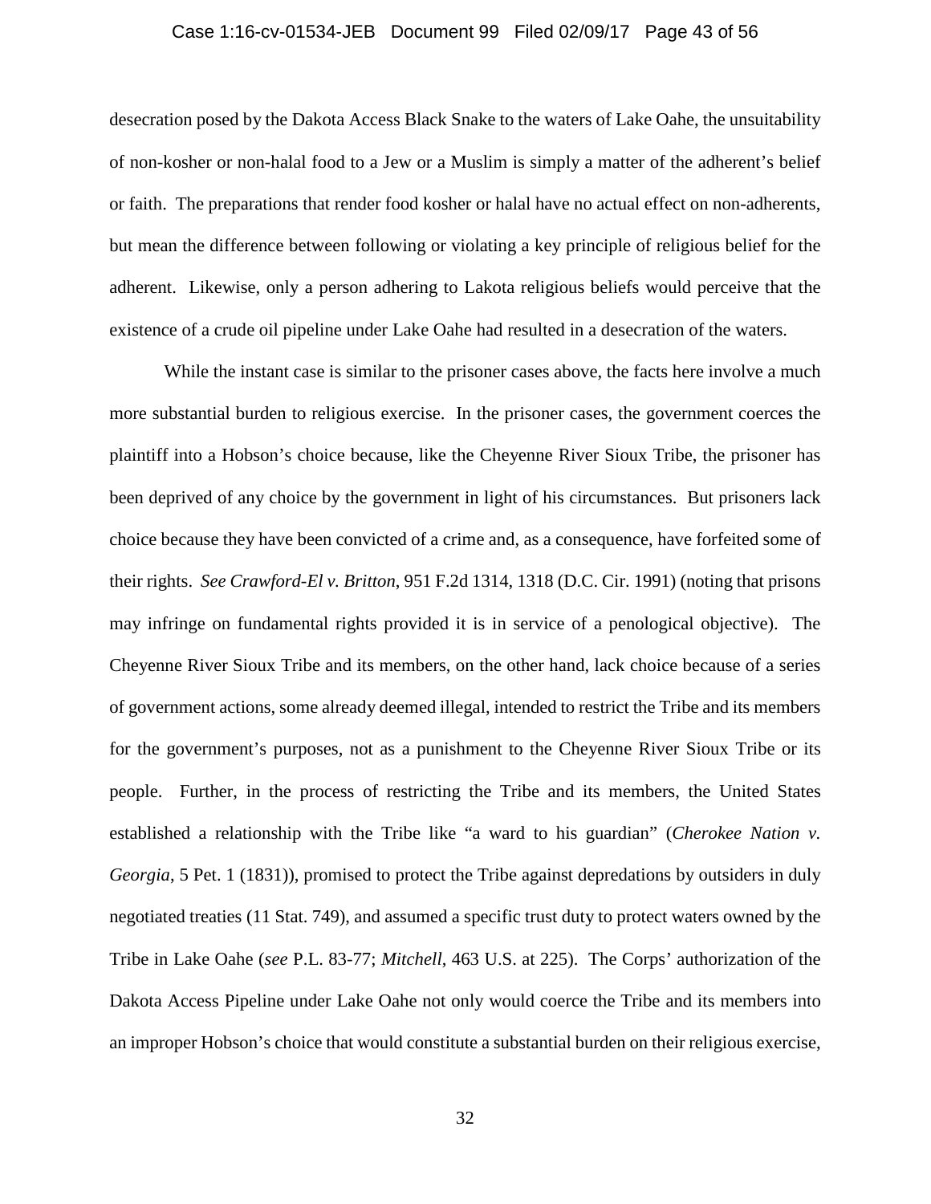desecration posed by the Dakota Access Black Snake to the waters of Lake Oahe, the unsuitability of non-kosher or non-halal food to a Jew or a Muslim is simply a matter of the adherent's belief or faith. The preparations that render food kosher or halal have no actual effect on non-adherents, but mean the difference between following or violating a key principle of religious belief for the adherent. Likewise, only a person adhering to Lakota religious beliefs would perceive that the existence of a crude oil pipeline under Lake Oahe had resulted in a desecration of the waters.

While the instant case is similar to the prisoner cases above, the facts here involve a much more substantial burden to religious exercise. In the prisoner cases, the government coerces the plaintiff into a Hobson's choice because, like the Cheyenne River Sioux Tribe, the prisoner has been deprived of any choice by the government in light of his circumstances. But prisoners lack choice because they have been convicted of a crime and, as a consequence, have forfeited some of their rights. *See Crawford-El v. Britton*, 951 F.2d 1314, 1318 (D.C. Cir. 1991) (noting that prisons may infringe on fundamental rights provided it is in service of a penological objective). The Cheyenne River Sioux Tribe and its members, on the other hand, lack choice because of a series of government actions, some already deemed illegal, intended to restrict the Tribe and its members for the government's purposes, not as a punishment to the Cheyenne River Sioux Tribe or its people. Further, in the process of restricting the Tribe and its members, the United States established a relationship with the Tribe like "a ward to his guardian" (*Cherokee Nation v. Georgia*, 5 Pet. 1 (1831)), promised to protect the Tribe against depredations by outsiders in duly negotiated treaties (11 Stat. 749), and assumed a specific trust duty to protect waters owned by the Tribe in Lake Oahe (*see* P.L. 83-77; *Mitchell*, 463 U.S. at 225). The Corps' authorization of the Dakota Access Pipeline under Lake Oahe not only would coerce the Tribe and its members into an improper Hobson's choice that would constitute a substantial burden on their religious exercise,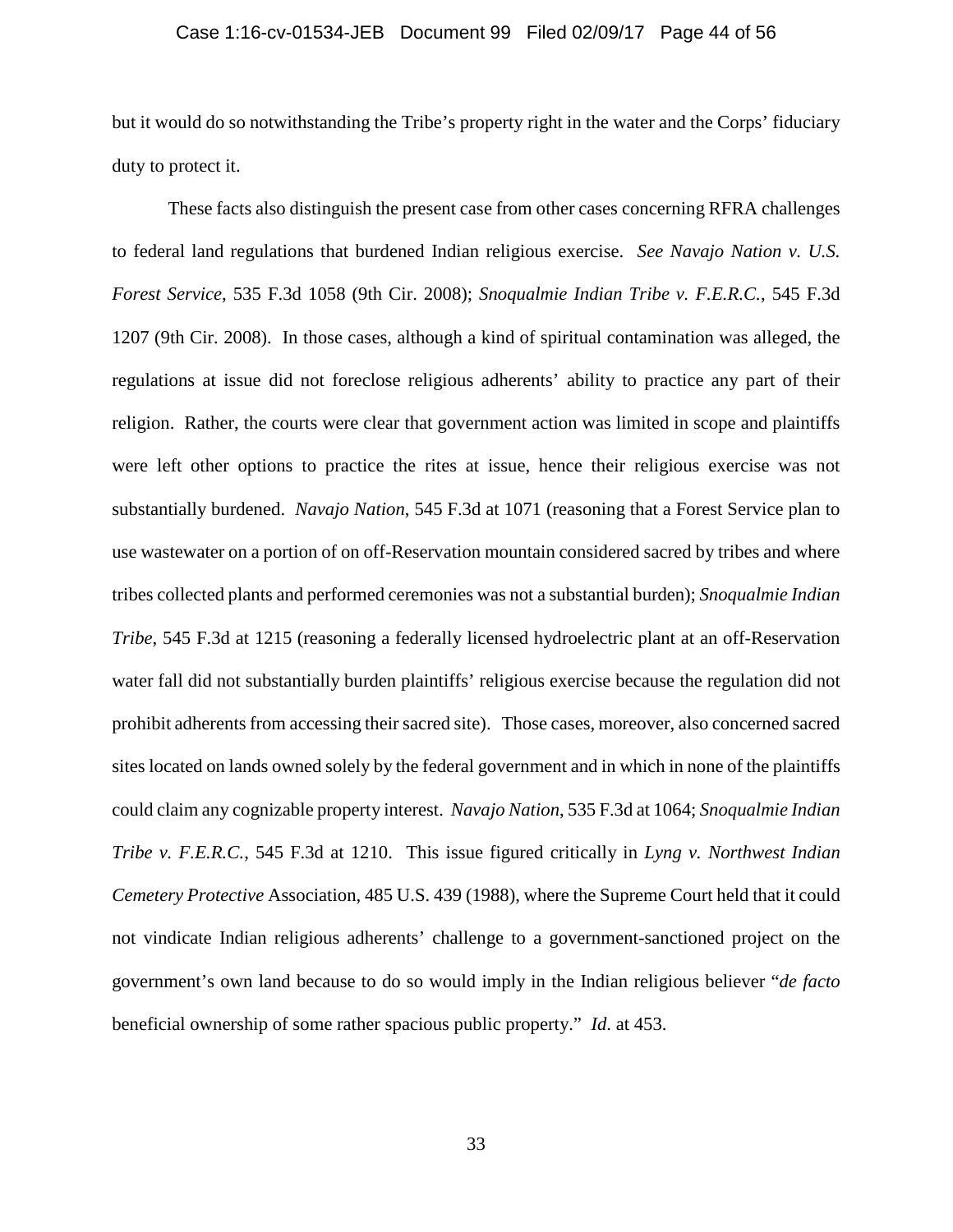but it would do so notwithstanding the Tribe's property right in the water and the Corps' fiduciary duty to protect it.

These facts also distinguish the present case from other cases concerning RFRA challenges to federal land regulations that burdened Indian religious exercise. *See Navajo Nation v. U.S. Forest Service*, 535 F.3d 1058 (9th Cir. 2008); *Snoqualmie Indian Tribe v. F.E.R.C.*, 545 F.3d 1207 (9th Cir. 2008). In those cases, although a kind of spiritual contamination was alleged, the regulations at issue did not foreclose religious adherents' ability to practice any part of their religion. Rather, the courts were clear that government action was limited in scope and plaintiffs were left other options to practice the rites at issue, hence their religious exercise was not substantially burdened. *Navajo Nation*, 545 F.3d at 1071 (reasoning that a Forest Service plan to use wastewater on a portion of on off-Reservation mountain considered sacred by tribes and where tribes collected plants and performed ceremonies was not a substantial burden); *Snoqualmie Indian Tribe*, 545 F.3d at 1215 (reasoning a federally licensed hydroelectric plant at an off-Reservation water fall did not substantially burden plaintiffs' religious exercise because the regulation did not prohibit adherents from accessing their sacred site). Those cases, moreover, also concerned sacred sites located on lands owned solely by the federal government and in which in none of the plaintiffs could claim any cognizable property interest. *Navajo Nation*, 535 F.3d at 1064; *Snoqualmie Indian Tribe v. F.E.R.C.*, 545 F.3d at 1210. This issue figured critically in *Lyng v. Northwest Indian Cemetery Protective* Association, 485 U.S. 439 (1988), where the Supreme Court held that it could not vindicate Indian religious adherents' challenge to a government-sanctioned project on the government's own land because to do so would imply in the Indian religious believer "*de facto* beneficial ownership of some rather spacious public property." *Id.* at 453.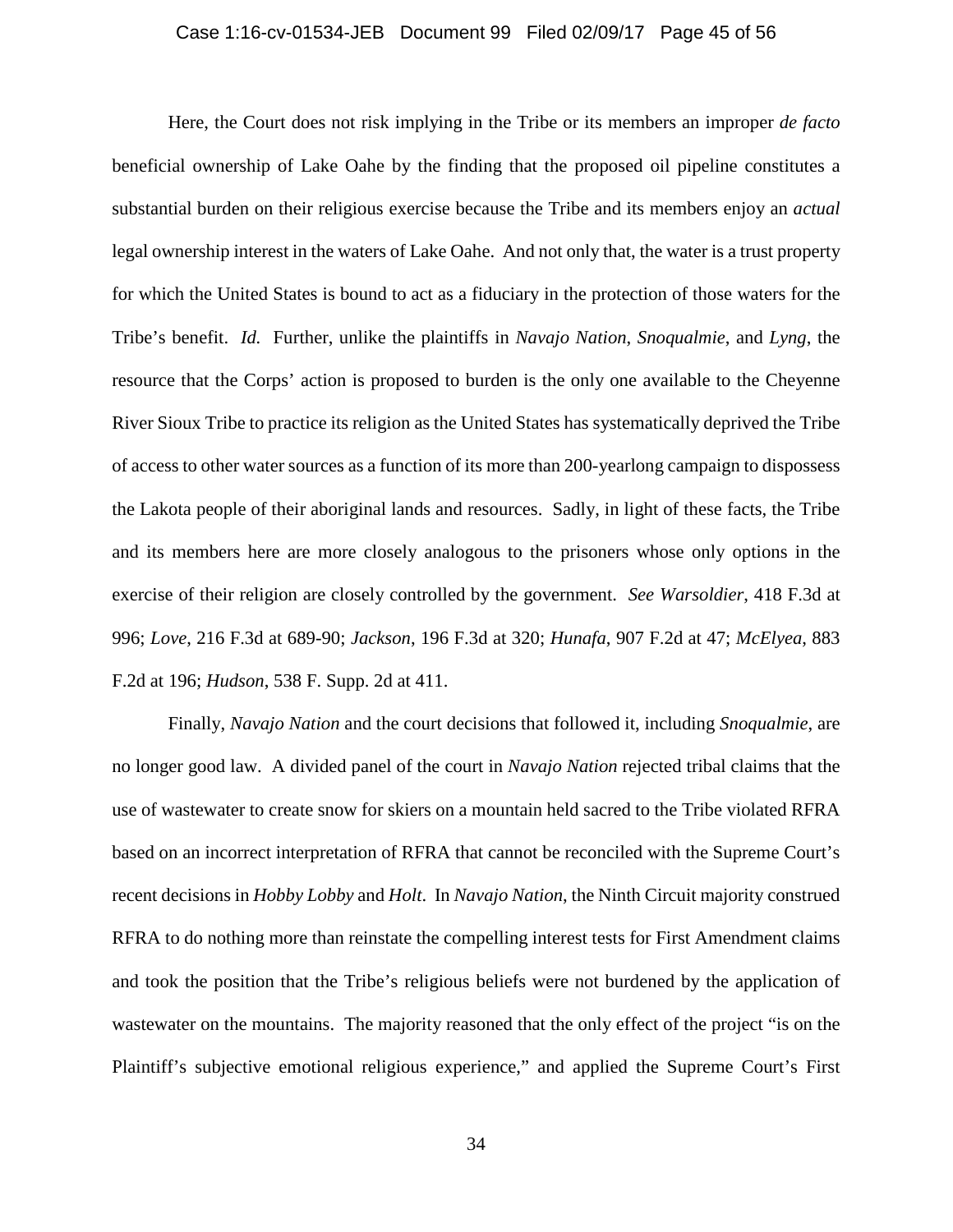Here, the Court does not risk implying in the Tribe or its members an improper *de facto* beneficial ownership of Lake Oahe by the finding that the proposed oil pipeline constitutes a substantial burden on their religious exercise because the Tribe and its members enjoy an *actual* legal ownership interest in the waters of Lake Oahe. And not only that, the water is a trust property for which the United States is bound to act as a fiduciary in the protection of those waters for the Tribe's benefit. *Id.* Further, unlike the plaintiffs in *Navajo Nation*, *Snoqualmie*, and *Lyng*, the resource that the Corps' action is proposed to burden is the only one available to the Cheyenne River Sioux Tribe to practice its religion as the United States has systematically deprived the Tribe of access to other water sources as a function of its more than 200-yearlong campaign to dispossess the Lakota people of their aboriginal lands and resources. Sadly, in light of these facts, the Tribe and its members here are more closely analogous to the prisoners whose only options in the exercise of their religion are closely controlled by the government. *See Warsoldier*, 418 F.3d at 996; *Love*, 216 F.3d at 689-90; *Jackson*, 196 F.3d at 320; *Hunafa*, 907 F.2d at 47; *McElyea*, 883 F.2d at 196; *Hudson*, 538 F. Supp. 2d at 411.

Finally, *Navajo Nation* and the court decisions that followed it, including *Snoqualmie*, are no longer good law. A divided panel of the court in *Navajo Nation* rejected tribal claims that the use of wastewater to create snow for skiers on a mountain held sacred to the Tribe violated RFRA based on an incorrect interpretation of RFRA that cannot be reconciled with the Supreme Court's recent decisions in *Hobby Lobby* and *Holt*. In *Navajo Nation*, the Ninth Circuit majority construed RFRA to do nothing more than reinstate the compelling interest tests for First Amendment claims and took the position that the Tribe's religious beliefs were not burdened by the application of wastewater on the mountains. The majority reasoned that the only effect of the project "is on the Plaintiff's subjective emotional religious experience," and applied the Supreme Court's First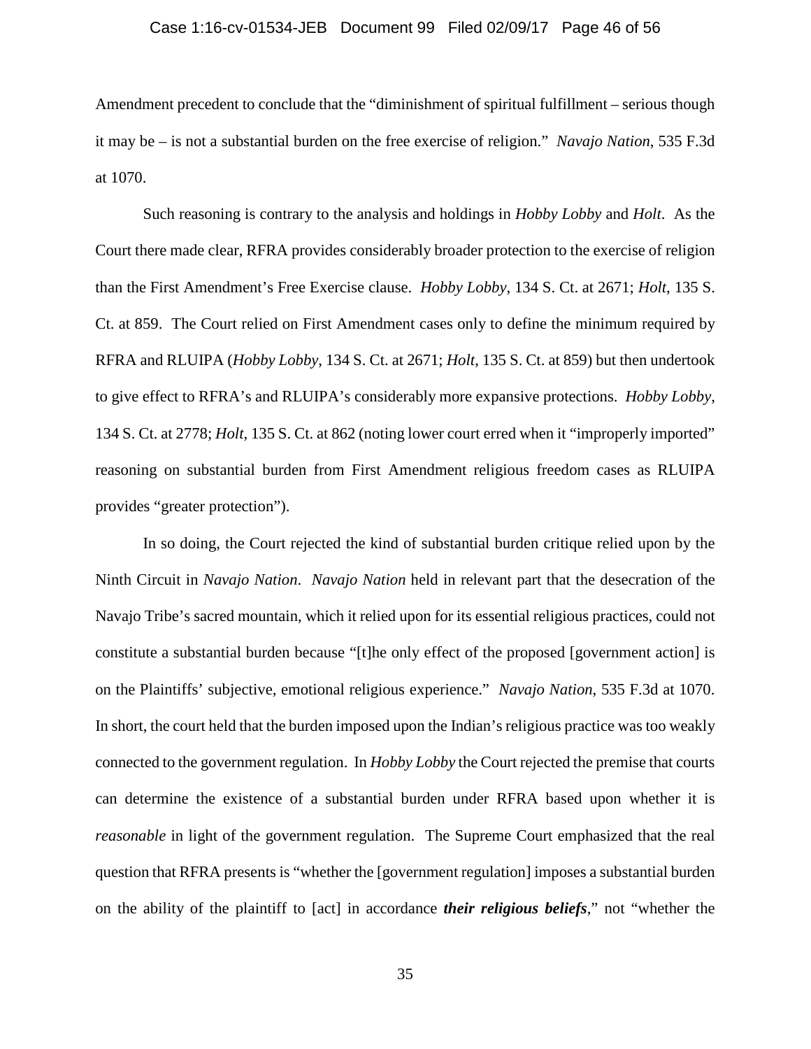Amendment precedent to conclude that the "diminishment of spiritual fulfillment – serious though it may be – is not a substantial burden on the free exercise of religion." *Navajo Nation*, 535 F.3d at 1070.

Such reasoning is contrary to the analysis and holdings in *Hobby Lobby* and *Holt*. As the Court there made clear, RFRA provides considerably broader protection to the exercise of religion than the First Amendment's Free Exercise clause. *Hobby Lobby*, 134 S. Ct. at 2671; *Holt*, 135 S. Ct. at 859. The Court relied on First Amendment cases only to define the minimum required by RFRA and RLUIPA (*Hobby Lobby*, 134 S. Ct. at 2671; *Holt*, 135 S. Ct. at 859) but then undertook to give effect to RFRA's and RLUIPA's considerably more expansive protections. *Hobby Lobby*, 134 S. Ct. at 2778; *Holt*, 135 S. Ct. at 862 (noting lower court erred when it "improperly imported" reasoning on substantial burden from First Amendment religious freedom cases as RLUIPA provides "greater protection").

In so doing, the Court rejected the kind of substantial burden critique relied upon by the Ninth Circuit in *Navajo Nation*. *Navajo Nation* held in relevant part that the desecration of the Navajo Tribe's sacred mountain, which it relied upon for its essential religious practices, could not constitute a substantial burden because "[t]he only effect of the proposed [government action] is on the Plaintiffs' subjective, emotional religious experience." *Navajo Nation*, 535 F.3d at 1070. In short, the court held that the burden imposed upon the Indian's religious practice was too weakly connected to the government regulation. In *Hobby Lobby* the Court rejected the premise that courts can determine the existence of a substantial burden under RFRA based upon whether it is *reasonable* in light of the government regulation. The Supreme Court emphasized that the real question that RFRA presents is "whether the [government regulation] imposes a substantial burden on the ability of the plaintiff to [act] in accordance ***their religious beliefs***," not "whether the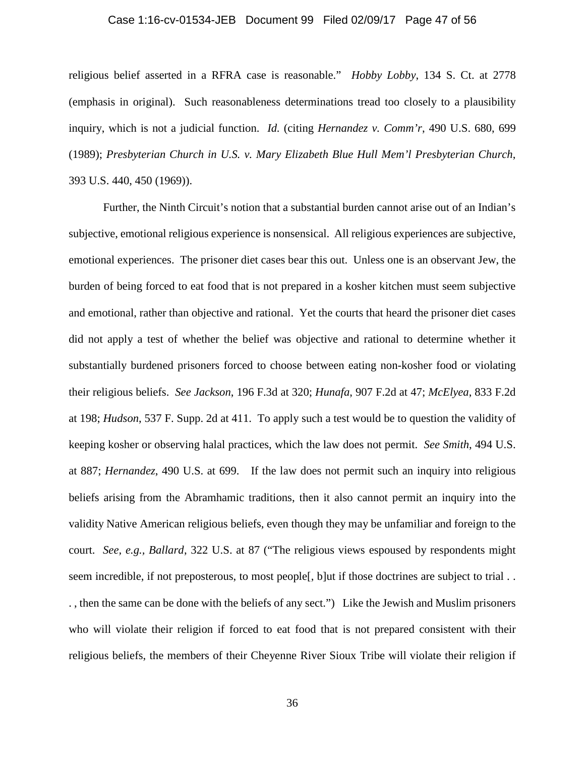religious belief asserted in a RFRA case is reasonable." *Hobby Lobby*, 134 S. Ct. at 2778 (emphasis in original). Such reasonableness determinations tread too closely to a plausibility inquiry, which is not a judicial function. *Id.* (citing *Hernandez v. Comm'r*, 490 U.S. 680, 699 (1989); *Presbyterian Church in U.S. v. Mary Elizabeth Blue Hull Mem'l Presbyterian Church*, 393 U.S. 440, 450 (1969)).

Further, the Ninth Circuit's notion that a substantial burden cannot arise out of an Indian's subjective, emotional religious experience is nonsensical. All religious experiences are subjective, emotional experiences. The prisoner diet cases bear this out. Unless one is an observant Jew, the burden of being forced to eat food that is not prepared in a kosher kitchen must seem subjective and emotional, rather than objective and rational. Yet the courts that heard the prisoner diet cases did not apply a test of whether the belief was objective and rational to determine whether it substantially burdened prisoners forced to choose between eating non-kosher food or violating their religious beliefs. *See Jackson*, 196 F.3d at 320; *Hunafa*, 907 F.2d at 47; *McElyea*, 833 F.2d at 198; *Hudson*, 537 F. Supp. 2d at 411. To apply such a test would be to question the validity of keeping kosher or observing halal practices, which the law does not permit. *See Smith*, 494 U.S. at 887; *Hernandez*, 490 U.S. at 699. If the law does not permit such an inquiry into religious beliefs arising from the Abramhamic traditions, then it also cannot permit an inquiry into the validity Native American religious beliefs, even though they may be unfamiliar and foreign to the court. *See, e.g.*, *Ballard*, 322 U.S. at 87 ("The religious views espoused by respondents might seem incredible, if not preposterous, to most people[, b]ut if those doctrines are subject to trial . . . , then the same can be done with the beliefs of any sect.") Like the Jewish and Muslim prisoners who will violate their religion if forced to eat food that is not prepared consistent with their religious beliefs, the members of their Cheyenne River Sioux Tribe will violate their religion if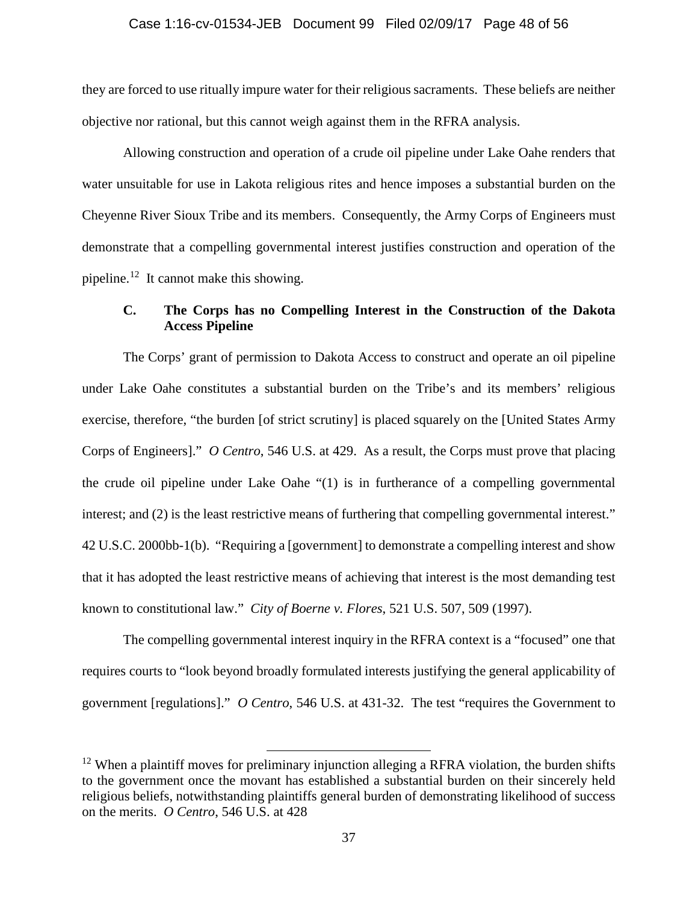they are forced to use ritually impure water for their religious sacraments. These beliefs are neither objective nor rational, but this cannot weigh against them in the RFRA analysis.

Allowing construction and operation of a crude oil pipeline under Lake Oahe renders that water unsuitable for use in Lakota religious rites and hence imposes a substantial burden on the Cheyenne River Sioux Tribe and its members. Consequently, the Army Corps of Engineers must demonstrate that a compelling governmental interest justifies construction and operation of the pipeline.[12] It cannot make this showing.

### C. The Corps has no Compelling Interest in the Construction of the Dakota Access Pipeline

The Corps' grant of permission to Dakota Access to construct and operate an oil pipeline under Lake Oahe constitutes a substantial burden on the Tribe's and its members' religious exercise, therefore, "the burden [of strict scrutiny] is placed squarely on the [United States Army Corps of Engineers]." *O Centro*, 546 U.S. at 429. As a result, the Corps must prove that placing the crude oil pipeline under Lake Oahe "(1) is in furtherance of a compelling governmental interest; and (2) is the least restrictive means of furthering that compelling governmental interest." 42 U.S.C. 2000bb-1(b). "Requiring a [government] to demonstrate a compelling interest and show that it has adopted the least restrictive means of achieving that interest is the most demanding test known to constitutional law." *City of Boerne v. Flores*, 521 U.S. 507, 509 (1997).

The compelling governmental interest inquiry in the RFRA context is a "focused" one that requires courts to "look beyond broadly formulated interests justifying the general applicability of government [regulations]." *O Centro*, 546 U.S. at 431-32. The test "requires the Government to

---

[12] When a plaintiff moves for preliminary injunction alleging a RFRA violation, the burden shifts to the government once the movant has established a substantial burden on their sincerely held religious beliefs, notwithstanding plaintiffs general burden of demonstrating likelihood of success on the merits. *O Centro*, 546 U.S. at 428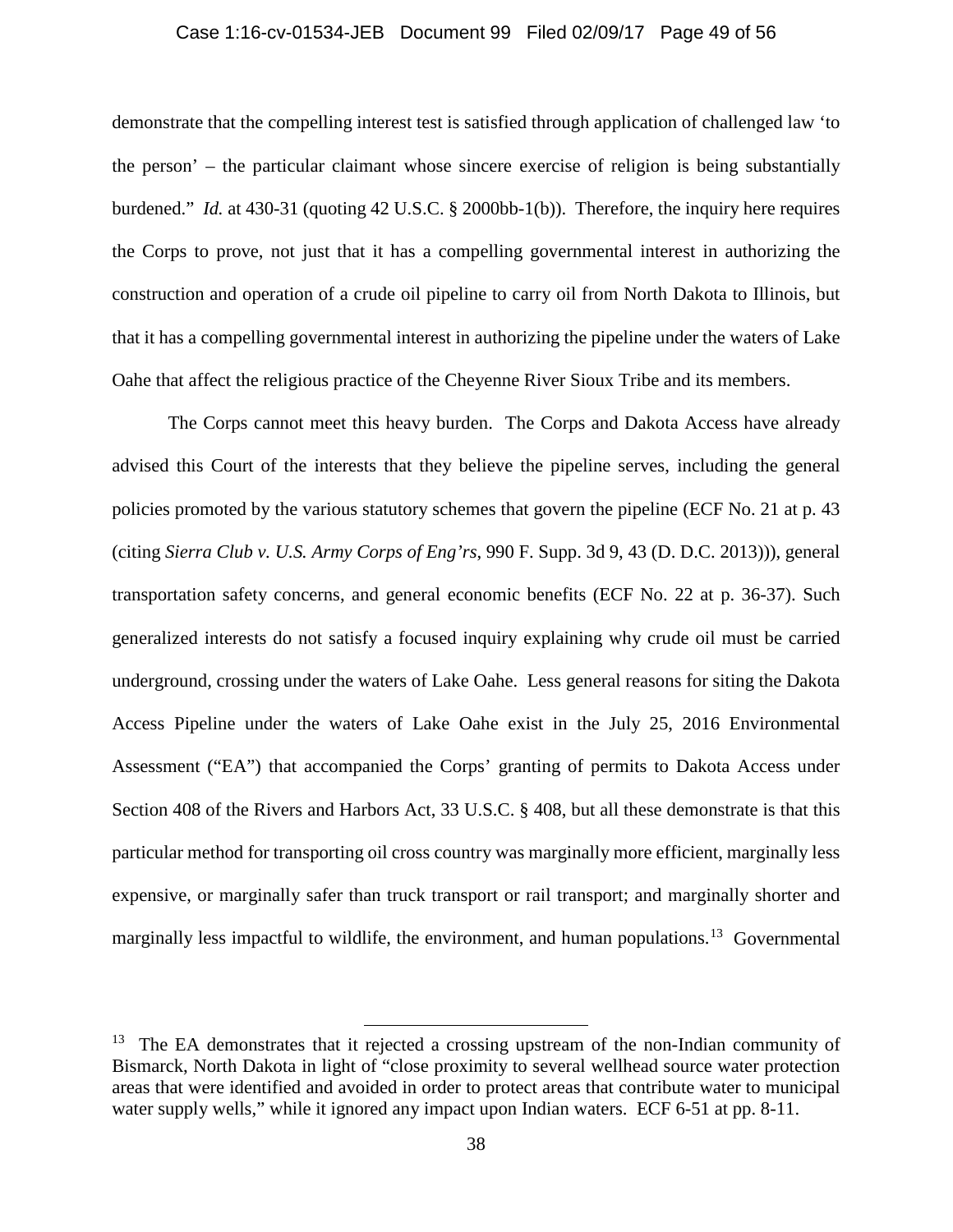demonstrate that the compelling interest test is satisfied through application of challenged law 'to the person' – the particular claimant whose sincere exercise of religion is being substantially burdened." *Id.* at 430-31 (quoting 42 U.S.C. § 2000bb-1(b)). Therefore, the inquiry here requires the Corps to prove, not just that it has a compelling governmental interest in authorizing the construction and operation of a crude oil pipeline to carry oil from North Dakota to Illinois, but that it has a compelling governmental interest in authorizing the pipeline under the waters of Lake Oahe that affect the religious practice of the Cheyenne River Sioux Tribe and its members.

The Corps cannot meet this heavy burden. The Corps and Dakota Access have already advised this Court of the interests that they believe the pipeline serves, including the general policies promoted by the various statutory schemes that govern the pipeline (ECF No. 21 at p. 43 (citing *Sierra Club v. U.S. Army Corps of Eng'rs*, 990 F. Supp. 3d 9, 43 (D. D.C. 2013))), general transportation safety concerns, and general economic benefits (ECF No. 22 at p. 36-37). Such generalized interests do not satisfy a focused inquiry explaining why crude oil must be carried underground, crossing under the waters of Lake Oahe. Less general reasons for siting the Dakota Access Pipeline under the waters of Lake Oahe exist in the July 25, 2016 Environmental Assessment ("EA") that accompanied the Corps' granting of permits to Dakota Access under Section 408 of the Rivers and Harbors Act, 33 U.S.C. § 408, but all these demonstrate is that this particular method for transporting oil cross country was marginally more efficient, marginally less expensive, or marginally safer than truck transport or rail transport; and marginally shorter and marginally less impactful to wildlife, the environment, and human populations.[13] Governmental

[13] The EA demonstrates that it rejected a crossing upstream of the non-Indian community of Bismarck, North Dakota in light of "close proximity to several wellhead source water protection areas that were identified and avoided in order to protect areas that contribute water to municipal water supply wells," while it ignored any impact upon Indian waters. ECF 6-51 at pp. 8-11.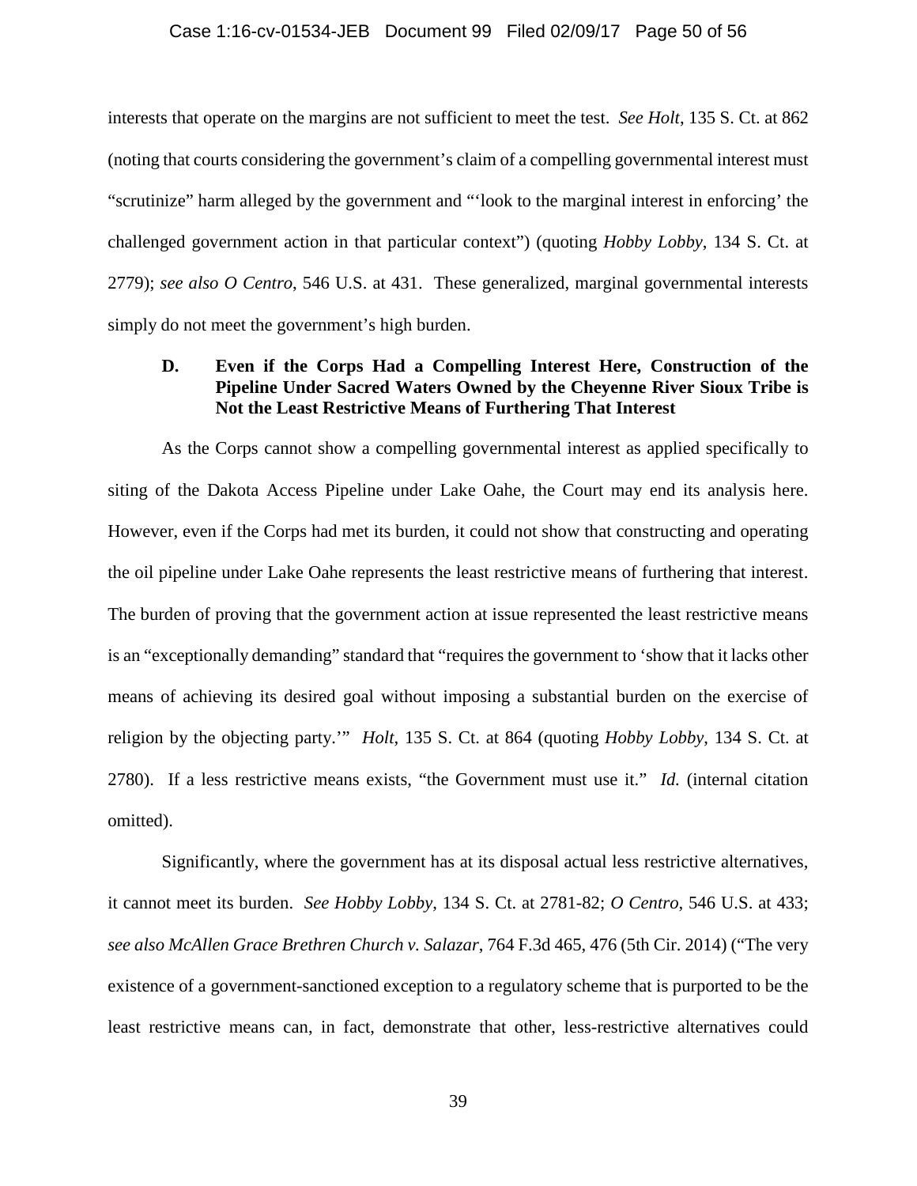interests that operate on the margins are not sufficient to meet the test. *See Holt*, 135 S. Ct. at 862 (noting that courts considering the government's claim of a compelling governmental interest must "scrutinize" harm alleged by the government and "'look to the marginal interest in enforcing' the challenged government action in that particular context") (quoting *Hobby Lobby*, 134 S. Ct. at 2779); *see also O Centro*, 546 U.S. at 431. These generalized, marginal governmental interests simply do not meet the government's high burden.

### D. Even if the Corps Had a Compelling Interest Here, Construction of the Pipeline Under Sacred Waters Owned by the Cheyenne River Sioux Tribe is Not the Least Restrictive Means of Furthering That Interest

As the Corps cannot show a compelling governmental interest as applied specifically to siting of the Dakota Access Pipeline under Lake Oahe, the Court may end its analysis here. However, even if the Corps had met its burden, it could not show that constructing and operating the oil pipeline under Lake Oahe represents the least restrictive means of furthering that interest. The burden of proving that the government action at issue represented the least restrictive means is an "exceptionally demanding" standard that "requires the government to 'show that it lacks other means of achieving its desired goal without imposing a substantial burden on the exercise of religion by the objecting party.'" *Holt*, 135 S. Ct. at 864 (quoting *Hobby Lobby*, 134 S. Ct. at 2780). If a less restrictive means exists, "the Government must use it." *Id.* (internal citation omitted).

Significantly, where the government has at its disposal actual less restrictive alternatives, it cannot meet its burden. *See Hobby Lobby*, 134 S. Ct. at 2781-82; *O Centro*, 546 U.S. at 433; *see also McAllen Grace Brethren Church v. Salazar*, 764 F.3d 465, 476 (5th Cir. 2014) ("The very existence of a government-sanctioned exception to a regulatory scheme that is purported to be the least restrictive means can, in fact, demonstrate that other, less-restrictive alternatives could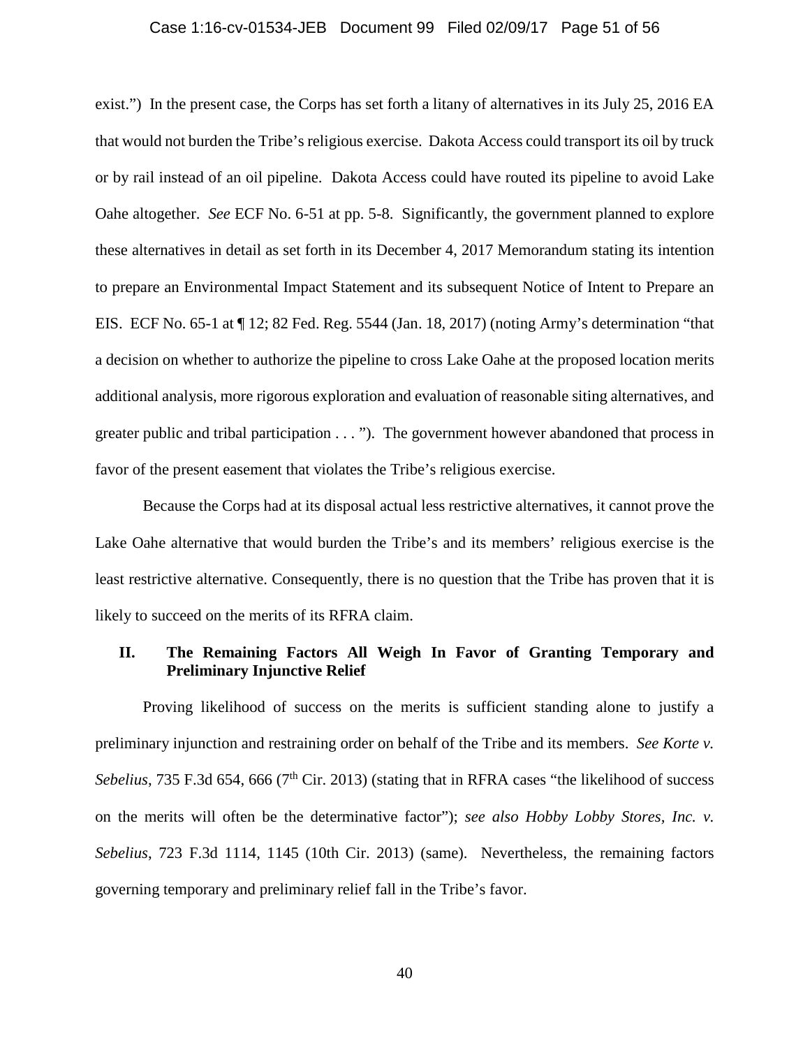exist.") In the present case, the Corps has set forth a litany of alternatives in its July 25, 2016 EA that would not burden the Tribe's religious exercise. Dakota Access could transport its oil by truck or by rail instead of an oil pipeline. Dakota Access could have routed its pipeline to avoid Lake Oahe altogether. *See* ECF No. 6-51 at pp. 5-8. Significantly, the government planned to explore these alternatives in detail as set forth in its December 4, 2017 Memorandum stating its intention to prepare an Environmental Impact Statement and its subsequent Notice of Intent to Prepare an EIS. ECF No. 65-1 at ¶ 12; 82 Fed. Reg. 5544 (Jan. 18, 2017) (noting Army's determination "that a decision on whether to authorize the pipeline to cross Lake Oahe at the proposed location merits additional analysis, more rigorous exploration and evaluation of reasonable siting alternatives, and greater public and tribal participation . . . "). The government however abandoned that process in favor of the present easement that violates the Tribe's religious exercise.

Because the Corps had at its disposal actual less restrictive alternatives, it cannot prove the Lake Oahe alternative that would burden the Tribe's and its members' religious exercise is the least restrictive alternative. Consequently, there is no question that the Tribe has proven that it is likely to succeed on the merits of its RFRA claim.

## II. The Remaining Factors All Weigh In Favor of Granting Temporary and Preliminary Injunctive Relief

Proving likelihood of success on the merits is sufficient standing alone to justify a preliminary injunction and restraining order on behalf of the Tribe and its members. *See Korte v. Sebelius*, 735 F.3d 654, 666 (7th Cir. 2013) (stating that in RFRA cases "the likelihood of success on the merits will often be the determinative factor"); *see also Hobby Lobby Stores, Inc. v. Sebelius*, 723 F.3d 1114, 1145 (10th Cir. 2013) (same). Nevertheless, the remaining factors governing temporary and preliminary relief fall in the Tribe's favor.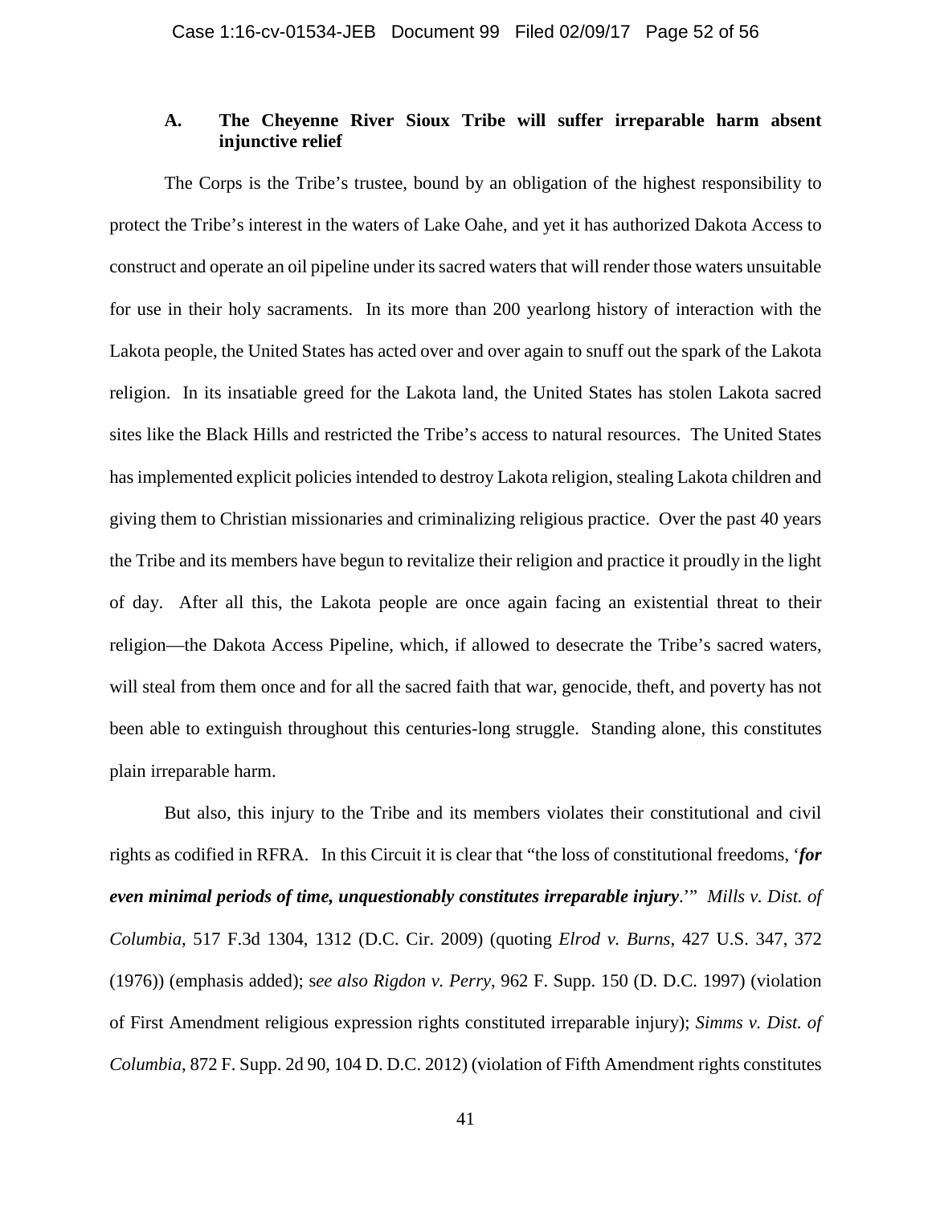### A. The Cheyenne River Sioux Tribe will suffer irreparable harm absent injunctive relief

The Corps is the Tribe's trustee, bound by an obligation of the highest responsibility to protect the Tribe's interest in the waters of Lake Oahe, and yet it has authorized Dakota Access to construct and operate an oil pipeline under its sacred waters that will render those waters unsuitable for use in their holy sacraments. In its more than 200 yearlong history of interaction with the Lakota people, the United States has acted over and over again to snuff out the spark of the Lakota religion. In its insatiable greed for the Lakota land, the United States has stolen Lakota sacred sites like the Black Hills and restricted the Tribe's access to natural resources. The United States has implemented explicit policies intended to destroy Lakota religion, stealing Lakota children and giving them to Christian missionaries and criminalizing religious practice. Over the past 40 years the Tribe and its members have begun to revitalize their religion and practice it proudly in the light of day. After all this, the Lakota people are once again facing an existential threat to their religion—the Dakota Access Pipeline, which, if allowed to desecrate the Tribe's sacred waters, will steal from them once and for all the sacred faith that war, genocide, theft, and poverty has not been able to extinguish throughout this centuries-long struggle. Standing alone, this constitutes plain irreparable harm.

But also, this injury to the Tribe and its members violates their constitutional and civil rights as codified in RFRA. In this Circuit it is clear that "the loss of constitutional freedoms, '***for even minimal periods of time, unquestionably constitutes irreparable injury***.'" *Mills v. Dist. of Columbia*, 517 F.3d 1304, 1312 (D.C. Cir. 2009) (quoting *Elrod v. Burns*, 427 U.S. 347, 372 (1976)) (emphasis added); s*ee also Rigdon v. Perry*, 962 F. Supp. 150 (D. D.C. 1997) (violation of First Amendment religious expression rights constituted irreparable injury); *Simms v. Dist. of Columbia*, 872 F. Supp. 2d 90, 104 D. D.C. 2012) (violation of Fifth Amendment rights constitutes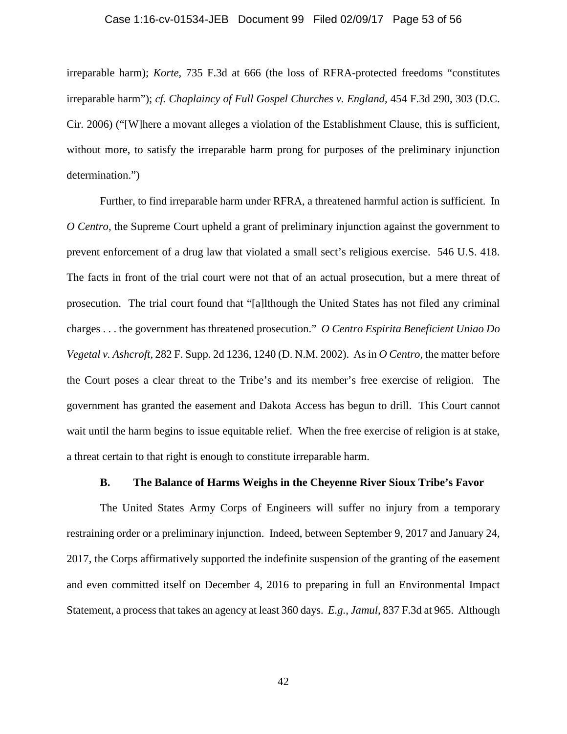irreparable harm); *Korte*, 735 F.3d at 666 (the loss of RFRA-protected freedoms "constitutes irreparable harm"); *cf. Chaplaincy of Full Gospel Churches v. England*, 454 F.3d 290, 303 (D.C. Cir. 2006) ("[W]here a movant alleges a violation of the Establishment Clause, this is sufficient, without more, to satisfy the irreparable harm prong for purposes of the preliminary injunction determination.")

Further, to find irreparable harm under RFRA, a threatened harmful action is sufficient. In *O Centro*, the Supreme Court upheld a grant of preliminary injunction against the government to prevent enforcement of a drug law that violated a small sect's religious exercise. 546 U.S. 418. The facts in front of the trial court were not that of an actual prosecution, but a mere threat of prosecution. The trial court found that "[a]lthough the United States has not filed any criminal charges . . . the government has threatened prosecution." *O Centro Espirita Beneficient Uniao Do Vegetal v. Ashcroft*, 282 F. Supp. 2d 1236, 1240 (D. N.M. 2002). As in *O Centro*, the matter before the Court poses a clear threat to the Tribe's and its member's free exercise of religion. The government has granted the easement and Dakota Access has begun to drill. This Court cannot wait until the harm begins to issue equitable relief. When the free exercise of religion is at stake, a threat certain to that right is enough to constitute irreparable harm.

### B. The Balance of Harms Weighs in the Cheyenne River Sioux Tribe's Favor

The United States Army Corps of Engineers will suffer no injury from a temporary restraining order or a preliminary injunction. Indeed, between September 9, 2017 and January 24, 2017, the Corps affirmatively supported the indefinite suspension of the granting of the easement and even committed itself on December 4, 2016 to preparing in full an Environmental Impact Statement, a process that takes an agency at least 360 days. *E.g.*, *Jamul*, 837 F.3d at 965. Although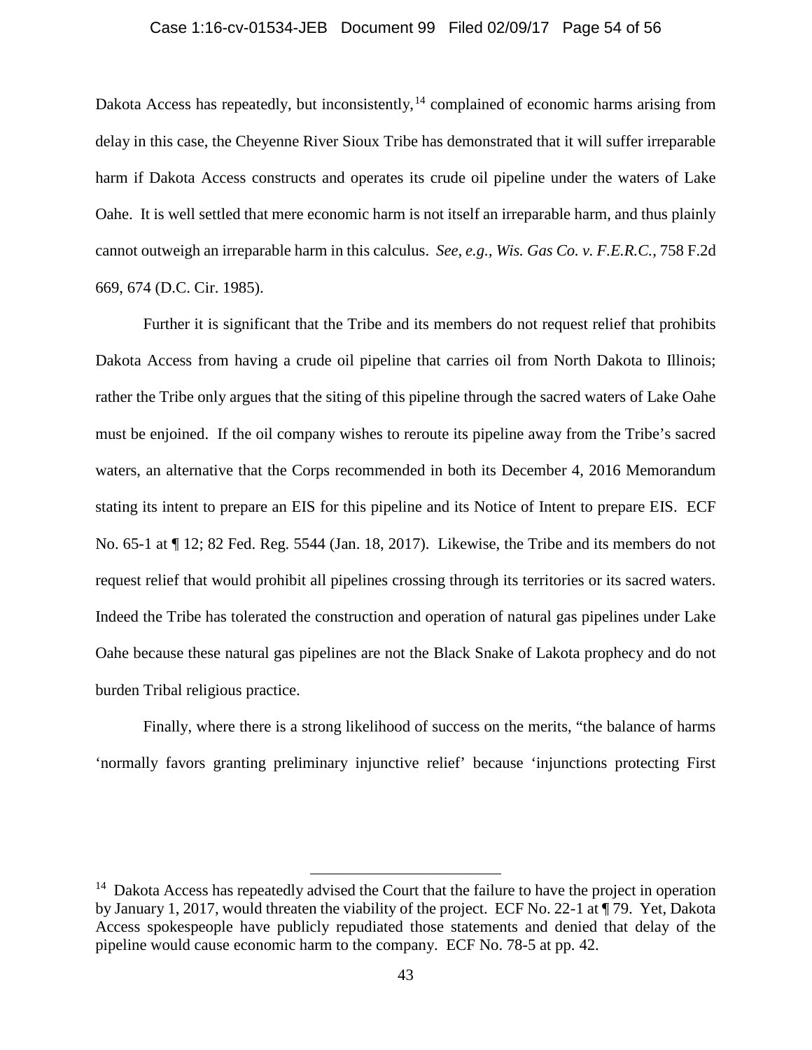Dakota Access has repeatedly, but inconsistently,[14] complained of economic harms arising from delay in this case, the Cheyenne River Sioux Tribe has demonstrated that it will suffer irreparable harm if Dakota Access constructs and operates its crude oil pipeline under the waters of Lake Oahe. It is well settled that mere economic harm is not itself an irreparable harm, and thus plainly cannot outweigh an irreparable harm in this calculus. *See, e.g., Wis. Gas Co. v. F.E.R.C.*, 758 F.2d 669, 674 (D.C. Cir. 1985).

Further it is significant that the Tribe and its members do not request relief that prohibits Dakota Access from having a crude oil pipeline that carries oil from North Dakota to Illinois; rather the Tribe only argues that the siting of this pipeline through the sacred waters of Lake Oahe must be enjoined. If the oil company wishes to reroute its pipeline away from the Tribe's sacred waters, an alternative that the Corps recommended in both its December 4, 2016 Memorandum stating its intent to prepare an EIS for this pipeline and its Notice of Intent to prepare EIS. ECF No. 65-1 at ¶ 12; 82 Fed. Reg. 5544 (Jan. 18, 2017). Likewise, the Tribe and its members do not request relief that would prohibit all pipelines crossing through its territories or its sacred waters. Indeed the Tribe has tolerated the construction and operation of natural gas pipelines under Lake Oahe because these natural gas pipelines are not the Black Snake of Lakota prophecy and do not burden Tribal religious practice.

Finally, where there is a strong likelihood of success on the merits, "the balance of harms 'normally favors granting preliminary injunctive relief' because 'injunctions protecting First

---

[14] Dakota Access has repeatedly advised the Court that the failure to have the project in operation by January 1, 2017, would threaten the viability of the project. ECF No. 22-1 at ¶ 79. Yet, Dakota Access spokespeople have publicly repudiated those statements and denied that delay of the pipeline would cause economic harm to the company. ECF No. 78-5 at pp. 42.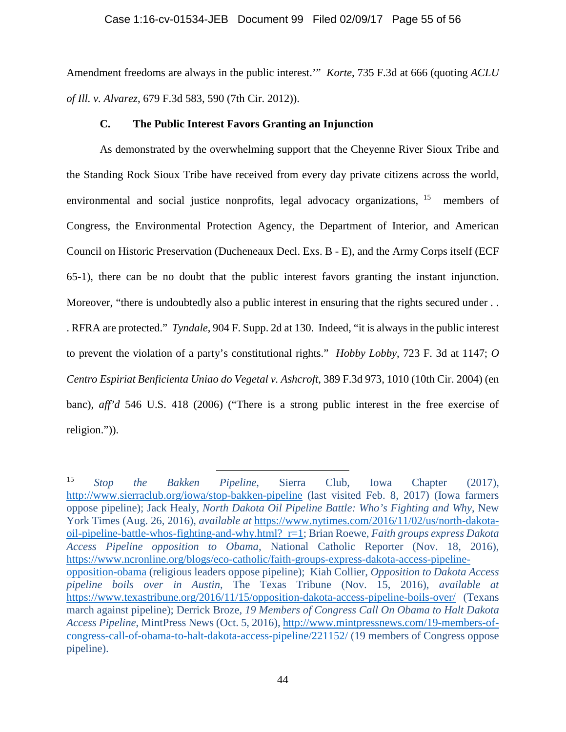Amendment freedoms are always in the public interest.'" *Korte*, 735 F.3d at 666 (quoting *ACLU of Ill. v. Alvarez*, 679 F.3d 583, 590 (7th Cir. 2012)).

### C. The Public Interest Favors Granting an Injunction

As demonstrated by the overwhelming support that the Cheyenne River Sioux Tribe and the Standing Rock Sioux Tribe have received from every day private citizens across the world, environmental and social justice nonprofits, legal advocacy organizations, [15] members of Congress, the Environmental Protection Agency, the Department of Interior, and American Council on Historic Preservation (Ducheneaux Decl. Exs. B - E), and the Army Corps itself (ECF 65-1), there can be no doubt that the public interest favors granting the instant injunction. Moreover, "there is undoubtedly also a public interest in ensuring that the rights secured under . . . RFRA are protected." *Tyndale*, 904 F. Supp. 2d at 130. Indeed, "it is always in the public interest to prevent the violation of a party's constitutional rights." *Hobby Lobby*, 723 F. 3d at 1147; *O Centro Espiriat Benficienta Uniao do Vegetal v. Ashcroft*, 389 F.3d 973, 1010 (10th Cir. 2004) (en banc), *aff'd* 546 U.S. 418 (2006) ("There is a strong public interest in the free exercise of religion.")).

---

[15] *Stop the Bakken Pipeline*, Sierra Club, Iowa Chapter (2017), http://www.sierraclub.org/iowa/stop-bakken-pipeline (last visited Feb. 8, 2017) (Iowa farmers oppose pipeline); Jack Healy, *North Dakota Oil Pipeline Battle: Who's Fighting and Why*, New York Times (Aug. 26, 2016), *available at* https://www.nytimes.com/2016/11/02/us/north-dakota-oil-pipeline-battle-whos-fighting-and-why.html?_r=1; Brian Roewe, *Faith groups express Dakota Access Pipeline opposition to Obama*, National Catholic Reporter (Nov. 18, 2016), https://www.ncronline.org/blogs/eco-catholic/faith-groups-express-dakota-access-pipeline-opposition-obama (religious leaders oppose pipeline); Kiah Collier, *Opposition to Dakota Access pipeline boils over in Austin*, The Texas Tribune (Nov. 15, 2016), *available at* https://www.texastribune.org/2016/11/15/opposition-dakota-access-pipeline-boils-over/ (Texans march against pipeline); Derrick Broze, *19 Members of Congress Call On Obama to Halt Dakota Access Pipeline*, MintPress News (Oct. 5, 2016), http://www.mintpressnews.com/19-members-of-congress-call-of-obama-to-halt-dakota-access-pipeline/221152/ (19 members of Congress oppose pipeline).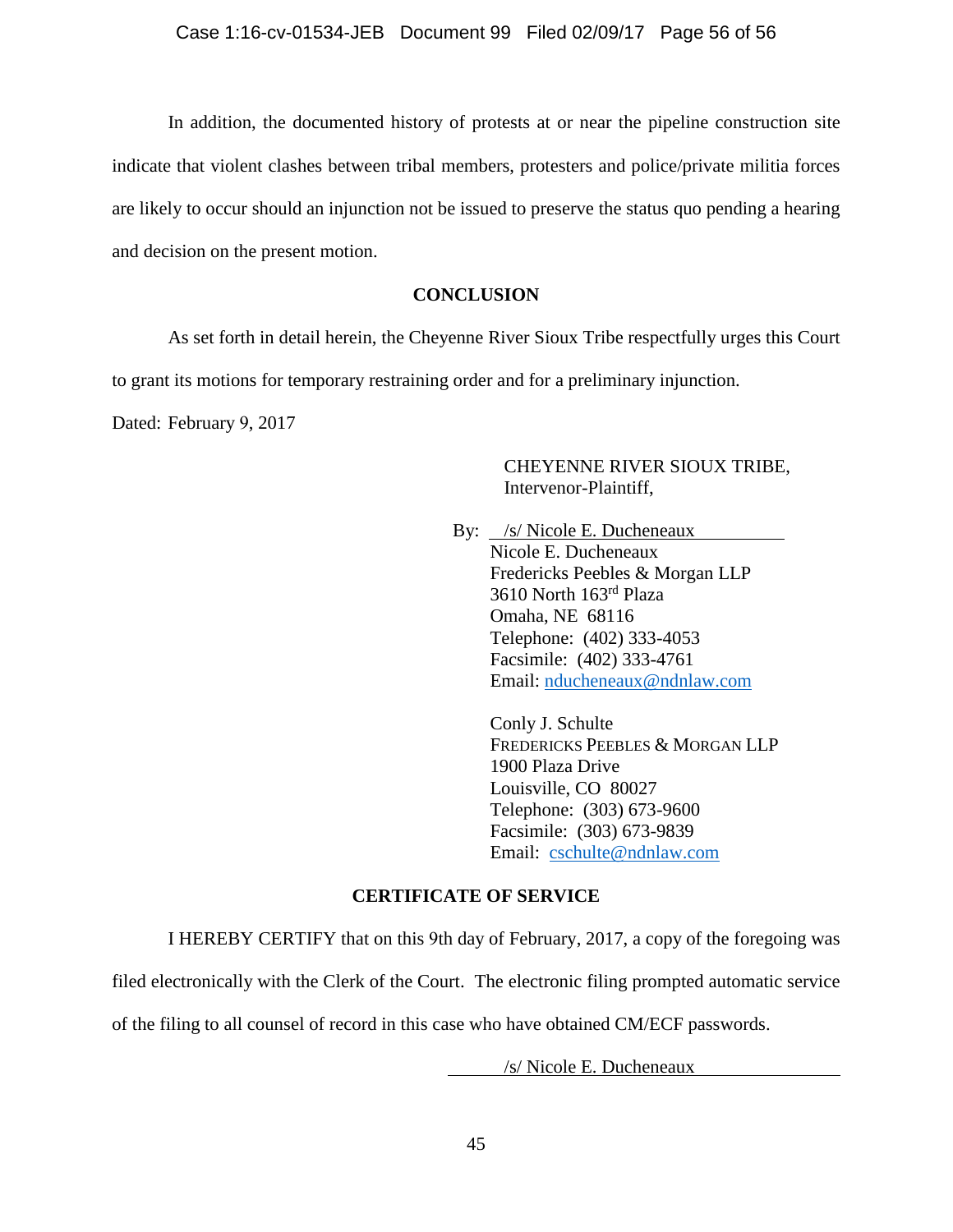In addition, the documented history of protests at or near the pipeline construction site indicate that violent clashes between tribal members, protesters and police/private militia forces are likely to occur should an injunction not be issued to preserve the status quo pending a hearing and decision on the present motion.

## CONCLUSION

As set forth in detail herein, the Cheyenne River Sioux Tribe respectfully urges this Court to grant its motions for temporary restraining order and for a preliminary injunction.

Dated: February 9, 2017

CHEYENNE RIVER SIOUX TRIBE,
Intervenor-Plaintiff,

By: /s/ Nicole E. Ducheneaux
Nicole E. Ducheneaux
Fredericks Peebles & Morgan LLP
3610 North 163rd Plaza
Omaha, NE 68116
Telephone: (402) 333-4053
Facsimile: (402) 333-4761
Email: nducheneaux@ndnlaw.com

Conly J. Schulte
FREDERICKS PEEBLES & MORGAN LLP
1900 Plaza Drive
Louisville, CO 80027
Telephone: (303) 673-9600
Facsimile: (303) 673-9839
Email: cschulte@ndnlaw.com

## CERTIFICATE OF SERVICE

I HEREBY CERTIFY that on this 9th day of February, 2017, a copy of the foregoing was filed electronically with the Clerk of the Court. The electronic filing prompted automatic service of the filing to all counsel of record in this case who have obtained CM/ECF passwords.

/s/ Nicole E. Ducheneaux